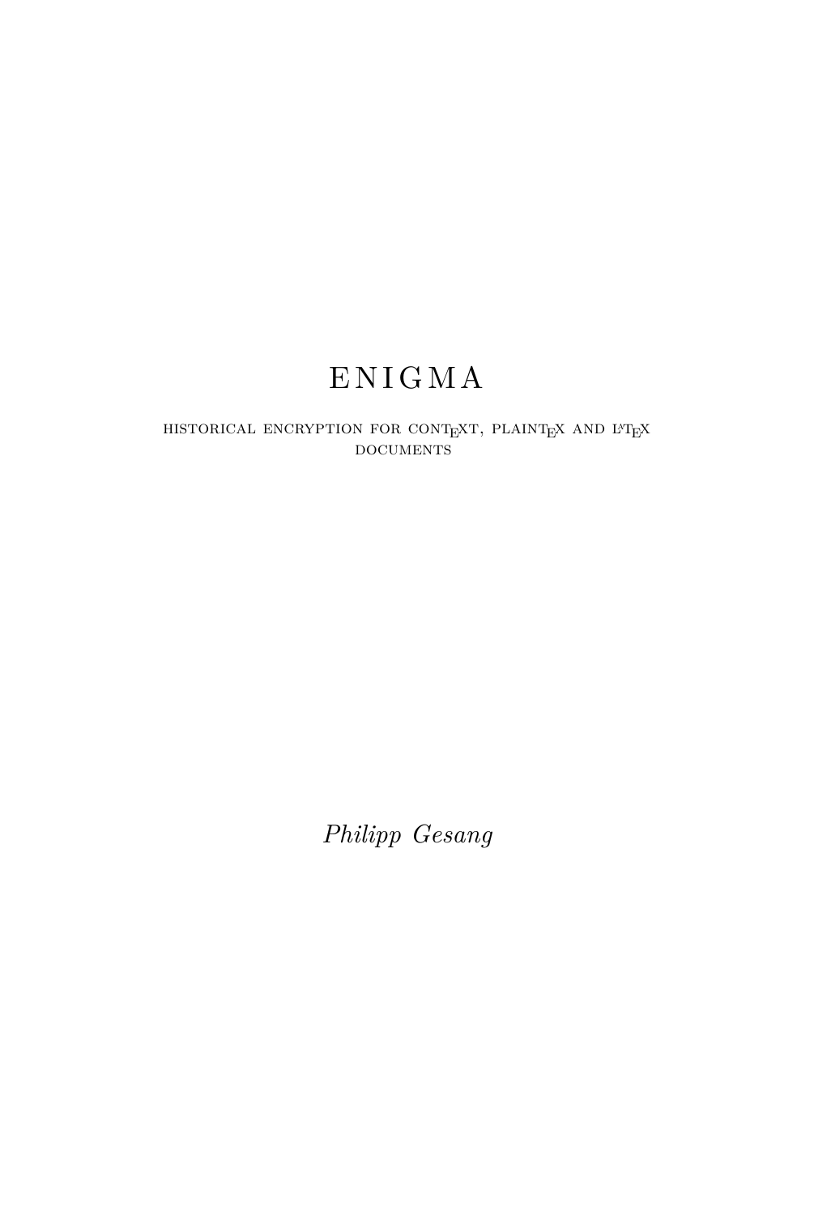# ENIGMA

HISTORICAL ENCRYPTION FOR CONTEXT, PLAINTEX AND LATEX DOCUMENTS

*Philipp Gesang*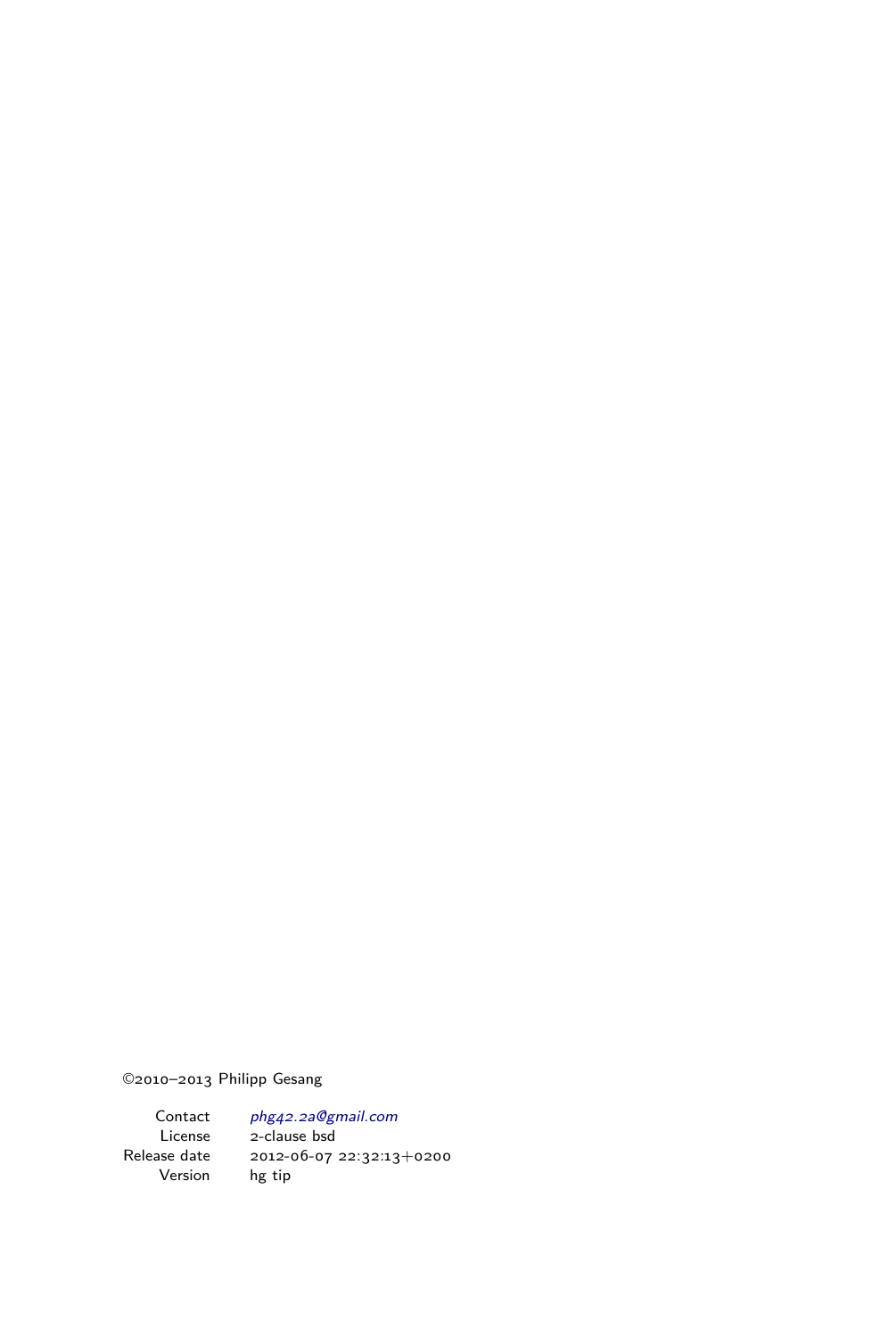©2010–2013 Philipp Gesang

| | |
|---|---|
| Contact | *phg42.2a@gmail.com* |
| License | 2-clause bsd |
| Release date | 2012-06-07 22:32:13+0200 |
| Version | hg tip |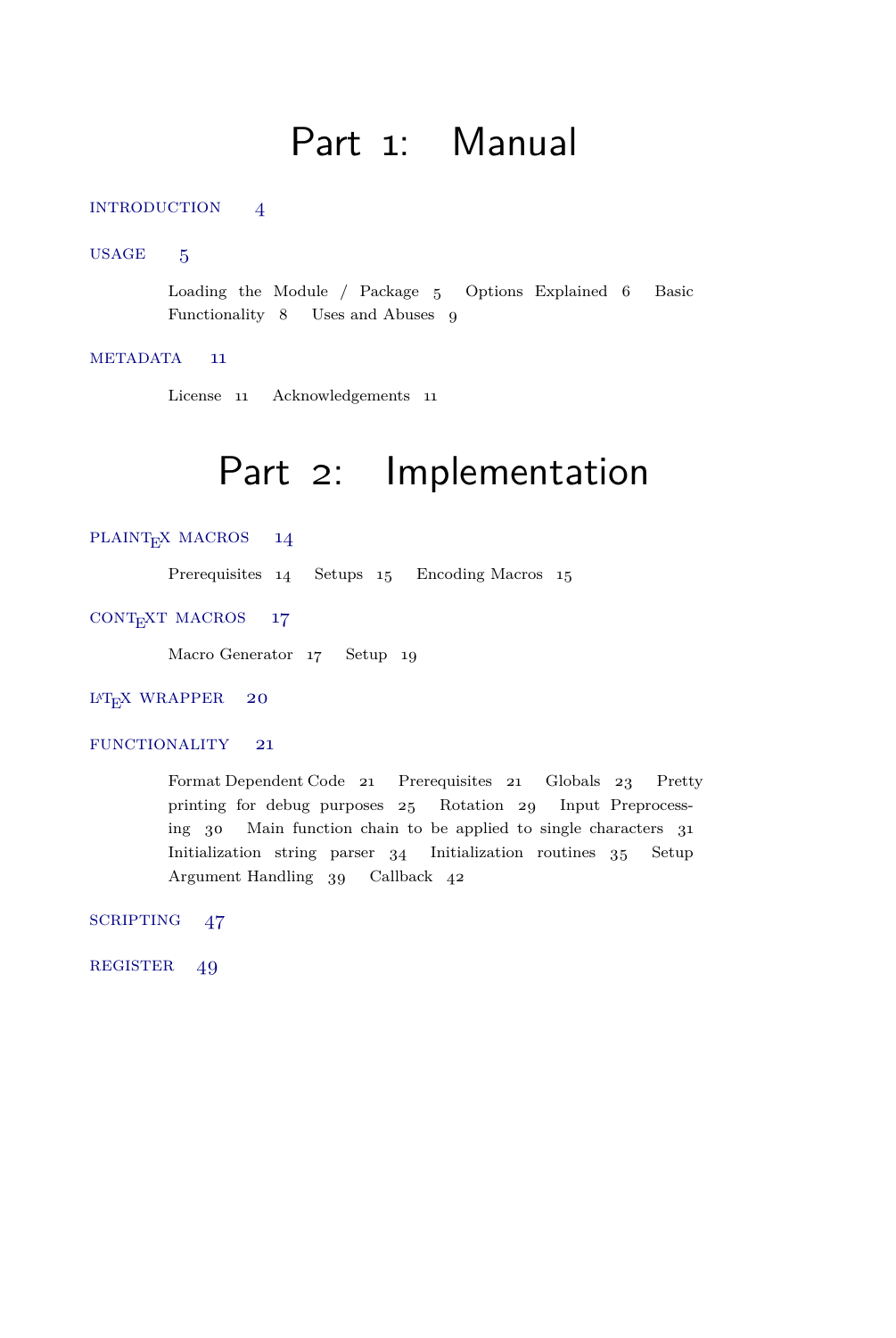# Part 1: Manual

INTRODUCTION 4

USAGE 5

Loading the Module / Package 5 Options Explained 6 Basic Functionality 8 Uses and Abuses 9

METADATA 11

License 11 Acknowledgements 11

# Part 2: Implementation

PLAINTEX MACROS 14

Prerequisites 14 Setups 15 Encoding Macros 15

CONTEXT MACROS 17

Macro Generator 17 Setup 19

LATEX WRAPPER 20

FUNCTIONALITY 21

Format Dependent Code 21 Prerequisites 21 Globals 23 Pretty printing for debug purposes 25 Rotation 29 Input Preprocessing 30 Main function chain to be applied to single characters 31 Initialization string parser 34 Initialization routines 35 Setup Argument Handling 39 Callback 42

SCRIPTING 47

REGISTER 49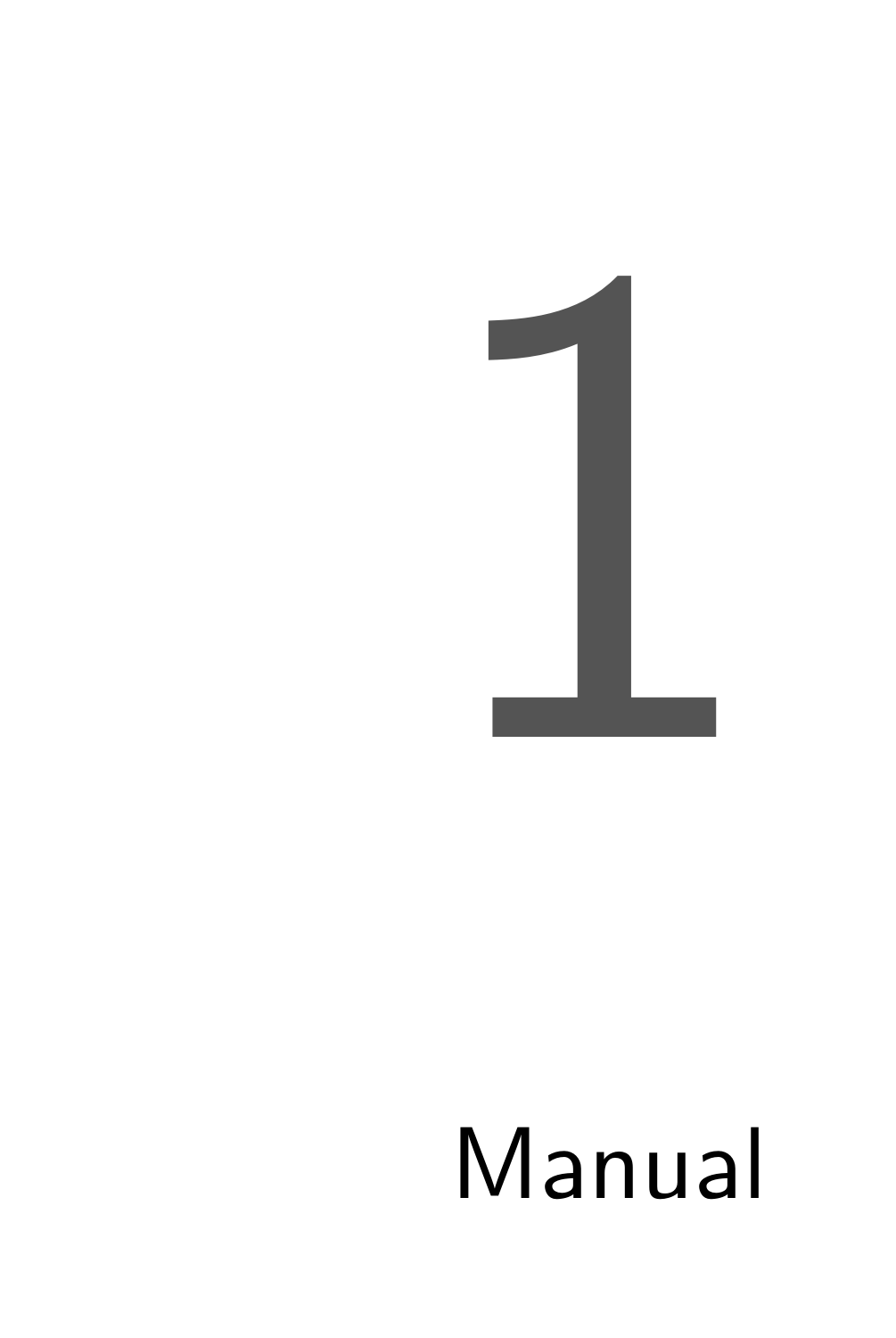# 1

# Manual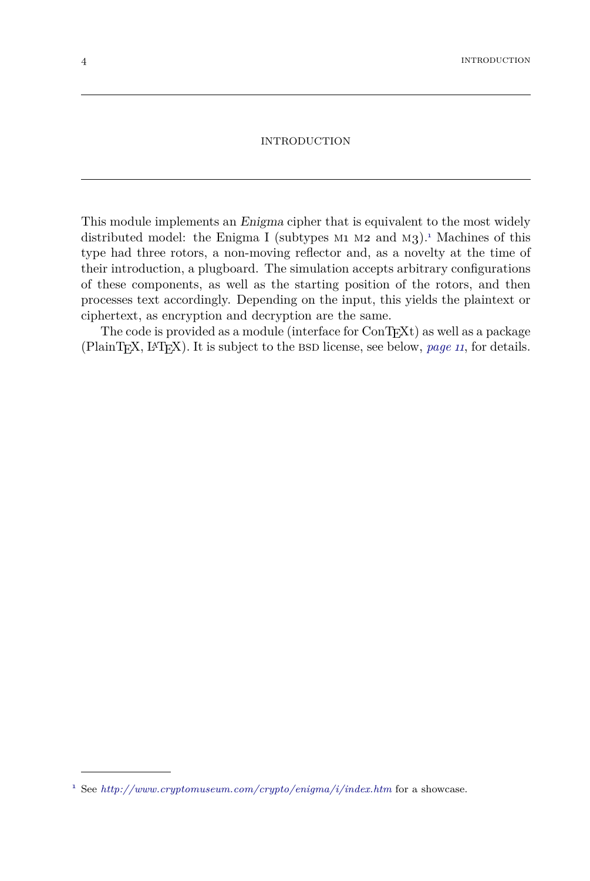# INTRODUCTION

This module implements an *Enigma* cipher that is equivalent to the most widely distributed model: the Enigma I (subtypes M1 M2 and M3).[1] Machines of this type had three rotors, a non-moving reflector and, as a novelty at the time of their introduction, a plugboard. The simulation accepts arbitrary configurations of these components, as well as the starting position of the rotors, and then processes text accordingly. Depending on the input, this yields the plaintext or ciphertext, as encryption and decryption are the same.

The code is provided as a module (interface for ConTEXt) as well as a package (PlainTEX, LATEX). It is subject to the BSD license, see below, *page 11*, for details.

---

[1] See *http://www.cryptomuseum.com/crypto/enigma/i/index.htm* for a showcase.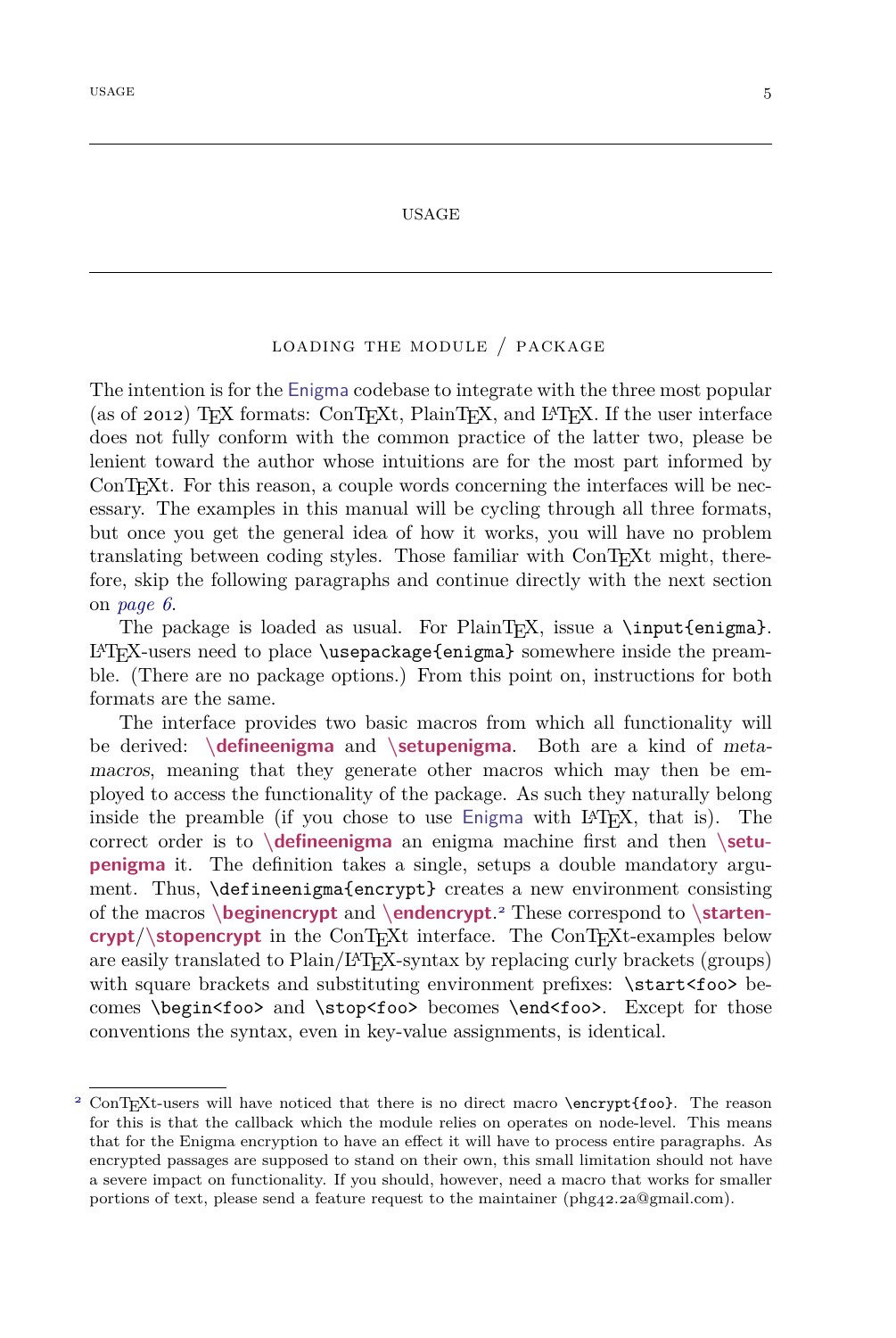# USAGE

## LOADING THE MODULE / PACKAGE

The intention is for the Enigma codebase to integrate with the three most popular (as of 2012) TEX formats: ConTEXt, PlainTEX, and LATEX. If the user interface does not fully conform with the common practice of the latter two, please be lenient toward the author whose intuitions are for the most part informed by ConTEXt. For this reason, a couple words concerning the interfaces will be necessary. The examples in this manual will be cycling through all three formats, but once you get the general idea of how it works, you will have no problem translating between coding styles. Those familiar with ConTEXt might, therefore, skip the following paragraphs and continue directly with the next section on *page 6*.

The package is loaded as usual. For PlainTEX, issue a `\input{enigma}`. LATEX-users need to place `\usepackage{enigma}` somewhere inside the preamble. (There are no package options.) From this point on, instructions for both formats are the same.

The interface provides two basic macros from which all functionality will be derived: **\defineenigma** and **\setupenigma**. Both are a kind of *metamacros*, meaning that they generate other macros which may then be employed to access the functionality of the package. As such they naturally belong inside the preamble (if you chose to use Enigma with LATEX, that is). The correct order is to **\defineenigma** an enigma machine first and then **\setupenigma** it. The definition takes a single, setups a double mandatory argument. Thus, `\defineenigma{encrypt}` creates a new environment consisting of the macros **\beginencrypt** and **\endencrypt**.[2] These correspond to **\startencrypt**/**\stopencrypt** in the ConTEXt interface. The ConTEXt-examples below are easily translated to Plain/LATEX-syntax by replacing curly brackets (groups) with square brackets and substituting environment prefixes: `\start<foo>` becomes `\begin<foo>` and `\stop<foo>` becomes `\end<foo>`. Except for those conventions the syntax, even in key-value assignments, is identical.

---

[2] ConTEXt-users will have noticed that there is no direct macro `\encrypt{foo}`. The reason for this is that the callback which the module relies on operates on node-level. This means that for the Enigma encryption to have an effect it will have to process entire paragraphs. As encrypted passages are supposed to stand on their own, this small limitation should not have a severe impact on functionality. If you should, however, need a macro that works for smaller portions of text, please send a feature request to the maintainer (phg42.2a@gmail.com).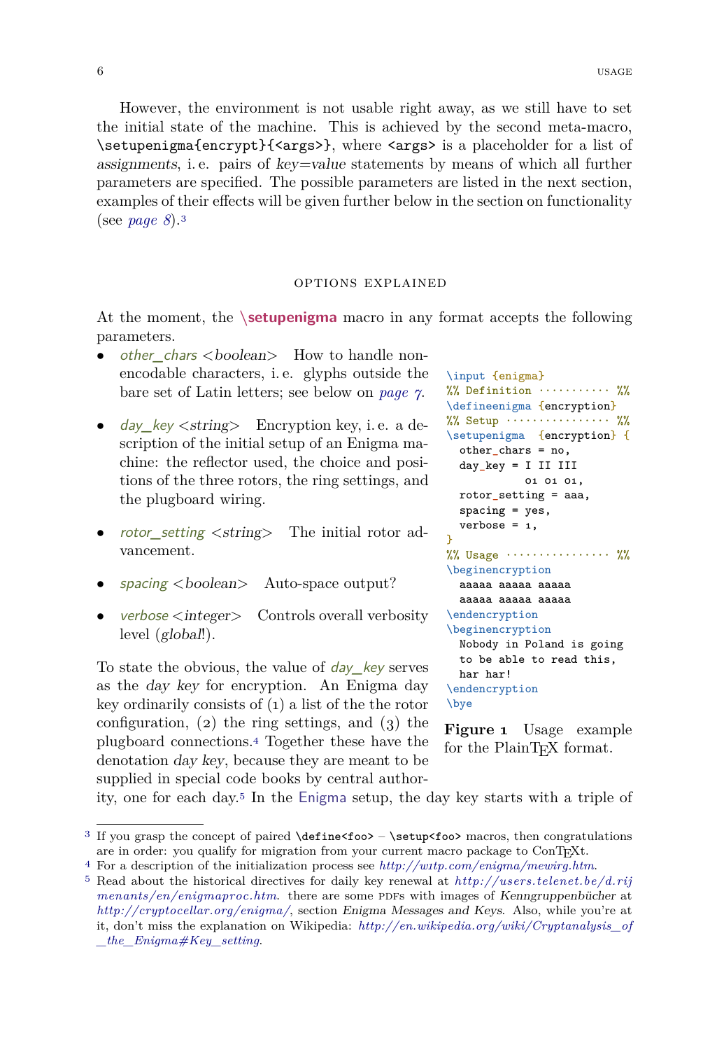However, the environment is not usable right away, as we still have to set the initial state of the machine. This is achieved by the second meta-macro, `\setupenigma{encrypt}{<args>}`, where `<args>` is a placeholder for a list of *assignments*, i. e. pairs of *key=value* statements by means of which all further parameters are specified. The possible parameters are listed in the next section, examples of their effects will be given further below in the section on functionality (see *page 8*).[3]

## OPTIONS EXPLAINED

At the moment, the **\setupenigma** macro in any format accepts the following parameters.

- *other_chars* <*boolean*> How to handle non-encodable characters, i. e. glyphs outside the bare set of Latin letters; see below on *page 7*.
- *day_key* <*string*> Encryption key, i. e. a description of the initial setup of an Enigma machine: the reflector used, the choice and positions of the three rotors, the ring settings, and the plugboard wiring.
- *rotor_setting* <*string*> The initial rotor advancement.
- *spacing* <*boolean*> Auto-space output?
- *verbose* <*integer*> Controls overall verbosity level (*global*!).

```
\input {enigma}
%% Definition ........... %%
\defineenigma {encryption}
%% Setup ................ %%
\setupenigma  {encryption} {
  other_chars = no,
  day_key = I II III
            01 01 01,
  rotor_setting = aaa,
  spacing = yes,
  verbose = 1,
}
%% Usage ................ %%
\beginencryption
  aaaaa aaaaa aaaaa
  aaaaa aaaaa aaaaa
\endencryption
\beginencryption
  Nobody in Poland is going
  to be able to read this,
  har har!
\endencryption
\bye
```

**Figure 1** Usage example for the PlainTEX format.

To state the obvious, the value of *day_key* serves as the *day key* for encryption. An Enigma day key ordinarily consists of (1) a list of the the rotor configuration, (2) the ring settings, and (3) the plugboard connections.[4] Together these have the denotation *day key*, because they are meant to be supplied in special code books by central authority, one for each day.[5] In the Enigma setup, the day key starts with a triple of

---

[3] If you grasp the concept of paired `\define<foo>` – `\setup<foo>` macros, then congratulations are in order: you qualify for migration from your current macro package to ConTEXt.

[4] For a description of the initialization process see *http://w1tp.com/enigma/mewirg.htm*.

[5] Read about the historical directives for daily key renewal at *http://users.telenet.be/d.rijmenants/en/enigmaproc.htm*. there are some PDFs with images of *Kenngruppenbücher* at *http://cryptocellar.org/enigma/*, section *Enigma Messages and Keys*. Also, while you're at it, don't miss the explanation on Wikipedia: *http://en.wikipedia.org/wiki/Cryptanalysis_of_the_Enigma#Key_setting*.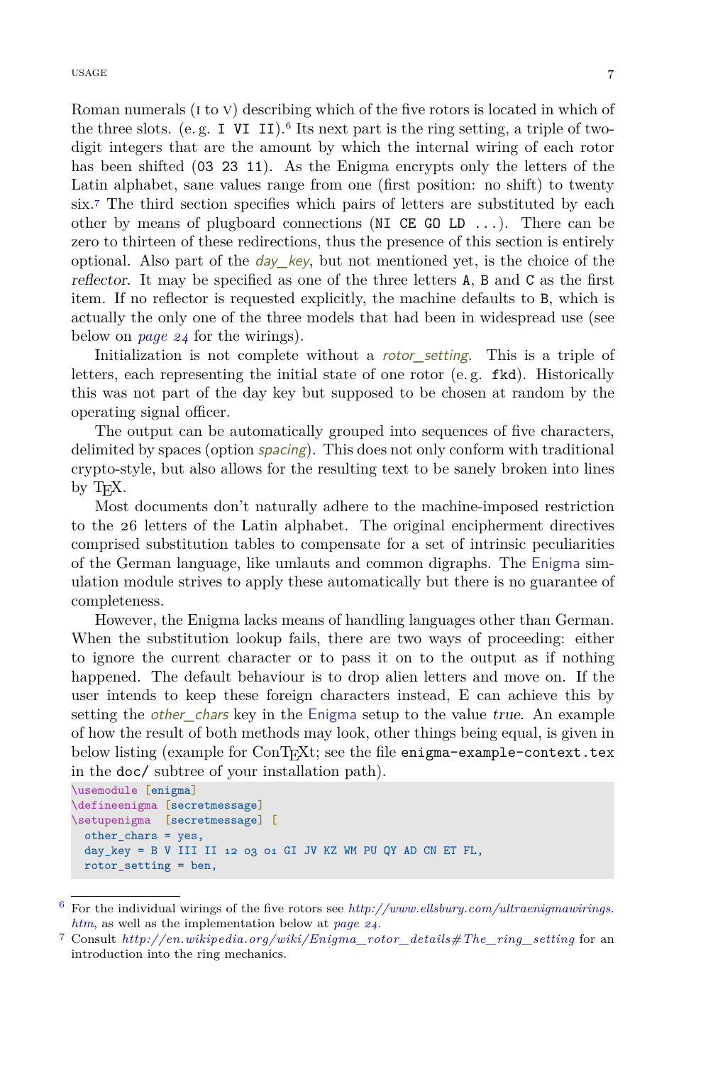Roman numerals (I to V) describing which of the five rotors is located in which of the three slots. (e. g. `I VI II`).[6] Its next part is the ring setting, a triple of two-digit integers that are the amount by which the internal wiring of each rotor has been shifted (`03 23 11`). As the Enigma encrypts only the letters of the Latin alphabet, sane values range from one (first position: no shift) to twenty six.[7] The third section specifies which pairs of letters are substituted by each other by means of plugboard connections (`NI CE GO LD ...`). There can be zero to thirteen of these redirections, thus the presence of this section is entirely optional. Also part of the *day_key*, but not mentioned yet, is the choice of the *reflector*. It may be specified as one of the three letters `A`, `B` and `C` as the first item. If no reflector is requested explicitly, the machine defaults to `B`, which is actually the only one of the three models that had been in widespread use (see below on *page 24* for the wirings).

Initialization is not complete without a *rotor_setting*. This is a triple of letters, each representing the initial state of one rotor (e. g. `fkd`). Historically this was not part of the day key but supposed to be chosen at random by the operating signal officer.

The output can be automatically grouped into sequences of five characters, delimited by spaces (option *spacing*). This does not only conform with traditional crypto-style, but also allows for the resulting text to be sanely broken into lines by TEX.

Most documents don't naturally adhere to the machine-imposed restriction to the 26 letters of the Latin alphabet. The original encipherment directives comprised substitution tables to compensate for a set of intrinsic peculiarities of the German language, like umlauts and common digraphs. The Enigma simulation module strives to apply these automatically but there is no guarantee of completeness.

However, the Enigma lacks means of handling languages other than German. When the substitution lookup fails, there are two ways of proceeding: either to ignore the current character or to pass it on to the output as if nothing happened. The default behaviour is to drop alien letters and move on. If the user intends to keep these foreign characters instead, E can achieve this by setting the *other_chars* key in the Enigma setup to the value *true*. An example of how the result of both methods may look, other things being equal, is given in below listing (example for ConTEXt; see the file `enigma-example-context.tex` in the `doc/` subtree of your installation path).

```
\usemodule [enigma]
\defineenigma [secretmessage]
\setupenigma  [secretmessage] [
  other_chars = yes,
  day_key = B V III II 12 03 01 GI JV KZ WM PU QY AD CN ET FL,
  rotor_setting = ben,
```

[6] For the individual wirings of the five rotors see *http://www.ellsbury.com/ultraenigmawirings.htm*, as well as the implementation below at *page 24*.

[7] Consult *http://en.wikipedia.org/wiki/Enigma_rotor_details#The_ring_setting* for an introduction into the ring mechanics.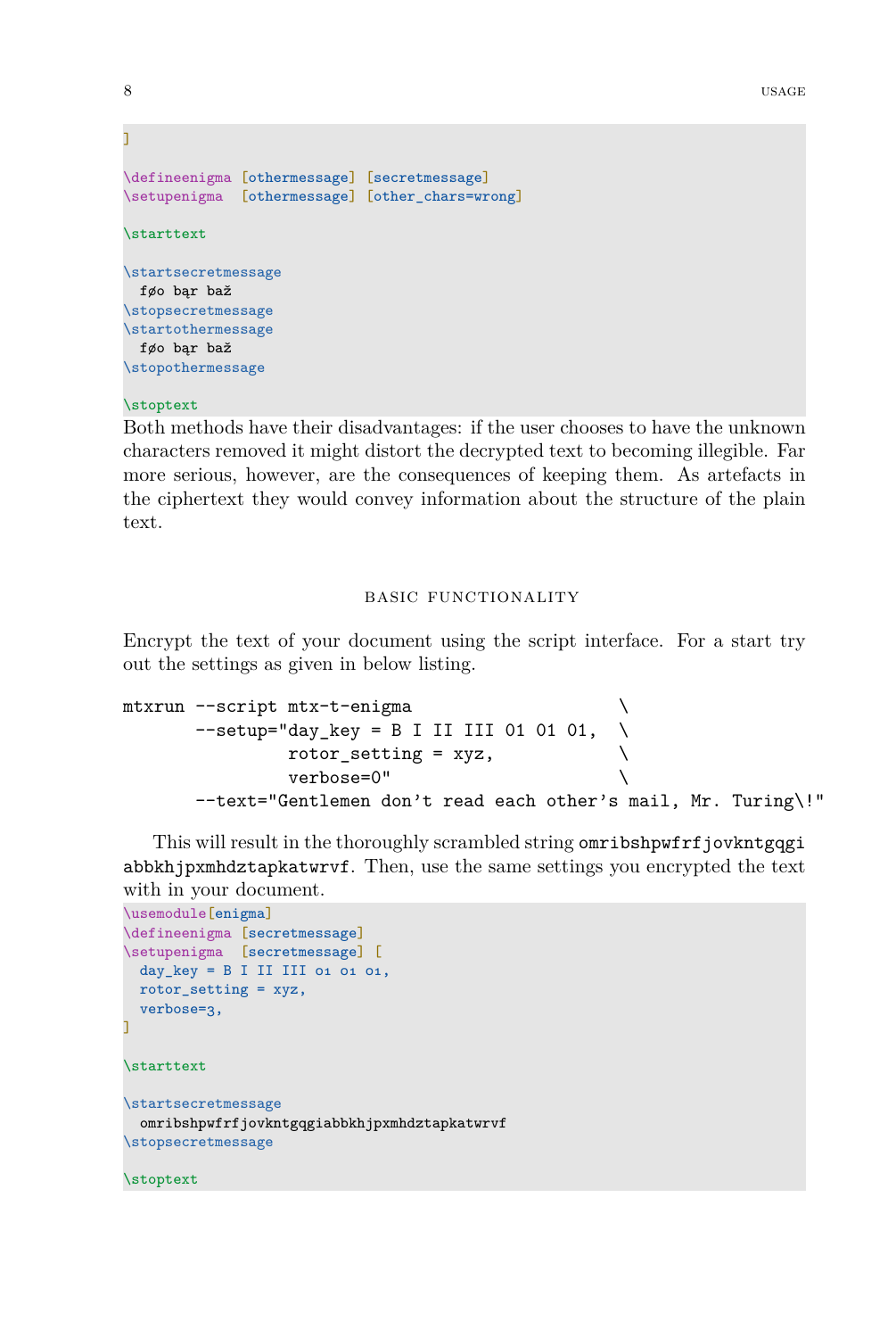```
]

\defineenigma [othermessage] [secretmessage]
\setupenigma  [othermessage] [other_chars=wrong]

\starttext

\startsecretmessage
  føo bąr baž
\stopsecretmessage
\startothermessage
  føo bąr baž
\stopothermessage

\stoptext
```

Both methods have their disadvantages: if the user chooses to have the unknown characters removed it might distort the decrypted text to becoming illegible. Far more serious, however, are the consequences of keeping them. As artefacts in the ciphertext they would convey information about the structure of the plain text.

## Basic Functionality

Encrypt the text of your document using the script interface. For a start try out the settings as given in below listing.

```
mtxrun --script mtx-t-enigma                      \
       --setup="day_key = B I II III 01 01 01,    \
                rotor_setting = xyz,              \
                verbose=0"                        \
       --text="Gentlemen don't read each other's mail, Mr. Turing\!"
```

This will result in the thoroughly scrambled string `omribshpwfrfjovkntgqgi abbkhjpxmhdztapkatwrvf`. Then, use the same settings you encrypted the text with in your document.

```
\usemodule[enigma]
\defineenigma [secretmessage]
\setupenigma  [secretmessage] [
  day_key = B I II III 01 01 01,
  rotor_setting = xyz,
  verbose=3,
]

\starttext

\startsecretmessage
  omribshpwfrfjovkntgqgiabbkhjpxmhdztapkatwrvf
\stopsecretmessage

\stoptext
```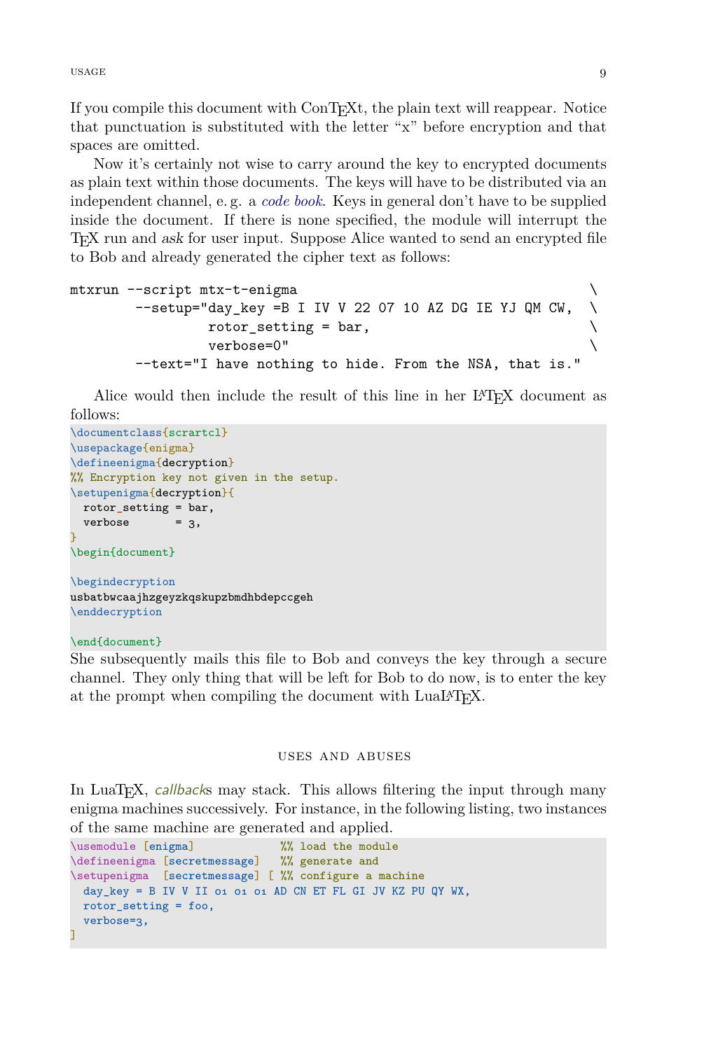If you compile this document with ConTEXt, the plain text will reappear. Notice that punctuation is substituted with the letter "x" before encryption and that spaces are omitted.

Now it's certainly not wise to carry around the key to encrypted documents as plain text within those documents. The keys will have to be distributed via an independent channel, e. g. a *code book*. Keys in general don't have to be supplied inside the document. If there is none specified, the module will interrupt the TEX run and *ask* for user input. Suppose Alice wanted to send an encrypted file to Bob and already generated the cipher text as follows:

```
mtxrun --script mtx-t-enigma                                    \
        --setup="day_key =B I IV V 22 07 10 AZ DG IE YJ QM CW,  \
                 rotor_setting = bar,                           \
                 verbose=0"                                     \
        --text="I have nothing to hide. From the NSA, that is."
```

Alice would then include the result of this line in her LATEX document as follows:

```
\documentclass{scrartcl}
\usepackage{enigma}
\defineenigma{decryption}
%% Encryption key not given in the setup.
\setupenigma{decryption}{
  rotor_setting = bar,
  verbose       = 3,
}
\begin{document}

\begindecryption
usbatbwcaajhzgeyzkqskupzbmdhbdepccgeh
\enddecryption

\end{document}
```

She subsequently mails this file to Bob and conveys the key through a secure channel. They only thing that will be left for Bob to do now, is to enter the key at the prompt when compiling the document with LuaLATEX.

## USES AND ABUSES

In LuaTEX, *callback*s may stack. This allows filtering the input through many enigma machines successively. For instance, in the following listing, two instances of the same machine are generated and applied.

```
\usemodule [enigma]            %% load the module
\defineenigma [secretmessage]   %% generate and
\setupenigma  [secretmessage] [ %% configure a machine
  day_key = B IV V II 01 01 01 AD CN ET FL GI JV KZ PU QY WX,
  rotor_setting = foo,
  verbose=3,
]
```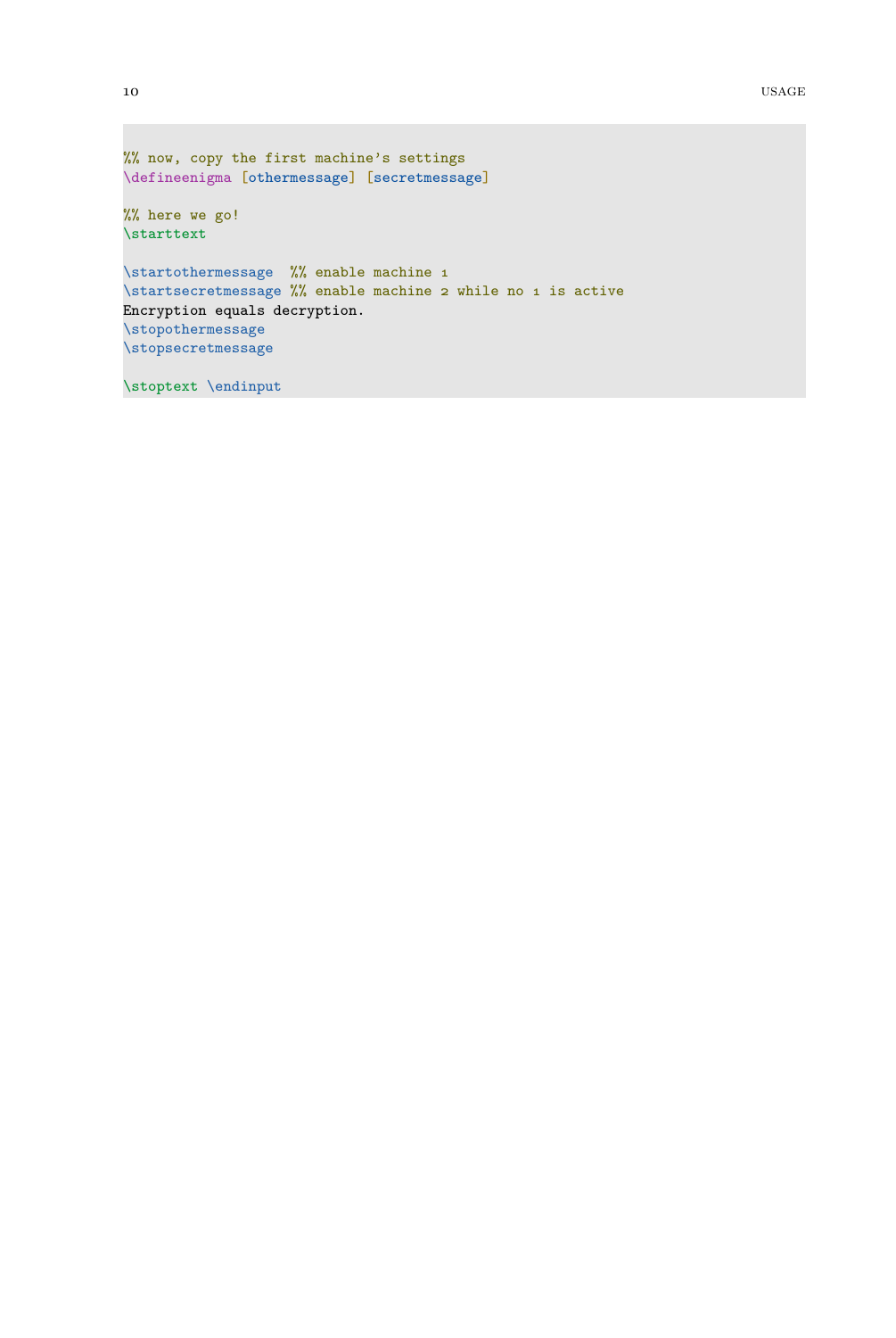```
%% now, copy the first machine's settings
\defineenigma [othermessage] [secretmessage]

%% here we go!
\starttext

\startothermessage  %% enable machine 1
\startsecretmessage %% enable machine 2 while no 1 is active
Encryption equals decryption.
\stopothermessage
\stopsecretmessage

\stoptext \endinput
```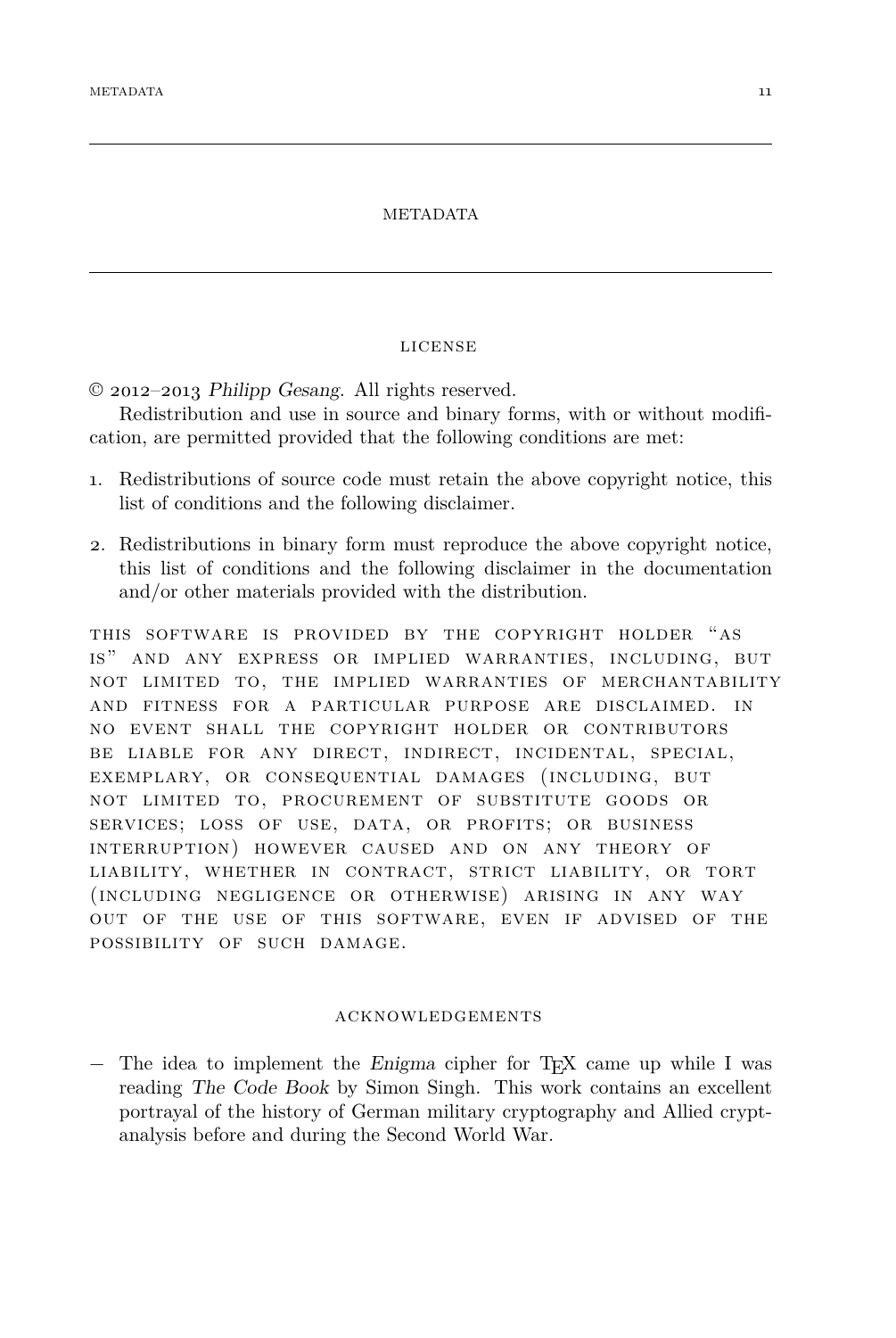# METADATA

## LICENSE

© 2012–2013 *Philipp Gesang*. All rights reserved.

Redistribution and use in source and binary forms, with or without modification, are permitted provided that the following conditions are met:

1. Redistributions of source code must retain the above copyright notice, this list of conditions and the following disclaimer.
2. Redistributions in binary form must reproduce the above copyright notice, this list of conditions and the following disclaimer in the documentation and/or other materials provided with the distribution.

THIS SOFTWARE IS PROVIDED BY THE COPYRIGHT HOLDER "AS IS" AND ANY EXPRESS OR IMPLIED WARRANTIES, INCLUDING, BUT NOT LIMITED TO, THE IMPLIED WARRANTIES OF MERCHANTABILITY AND FITNESS FOR A PARTICULAR PURPOSE ARE DISCLAIMED. IN NO EVENT SHALL THE COPYRIGHT HOLDER OR CONTRIBUTORS BE LIABLE FOR ANY DIRECT, INDIRECT, INCIDENTAL, SPECIAL, EXEMPLARY, OR CONSEQUENTIAL DAMAGES (INCLUDING, BUT NOT LIMITED TO, PROCUREMENT OF SUBSTITUTE GOODS OR SERVICES; LOSS OF USE, DATA, OR PROFITS; OR BUSINESS INTERRUPTION) HOWEVER CAUSED AND ON ANY THEORY OF LIABILITY, WHETHER IN CONTRACT, STRICT LIABILITY, OR TORT (INCLUDING NEGLIGENCE OR OTHERWISE) ARISING IN ANY WAY OUT OF THE USE OF THIS SOFTWARE, EVEN IF ADVISED OF THE POSSIBILITY OF SUCH DAMAGE.

## ACKNOWLEDGEMENTS

- The idea to implement the *Enigma* cipher for TEX came up while I was reading *The Code Book* by Simon Singh. This work contains an excellent portrayal of the history of German military cryptography and Allied cryptanalysis before and during the Second World War.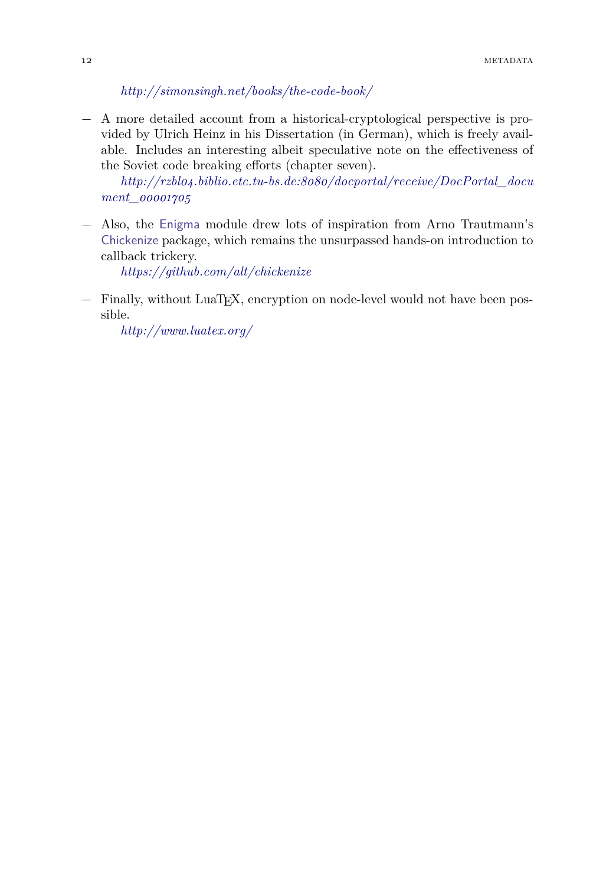*http://simonsingh.net/books/the-code-book/*

- A more detailed account from a historical-cryptological perspective is provided by Ulrich Heinz in his Dissertation (in German), which is freely available. Includes an interesting albeit speculative note on the effectiveness of the Soviet code breaking efforts (chapter seven).

  *http://rzbl04.biblio.etc.tu-bs.de:8080/docportal/receive/DocPortal_document_00001705*

- Also, the Enigma module drew lots of inspiration from Arno Trautmann's Chickenize package, which remains the unsurpassed hands-on introduction to callback trickery.

  *https://github.com/alt/chickenize*

- Finally, without LuaTEX, encryption on node-level would not have been possible.

  *http://www.luatex.org/*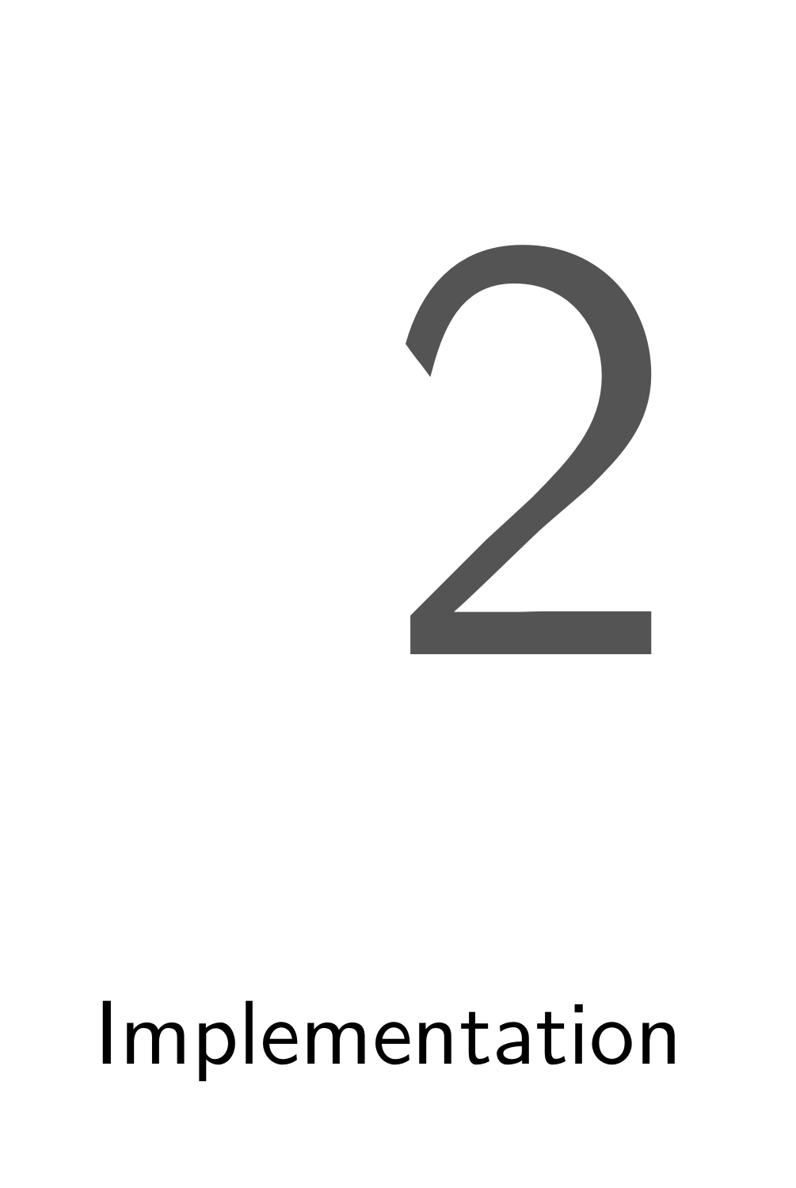# 2

# Implementation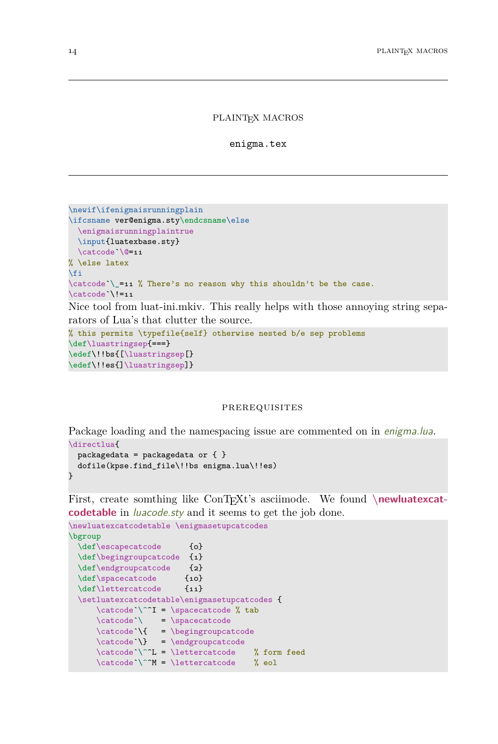# PLAINTEX MACROS

## enigma.tex

```
\newif\ifenigmaisrunningplain
\ifcsname ver@enigma.sty\endcsname\else
  \enigmaisrunningplaintrue
  \input{luatexbase.sty}
  \catcode`\@=11
% \else latex
\fi
\catcode`\_=11 % There’s no reason why this shouldn’t be the case.
\catcode`\!=11
```

Nice tool from luat-ini.mkiv. This really helps with those annoying string separators of Lua’s that clutter the source.

```
% this permits \typefile{self} otherwise nested b/e sep problems
\def\luastringsep{===}
\edef\!!bs{[\luastringsep[}
\edef\!!es{]\luastringsep]}
```

### PREREQUISITES

Package loading and the namespacing issue are commented on in *enigma.lua*.

```
\directlua{
  packagedata = packagedata or { }
  dofile(kpse.find_file\!!bs enigma.lua\!!es)
}
```

First, create somthing like ConTEXt’s asciimode. We found **\newluatexcatcodetable** in *luacode.sty* and it seems to get the job done.

```
\newluatexcatcodetable \enigmasetupcatcodes
\bgroup
  \def\escapecatcode      {0}
  \def\begingroupcatcode  {1}
  \def\endgroupcatcode    {2}
  \def\spacecatcode      {10}
  \def\lettercatcode     {11}
  \setluatexcatcodetable\enigmasetupcatcodes {
      \catcode`\^^I = \spacecatcode % tab
      \catcode`\    = \spacecatcode
      \catcode`\{   = \begingroupcatcode
      \catcode`\}   = \endgroupcatcode
      \catcode`\^^L = \lettercatcode    % form feed
      \catcode`\^^M = \lettercatcode    % eol
```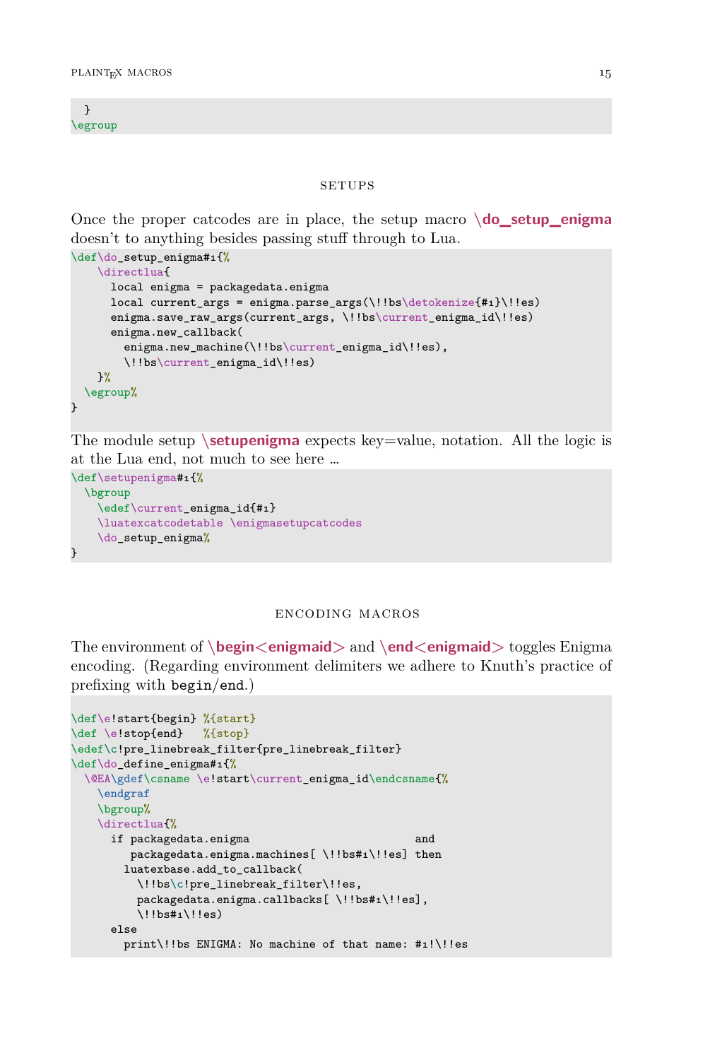```
  }
\egroup
```

## SETUPS

Once the proper catcodes are in place, the setup macro **\do_setup_enigma** doesn't to anything besides passing stuff through to Lua.

```
\def\do_setup_enigma#1{%
    \directlua{
      local enigma = packagedata.enigma
      local current_args = enigma.parse_args(\!!bs\detokenize{#1}\!!es)
      enigma.save_raw_args(current_args, \!!bs\current_enigma_id\!!es)
      enigma.new_callback(
        enigma.new_machine(\!!bs\current_enigma_id\!!es),
        \!!bs\current_enigma_id\!!es)
    }%
  \egroup%
}
```

The module setup **\setupenigma** expects key=value, notation. All the logic is at the Lua end, not much to see here …

```
\def\setupenigma#1{%
  \bgroup
    \edef\current_enigma_id{#1}
    \luatexcatcodetable \enigmasetupcatcodes
    \do_setup_enigma%
}
```

## ENCODING MACROS

The environment of **\begin<enigmaid>** and **\end<enigmaid>** toggles Enigma encoding. (Regarding environment delimiters we adhere to Knuth's practice of prefixing with begin/end.)

```
\def\e!start{begin} %{start}
\def \e!stop{end}   %{stop}
\edef\c!pre_linebreak_filter{pre_linebreak_filter}
\def\do_define_enigma#1{%
  \@EA\gdef\csname \e!start\current_enigma_id\endcsname{%
    \endgraf
    \bgroup%
    \directlua{%
      if packagedata.enigma                            and
         packagedata.enigma.machines[ \!!bs#1\!!es] then
        luatexbase.add_to_callback(
          \!!bs\c!pre_linebreak_filter\!!es,
          packagedata.enigma.callbacks[ \!!bs#1\!!es],
          \!!bs#1\!!es)
      else
        print\!!bs ENIGMA: No machine of that name: #1!\!!es
```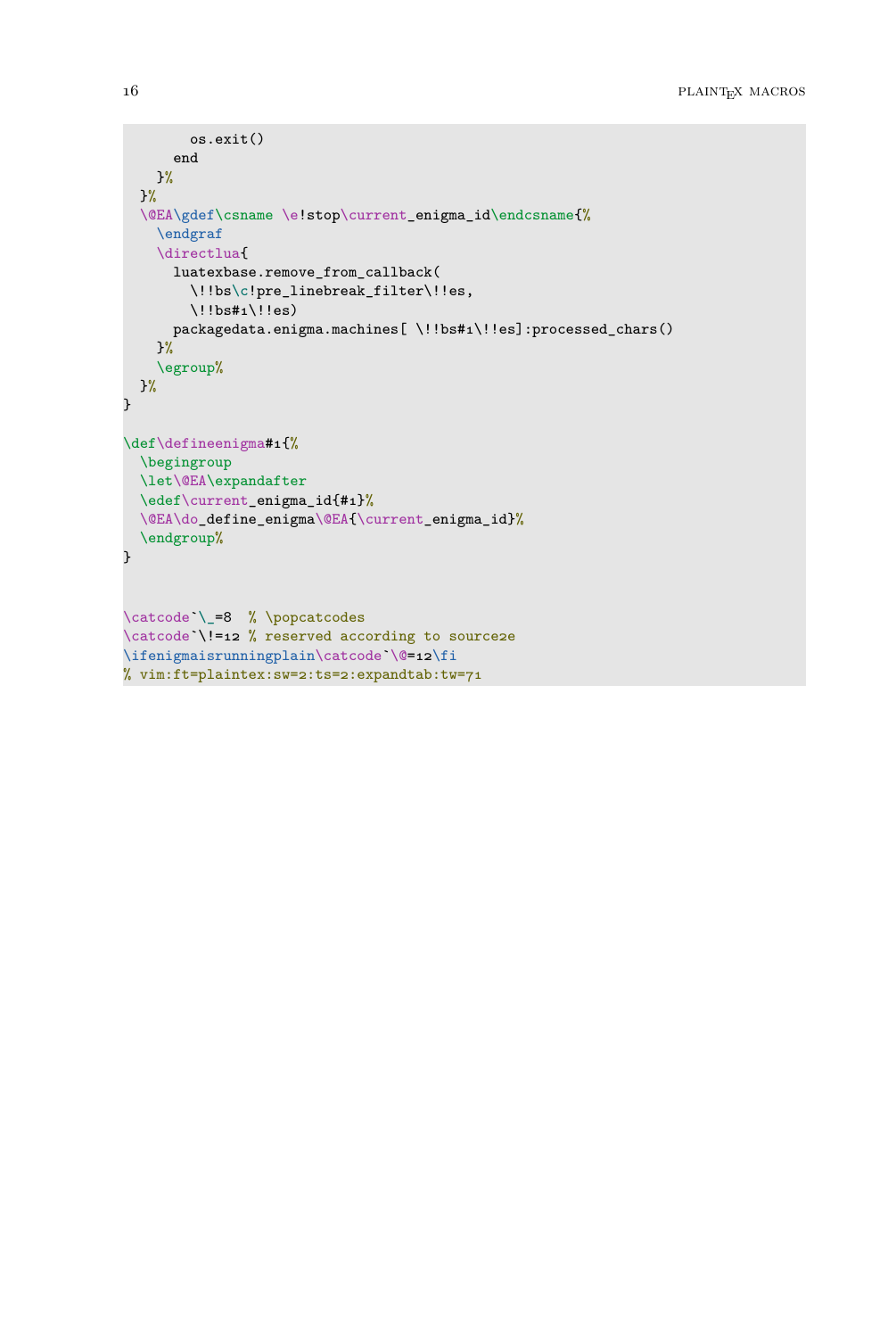```
        os.exit()
      end
    }%
  }%
  \@EA\gdef\csname \e!stop\current_enigma_id\endcsname{%
    \endgraf
    \directlua{
      luatexbase.remove_from_callback(
        \!!bs\c!pre_linebreak_filter\!!es,
        \!!bs#1\!!es)
      packagedata.enigma.machines[ \!!bs#1\!!es]:processed_chars()
    }%
    \egroup%
  }%
}

\def\defineenigma#1{%
  \begingroup
  \let\@EA\expandafter
  \edef\current_enigma_id{#1}%
  \@EA\do_define_enigma\@EA{\current_enigma_id}%
  \endgroup%
}


\catcode`\_=8  % \popcatcodes
\catcode`\!=12 % reserved according to source2e
\ifenigmaisrunningplain\catcode`\@=12\fi
% vim:ft=plaintex:sw=2:ts=2:expandtab:tw=71
```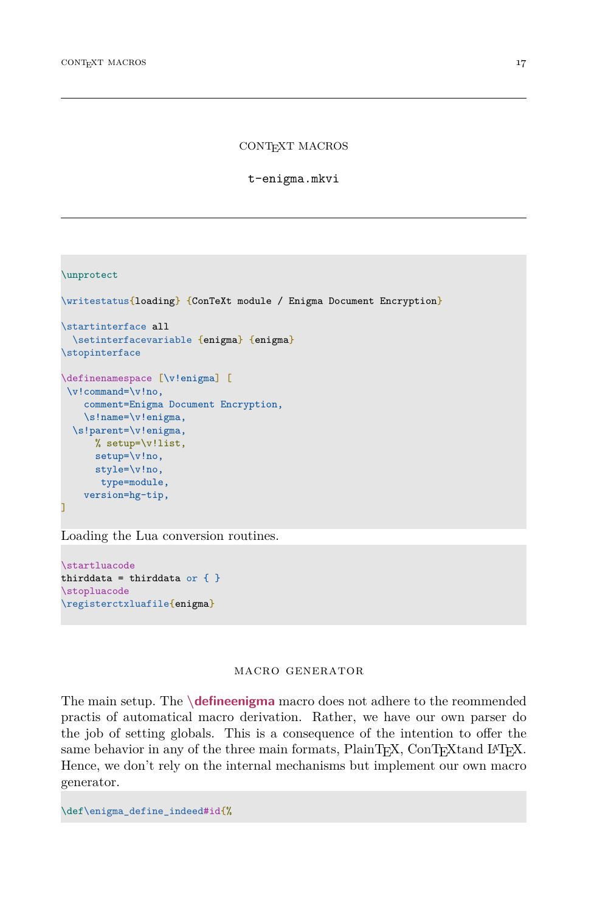## CONTEXT MACROS

### t-enigma.mkvi

```
\unprotect

\writestatus{loading} {ConTeXt module / Enigma Document Encryption}

\startinterface all
  \setinterfacevariable {enigma} {enigma}
\stopinterface

\definenamespace [\v!enigma] [
 \v!command=\v!no,
    comment=Enigma Document Encryption,
    \s!name=\v!enigma,
  \s!parent=\v!enigma,
      % setup=\v!list,
      setup=\v!no,
      style=\v!no,
       type=module,
    version=hg-tip,
]
```

Loading the Lua conversion routines.

```
\startluacode
thirddata = thirddata or { }
\stopluacode
\registerctxluafile{enigma}
```

### MACRO GENERATOR

The main setup. The **\defineenigma** macro does not adhere to the reommended practis of automatical macro derivation. Rather, we have our own parser do the job of setting globals. This is a consequence of the intention to offer the same behavior in any of the three main formats, PlainTEX, ConTEXtand LATEX. Hence, we don't rely on the internal mechanisms but implement our own macro generator.

```
\def\enigma_define_indeed#id{%
```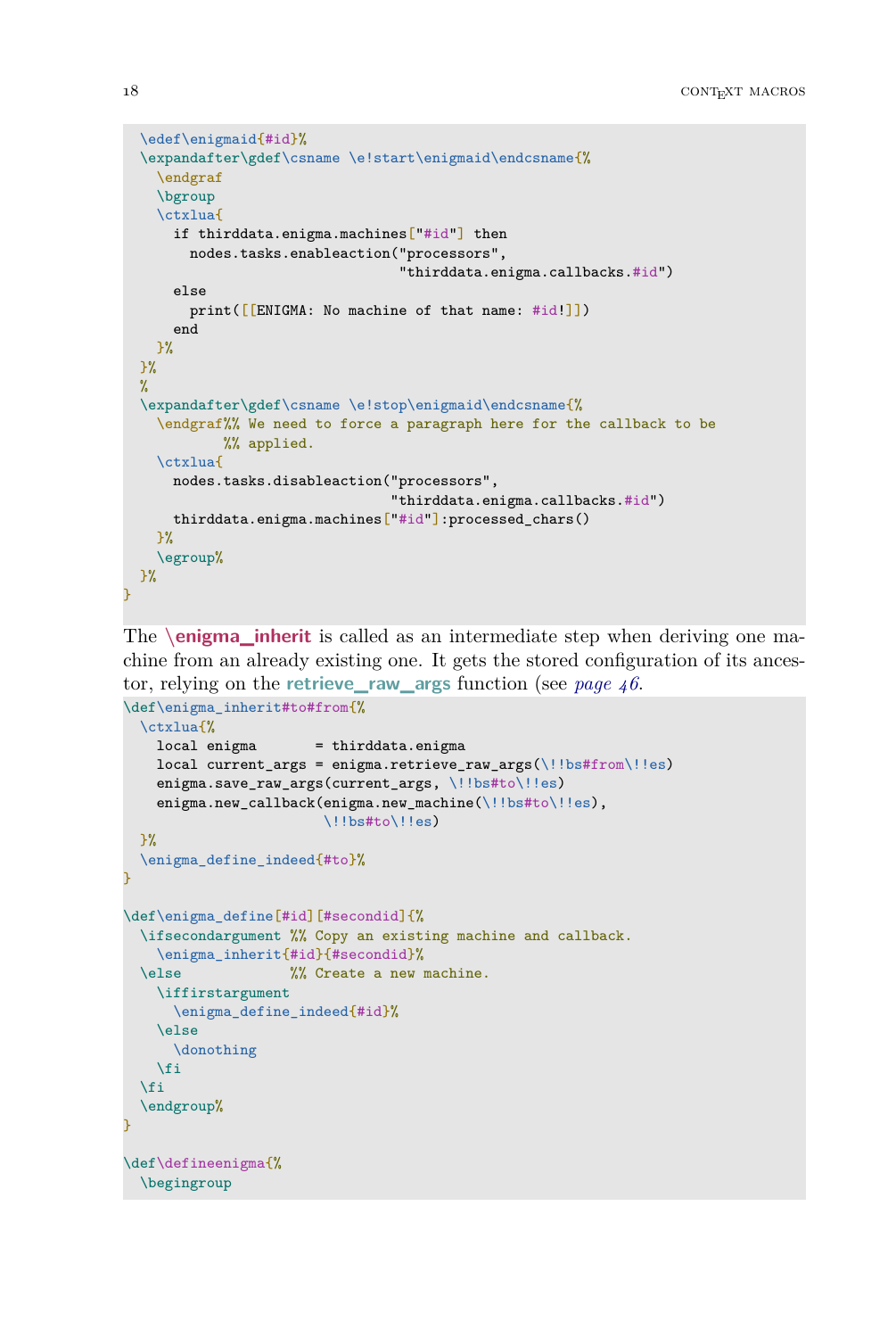```
  \edef\enigmaid{#id}%
  \expandafter\gdef\csname \e!start\enigmaid\endcsname{%
    \endgraf
    \bgroup
    \ctxlua{
      if thirddata.enigma.machines["#id"] then
        nodes.tasks.enableaction("processors",
                                 "thirddata.enigma.callbacks.#id")
      else
        print([[ENIGMA: No machine of that name: #id!]])
      end
    }%
  }%
  %
  \expandafter\gdef\csname \e!stop\enigmaid\endcsname{%
    \endgraf%% We need to force a paragraph here for the callback to be
            %% applied.
    \ctxlua{
      nodes.tasks.disableaction("processors",
                                "thirddata.enigma.callbacks.#id")
      thirddata.enigma.machines["#id"]:processed_chars()
    }%
    \egroup%
  }%
}
```

The **\enigma_inherit** is called as an intermediate step when deriving one machine from an already existing one. It gets the stored configuration of its ancestor, relying on the **retrieve_raw_args** function (see *page 46*.

```
\def\enigma_inherit#to#from{%
  \ctxlua{%
    local enigma       = thirddata.enigma
    local current_args = enigma.retrieve_raw_args(\!!bs#from\!!es)
    enigma.save_raw_args(current_args, \!!bs#to\!!es)
    enigma.new_callback(enigma.new_machine(\!!bs#to\!!es),
                        \!!bs#to\!!es)
  }%
  \enigma_define_indeed{#to}%
}

\def\enigma_define[#id][#secondid]{%
  \ifsecondargument %% Copy an existing machine and callback.
    \enigma_inherit{#id}{#secondid}%
  \else             %% Create a new machine.
    \iffirstargument
      \enigma_define_indeed{#id}%
    \else
      \donothing
    \fi
  \fi
  \endgroup%
}

\def\defineenigma{%
  \begingroup
```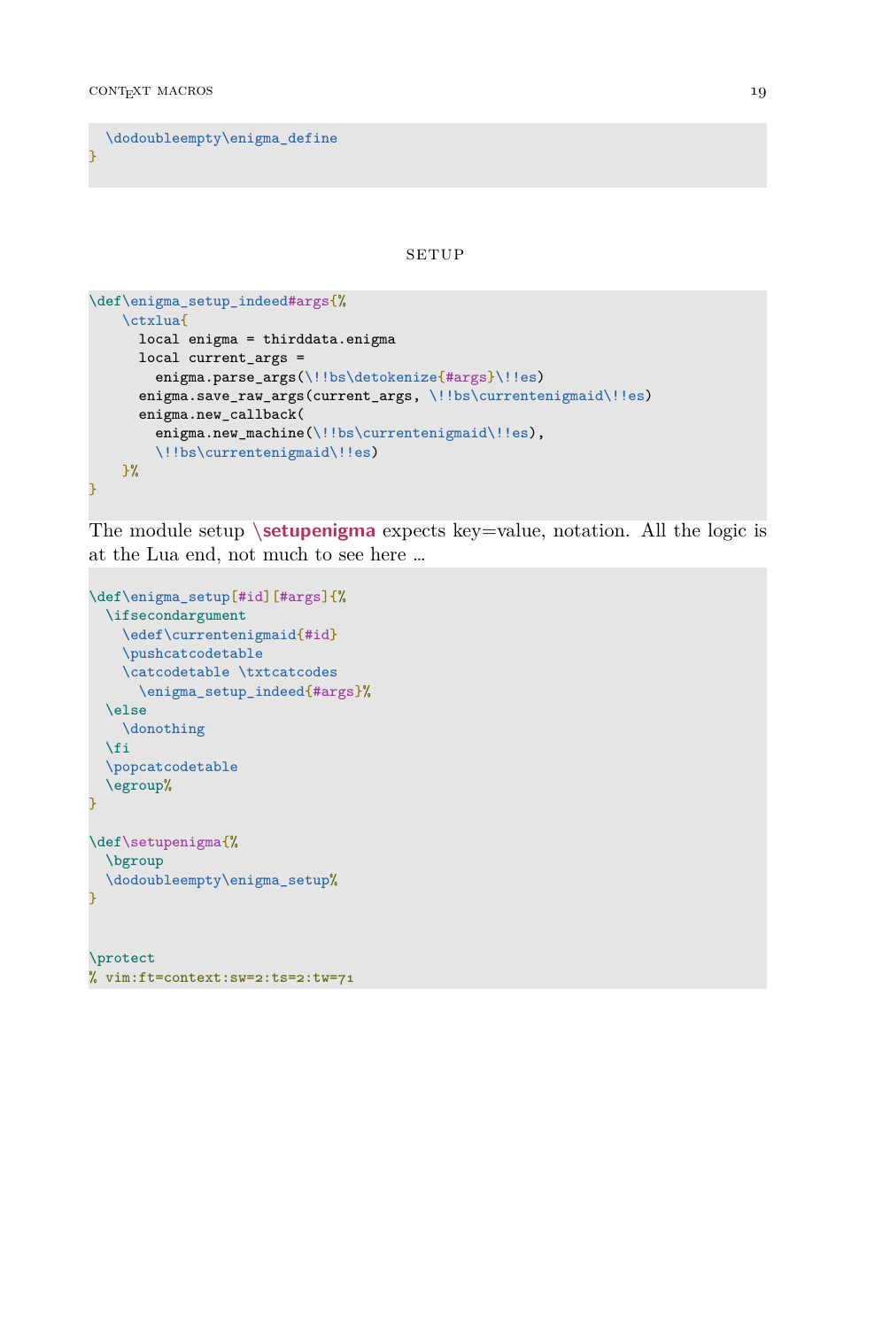```
  \dodoubleempty\enigma_define
}
```

## SETUP

```
\def\enigma_setup_indeed#args{%
    \ctxlua{
      local enigma = thirddata.enigma
      local current_args =
        enigma.parse_args(\!!bs\detokenize{#args}\!!es)
      enigma.save_raw_args(current_args, \!!bs\currentenigmaid\!!es)
      enigma.new_callback(
        enigma.new_machine(\!!bs\currentenigmaid\!!es),
        \!!bs\currentenigmaid\!!es)
    }%
}
```

The module setup **\setupenigma** expects key=value, notation. All the logic is at the Lua end, not much to see here …

```
\def\enigma_setup[#id][#args]{%
  \ifsecondargument
    \edef\currentenigmaid{#id}
    \pushcatcodetable
    \catcodetable \txtcatcodes
      \enigma_setup_indeed{#args}%
  \else
    \donothing
  \fi
  \popcatcodetable
  \egroup%
}

\def\setupenigma{%
  \bgroup
  \dodoubleempty\enigma_setup%
}


\protect
% vim:ft=context:sw=2:ts=2:tw=71
```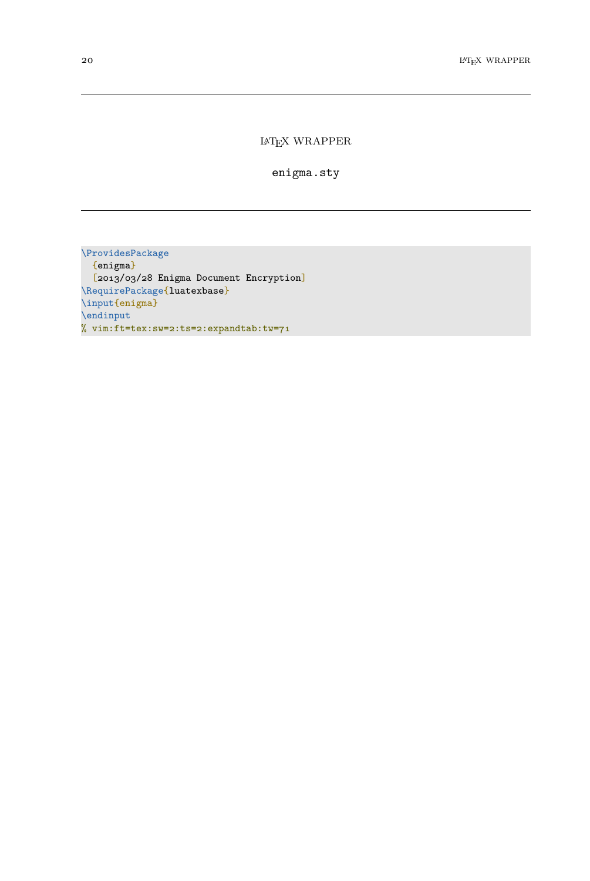# LaTeX WRAPPER

## enigma.sty

```
\ProvidesPackage
  {enigma}
  [2013/03/28 Enigma Document Encryption]
\RequirePackage{luatexbase}
\input{enigma}
\endinput
% vim:ft=tex:sw=2:ts=2:expandtab:tw=71
```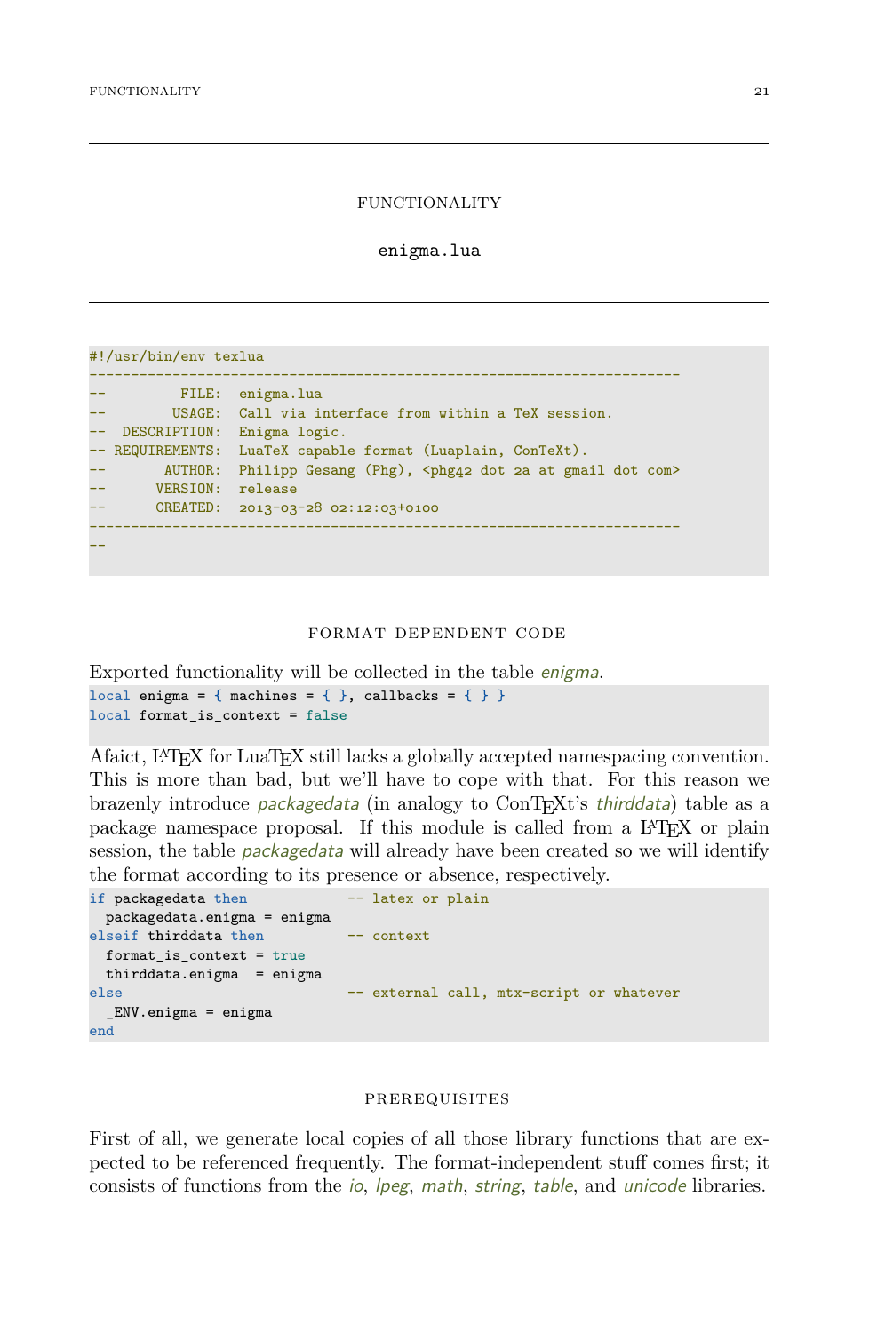## FUNCTIONALITY

### enigma.lua

```
#!/usr/bin/env texlua
-----------------------------------------------------------------------
--         FILE:  enigma.lua
--        USAGE:  Call via interface from within a TeX session.
--  DESCRIPTION:  Enigma logic.
-- REQUIREMENTS:  LuaTeX capable format (Luaplain, ConTeXt).
--       AUTHOR:  Philipp Gesang (Phg), <phg42 dot 2a at gmail dot com>
--      VERSION:  release
--      CREATED:  2013-03-28 02:12:03+0100
-----------------------------------------------------------------------
--
```

#### FORMAT DEPENDENT CODE

Exported functionality will be collected in the table *enigma*.

```
local enigma = { machines = { }, callbacks = { } }
local format_is_context = false
```

Afaict, LaTeX for LuaTeX still lacks a globally accepted namespacing convention. This is more than bad, but we'll have to cope with that. For this reason we brazenly introduce *packagedata* (in analogy to ConTeXt's *thirddata*) table as a package namespace proposal. If this module is called from a LaTeX or plain session, the table *packagedata* will already have been created so we will identify the format according to its presence or absence, respectively.

```
if packagedata then             -- latex or plain
  packagedata.enigma = enigma
elseif thirddata then           -- context
  format_is_context = true
  thirddata.enigma  = enigma
else                            -- external call, mtx-script or whatever
  _ENV.enigma = enigma
end
```

#### PREREQUISITES

First of all, we generate local copies of all those library functions that are expected to be referenced frequently. The format-independent stuff comes first; it consists of functions from the *io*, *lpeg*, *math*, *string*, *table*, and *unicode* libraries.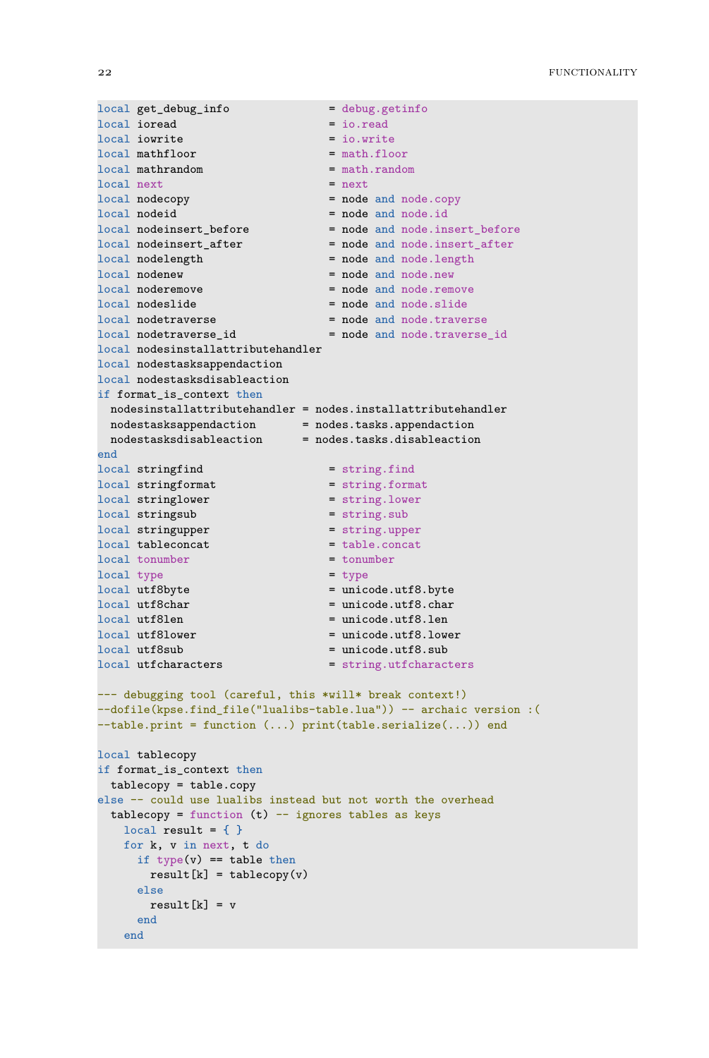```lua
local get_debug_info               = debug.getinfo
local ioread                       = io.read
local iowrite                      = io.write
local mathfloor                    = math.floor
local mathrandom                   = math.random
local next                         = next
local nodecopy                     = node and node.copy
local nodeid                       = node and node.id
local nodeinsert_before            = node and node.insert_before
local nodeinsert_after             = node and node.insert_after
local nodelength                   = node and node.length
local nodenew                      = node and node.new
local noderemove                   = node and node.remove
local nodeslide                    = node and node.slide
local nodetraverse                 = node and node.traverse
local nodetraverse_id              = node and node.traverse_id
local nodesinstallattributehandler
local nodestasksappendaction
local nodestasksdisableaction
if format_is_context then
  nodesinstallattributehandler = nodes.installattributehandler
  nodestasksappendaction      = nodes.tasks.appendaction
  nodestasksdisableaction     = nodes.tasks.disableaction
end
local stringfind                   = string.find
local stringformat                 = string.format
local stringlower                  = string.lower
local stringsub                    = string.sub
local stringupper                  = string.upper
local tableconcat                  = table.concat
local tonumber                     = tonumber
local type                         = type
local utf8byte                     = unicode.utf8.byte
local utf8char                     = unicode.utf8.char
local utf8len                      = unicode.utf8.len
local utf8lower                    = unicode.utf8.lower
local utf8sub                      = unicode.utf8.sub
local utfcharacters                = string.utfcharacters

--- debugging tool (careful, this *will* break context!)
--dofile(kpse.find_file("lualibs-table.lua")) -- archaic version :(
--table.print = function (...) print(table.serialize(...)) end

local tablecopy
if format_is_context then
  tablecopy = table.copy
else -- could use lualibs instead but not worth the overhead
  tablecopy = function (t) -- ignores tables as keys
    local result = { }
    for k, v in next, t do
      if type(v) == table then
        result[k] = tablecopy(v)
      else
        result[k] = v
      end
    end
```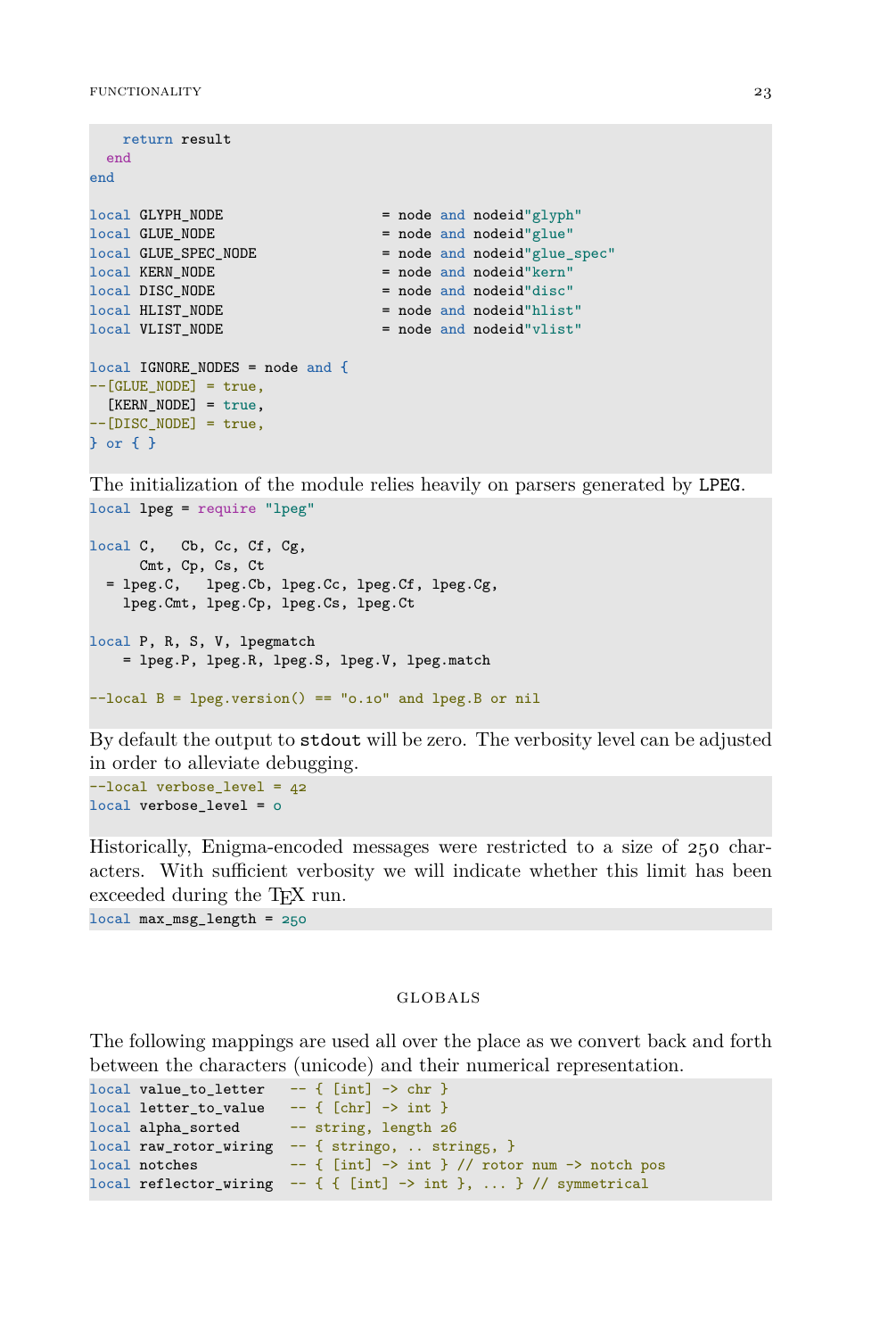```
    return result
  end
end

local GLYPH_NODE                    = node and nodeid"glyph"
local GLUE_NODE                     = node and nodeid"glue"
local GLUE_SPEC_NODE                = node and nodeid"glue_spec"
local KERN_NODE                     = node and nodeid"kern"
local DISC_NODE                     = node and nodeid"disc"
local HLIST_NODE                    = node and nodeid"hlist"
local VLIST_NODE                    = node and nodeid"vlist"

local IGNORE_NODES = node and {
--[GLUE_NODE] = true,
  [KERN_NODE] = true,
--[DISC_NODE] = true,
} or { }
```

The initialization of the module relies heavily on parsers generated by LPEG.

```
local lpeg = require "lpeg"

local C,   Cb, Cc, Cf, Cg,
      Cmt, Cp, Cs, Ct
  = lpeg.C,   lpeg.Cb, lpeg.Cc, lpeg.Cf, lpeg.Cg,
    lpeg.Cmt, lpeg.Cp, lpeg.Cs, lpeg.Ct

local P, R, S, V, lpegmatch
    = lpeg.P, lpeg.R, lpeg.S, lpeg.V, lpeg.match

--local B = lpeg.version() == "0.10" and lpeg.B or nil
```

By default the output to `stdout` will be zero. The verbosity level can be adjusted in order to alleviate debugging.

```
--local verbose_level = 42
local verbose_level = 0
```

Historically, Enigma-encoded messages were restricted to a size of 250 characters. With sufficient verbosity we will indicate whether this limit has been exceeded during the TEX run.

```
local max_msg_length = 250
```

## GLOBALS

The following mappings are used all over the place as we convert back and forth between the characters (unicode) and their numerical representation.

```
local value_to_letter   -- { [int] -> chr }
local letter_to_value   -- { [chr] -> int }
local alpha_sorted      -- string, length 26
local raw_rotor_wiring  -- { string0, .. string5, }
local notches           -- { [int] -> int } // rotor num -> notch pos
local reflector_wiring  -- { { [int] -> int }, ... } // symmetrical
```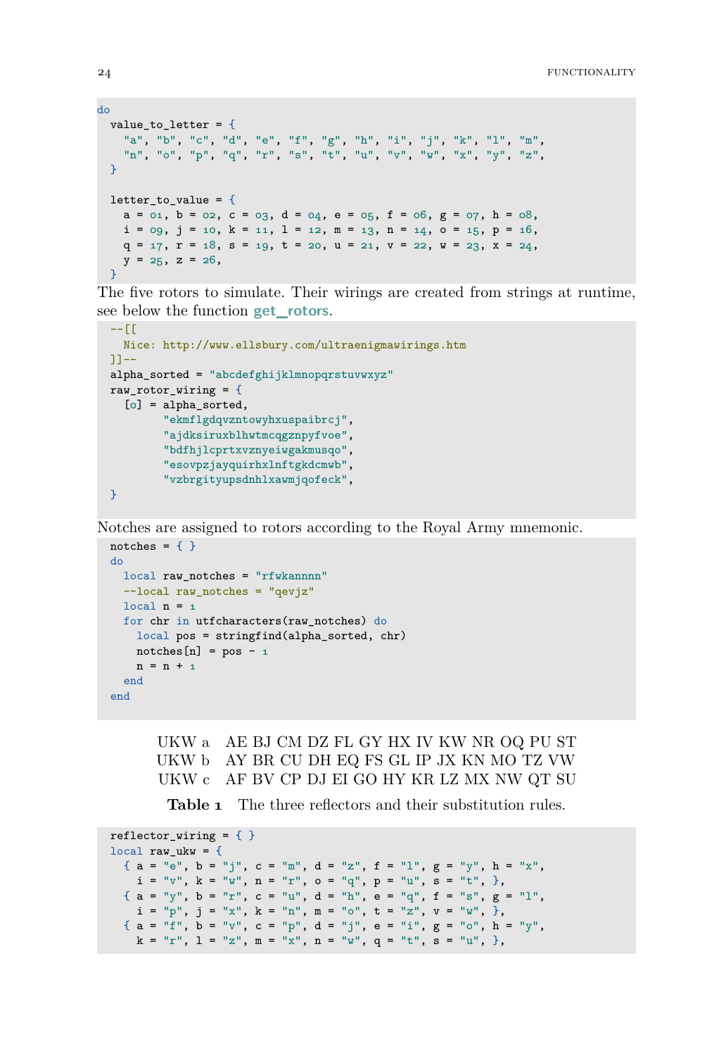```
do
  value_to_letter = {
    "a", "b", "c", "d", "e", "f", "g", "h", "i", "j", "k", "l", "m",
    "n", "o", "p", "q", "r", "s", "t", "u", "v", "w", "x", "y", "z",
  }

  letter_to_value = {
    a = 01, b = 02, c = 03, d = 04, e = 05, f = 06, g = 07, h = 08,
    i = 09, j = 10, k = 11, l = 12, m = 13, n = 14, o = 15, p = 16,
    q = 17, r = 18, s = 19, t = 20, u = 21, v = 22, w = 23, x = 24,
    y = 25, z = 26,
  }
```

The five rotors to simulate. Their wirings are created from strings at runtime, see below the function **get_rotors**.

```
  --[[
    Nice: http://www.ellsbury.com/ultraenigmawirings.htm
  ]]--
  alpha_sorted = "abcdefghijklmnopqrstuvwxyz"
  raw_rotor_wiring = {
    [0] = alpha_sorted,
          "ekmflgdqvzntowyhxuspaibrcj",
          "ajdksiruxblhwtmcqgznpyfvoe",
          "bdfhjlcprtxvznyeiwgakmusqo",
          "esovpzjayquirhxlnftgkdcmwb",
          "vzbrgityupsdnhlxawmjqofeck",
  }
```

Notches are assigned to rotors according to the Royal Army mnemonic.

```
  notches = { }
  do
    local raw_notches = "rfwkannnn"
    --local raw_notches = "qevjz"
    local n = 1
    for chr in utfcharacters(raw_notches) do
      local pos = stringfind(alpha_sorted, chr)
      notches[n] = pos - 1
      n = n + 1
    end
  end
```

| | |
|---|---|
| UKW a | AE BJ CM DZ FL GY HX IV KW NR OQ PU ST |
| UKW b | AY BR CU DH EQ FS GL IP JX KN MO TZ VW |
| UKW c | AF BV CP DJ EI GO HY KR LZ MX NW QT SU |

**Table 1** The three reflectors and their substitution rules.

```
  reflector_wiring = { }
  local raw_ukw = {
    { a = "e", b = "j", c = "m", d = "z", f = "l", g = "y", h = "x",
      i = "v", k = "w", n = "r", o = "q", p = "u", s = "t", },
    { a = "y", b = "r", c = "u", d = "h", e = "q", f = "s", g = "l",
      i = "p", j = "x", k = "n", m = "o", t = "z", v = "w", },
    { a = "f", b = "v", c = "p", d = "j", e = "i", g = "o", h = "y",
      k = "r", l = "z", m = "x", n = "w", q = "t", s = "u", },
```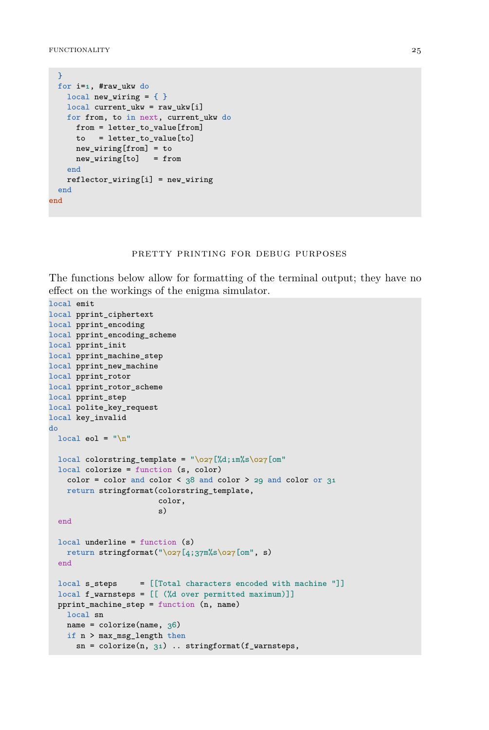```
  }
  for i=1, #raw_ukw do
    local new_wiring = { }
    local current_ukw = raw_ukw[i]
    for from, to in next, current_ukw do
      from = letter_to_value[from]
      to   = letter_to_value[to]
      new_wiring[from] = to
      new_wiring[to]   = from
    end
    reflector_wiring[i] = new_wiring
  end
end
```

## PRETTY PRINTING FOR DEBUG PURPOSES

The functions below allow for formatting of the terminal output; they have no effect on the workings of the enigma simulator.

```
local emit
local pprint_ciphertext
local pprint_encoding
local pprint_encoding_scheme
local pprint_init
local pprint_machine_step
local pprint_new_machine
local pprint_rotor
local pprint_rotor_scheme
local pprint_step
local polite_key_request
local key_invalid
do
  local eol = "\n"

  local colorstring_template = "\027[%d;1m%s\027[0m"
  local colorize = function (s, color)
    color = color and color < 38 and color > 29 and color or 31
    return stringformat(colorstring_template,
                        color,
                        s)
  end

  local underline = function (s)
    return stringformat("\027[4;37m%s\027[0m", s)
  end

  local s_steps     = [[Total characters encoded with machine "]]
  local f_warnsteps = [[ (%d over permitted maximum)]]
  pprint_machine_step = function (n, name)
    local sn
    name = colorize(name, 36)
    if n > max_msg_length then
      sn = colorize(n, 31) .. stringformat(f_warnsteps,
```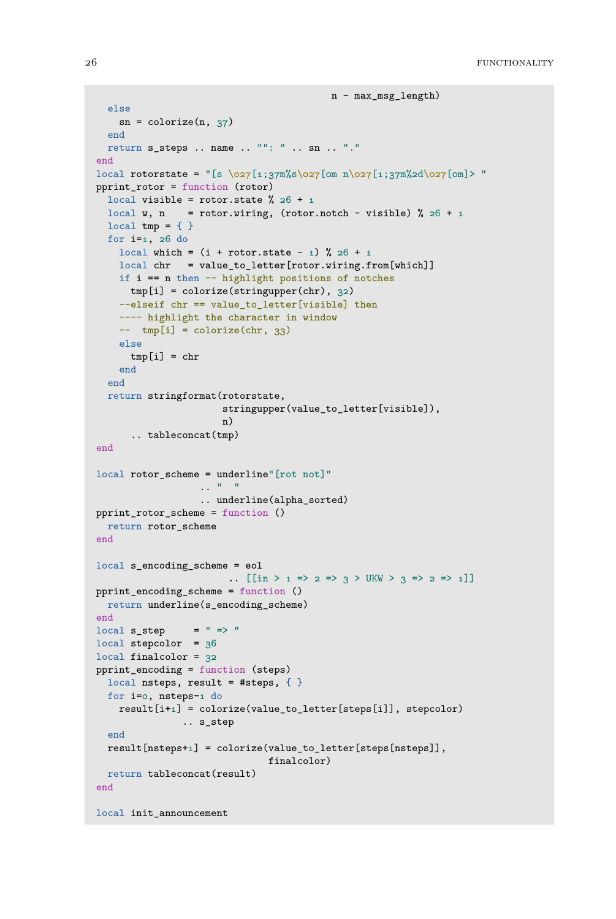```
                                         n - max_msg_length)
  else
    sn = colorize(n, 37)
  end
  return s_steps .. name .. "": " .. sn .. "."
end
local rotorstate = "[s \027[1;37m%s\027[om n\027[1;37m%2d\027[om]> "
pprint_rotor = function (rotor)
  local visible = rotor.state % 26 + 1
  local w, n    = rotor.wiring, (rotor.notch - visible) % 26 + 1
  local tmp = { }
  for i=1, 26 do
    local which = (i + rotor.state - 1) % 26 + 1
    local chr   = value_to_letter[rotor.wiring.from[which]]
    if i == n then -- highlight positions of notches
      tmp[i] = colorize(stringupper(chr), 32)
    --elseif chr == value_to_letter[visible] then
    ---- highlight the character in window
    --  tmp[i] = colorize(chr, 33)
    else
      tmp[i] = chr
    end
  end
  return stringformat(rotorstate,
                      stringupper(value_to_letter[visible]),
                      n)
      .. tableconcat(tmp)
end

local rotor_scheme = underline"[rot not]"
                  .. "  "
                  .. underline(alpha_sorted)
pprint_rotor_scheme = function ()
  return rotor_scheme
end

local s_encoding_scheme = eol
                       .. [[in > 1 => 2 => 3 > UKW > 3 => 2 => 1]]
pprint_encoding_scheme = function ()
  return underline(s_encoding_scheme)
end
local s_step     = " => "
local stepcolor  = 36
local finalcolor = 32
pprint_encoding = function (steps)
  local nsteps, result = #steps, { }
  for i=0, nsteps-1 do
    result[i+1] = colorize(value_to_letter[steps[i]], stepcolor)
               .. s_step
  end
  result[nsteps+1] = colorize(value_to_letter[steps[nsteps]],
                              finalcolor)
  return tableconcat(result)
end

local init_announcement
```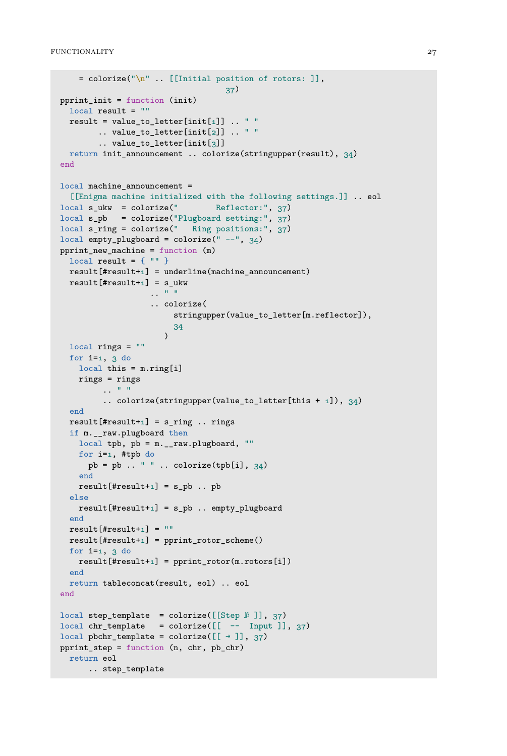```
    = colorize("\n" .. [[Initial position of rotors: ]],
                                37)
pprint_init = function (init)
  local result = ""
  result = value_to_letter[init[1]] .. " "
        .. value_to_letter[init[2]] .. " "
        .. value_to_letter[init[3]]
  return init_announcement .. colorize(stringupper(result), 34)
end

local machine_announcement =
  [[Enigma machine initialized with the following settings.]] .. eol
local s_ukw  = colorize("        Reflector:", 37)
local s_pb   = colorize("Plugboard setting:", 37)
local s_ring = colorize("   Ring positions:", 37)
local empty_plugboard = colorize(" --", 34)
pprint_new_machine = function (m)
  local result = { "" }
  result[#result+1] = underline(machine_announcement)
  result[#result+1] = s_ukw
                   .. " "
                   .. colorize(
                        stringupper(value_to_letter[m.reflector]),
                        34
                      )
  local rings = ""
  for i=1, 3 do
    local this = m.ring[i]
    rings = rings
         .. " "
         .. colorize(stringupper(value_to_letter[this + 1]), 34)
  end
  result[#result+1] = s_ring .. rings
  if m.__raw.plugboard then
    local tpb, pb = m.__raw.plugboard, ""
    for i=1, #tpb do
      pb = pb .. " " .. colorize(tpb[i], 34)
    end
    result[#result+1] = s_pb .. pb
  else
    result[#result+1] = s_pb .. empty_plugboard
  end
  result[#result+1] = ""
  result[#result+1] = pprint_rotor_scheme()
  for i=1, 3 do
    result[#result+1] = pprint_rotor(m.rotors[i])
  end
  return tableconcat(result, eol) .. eol
end

local step_template  = colorize([[Step № ]], 37)
local chr_template   = colorize([[  --  Input ]], 37)
local pbchr_template = colorize([[ → ]], 37)
pprint_step = function (n, chr, pb_chr)
  return eol
      .. step_template
```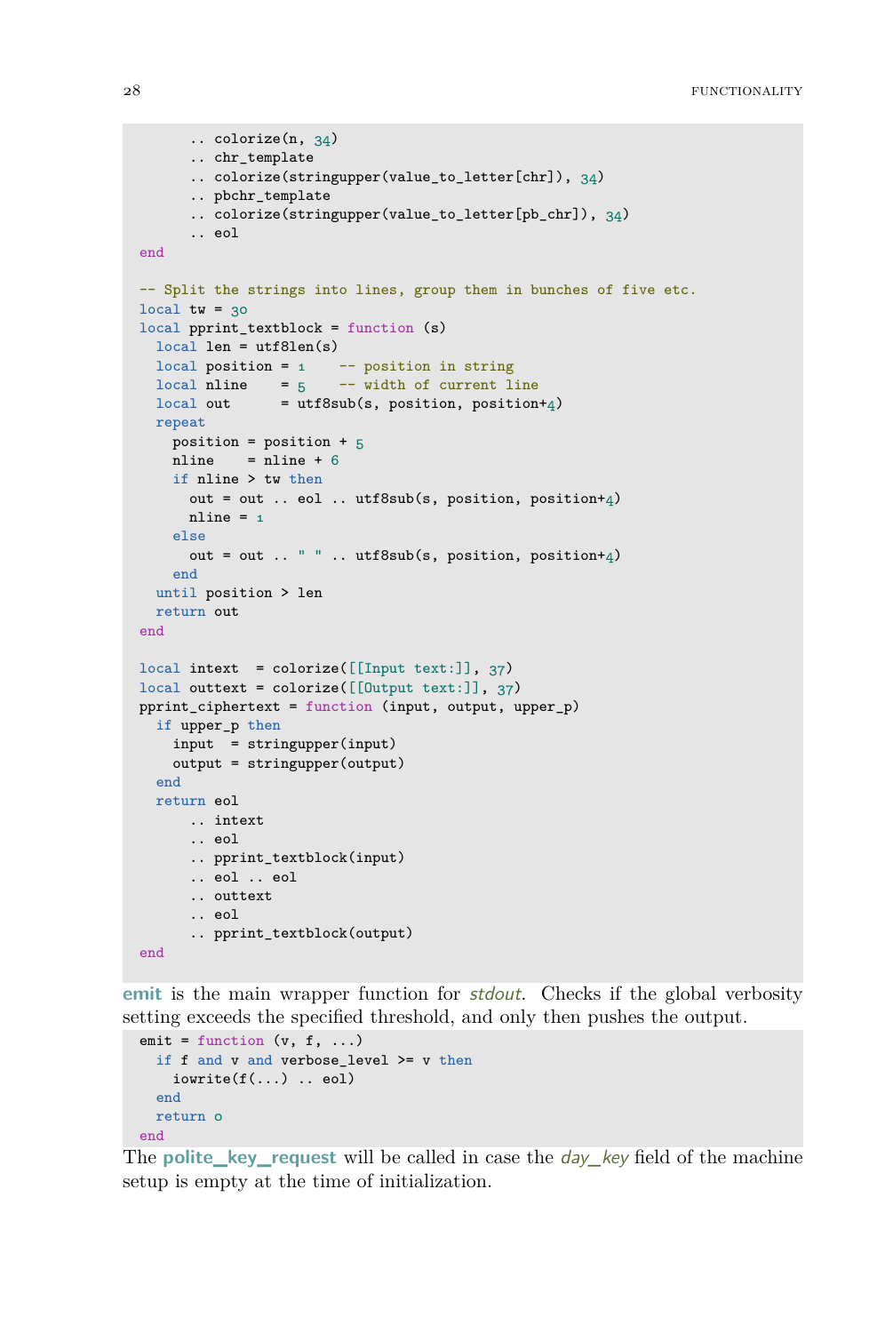```
        .. colorize(n, 34)
        .. chr_template
        .. colorize(stringupper(value_to_letter[chr]), 34)
        .. pbchr_template
        .. colorize(stringupper(value_to_letter[pb_chr]), 34)
        .. eol
end

-- Split the strings into lines, group them in bunches of five etc.
local tw = 30
local pprint_textblock = function (s)
  local len = utf8len(s)
  local position = 1    -- position in string
  local nline    = 5    -- width of current line
  local out      = utf8sub(s, position, position+4)
  repeat
    position = position + 5
    nline    = nline + 6
    if nline > tw then
      out = out .. eol .. utf8sub(s, position, position+4)
      nline = 1
    else
      out = out .. " " .. utf8sub(s, position, position+4)
    end
  until position > len
  return out
end

local intext  = colorize([[Input text:]], 37)
local outtext = colorize([[Output text:]], 37)
pprint_ciphertext = function (input, output, upper_p)
  if upper_p then
    input  = stringupper(input)
    output = stringupper(output)
  end
  return eol
      .. intext
      .. eol
      .. pprint_textblock(input)
      .. eol .. eol
      .. outtext
      .. eol
      .. pprint_textblock(output)
end
```

**emit** is the main wrapper function for *stdout*. Checks if the global verbosity setting exceeds the specified threshold, and only then pushes the output.

```
emit = function (v, f, ...)
  if f and v and verbose_level >= v then
    iowrite(f(...) .. eol)
  end
  return 0
end
```

The **polite_key_request** will be called in case the *day_key* field of the machine setup is empty at the time of initialization.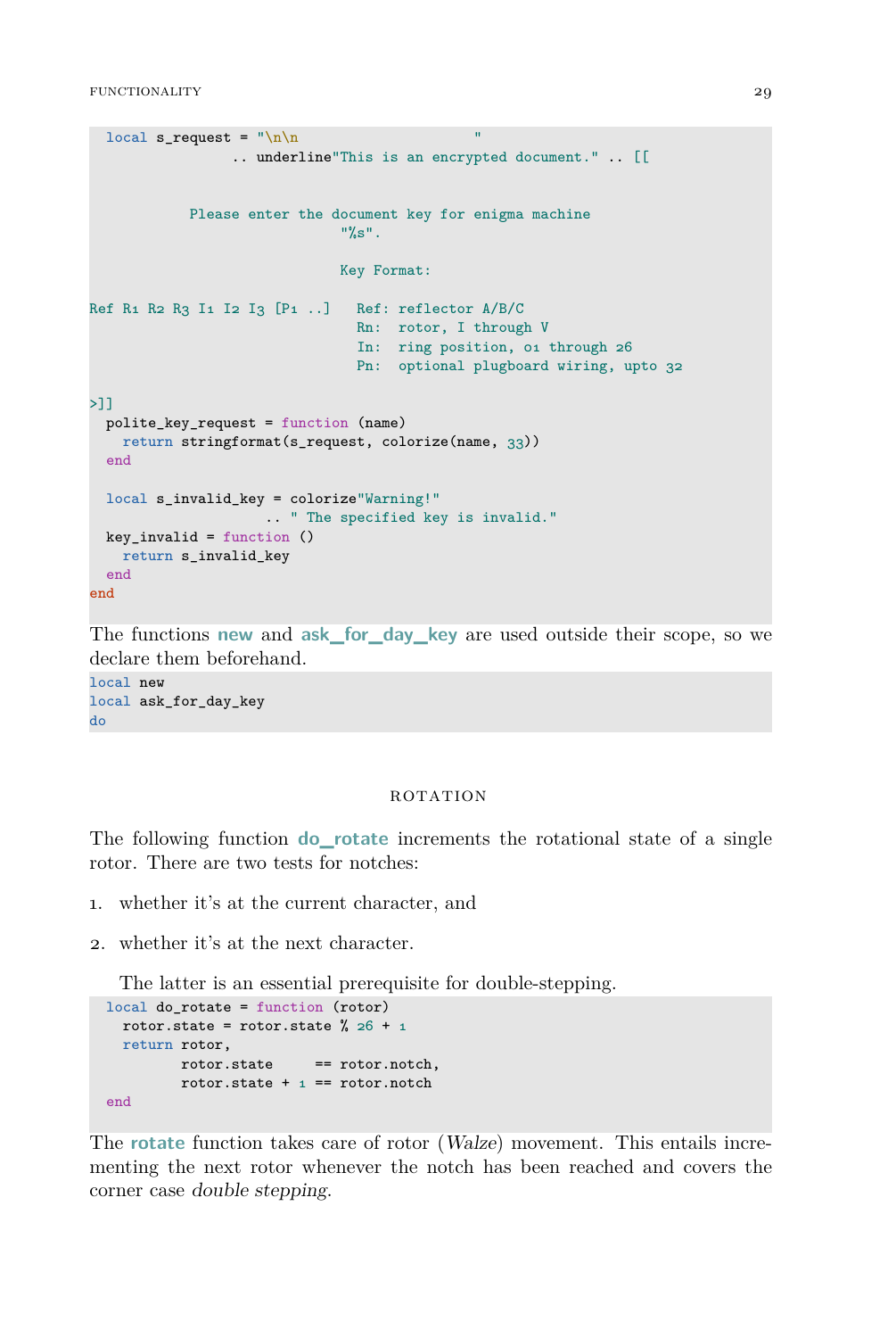```
  local s_request = "\n\n                      "
                .. underline"This is an encrypted document." .. [[


           Please enter the document key for enigma machine
                             "%s".

                             Key Format:

Ref R1 R2 R3 I1 I2 I3 [P1 ..]   Ref: reflector A/B/C
                                Rn:  rotor, I through V
                                In:  ring position, 01 through 26
                                Pn:  optional plugboard wiring, upto 32

>]]
  polite_key_request = function (name)
    return stringformat(s_request, colorize(name, 33))
  end

  local s_invalid_key = colorize"Warning!"
                    .. " The specified key is invalid."
  key_invalid = function ()
    return s_invalid_key
  end
end
```

The functions **new** and **ask_for_day_key** are used outside their scope, so we declare them beforehand.

```
local new
local ask_for_day_key
do
```

## ROTATION

The following function **do_rotate** increments the rotational state of a single rotor. There are two tests for notches:

1. whether it's at the current character, and
2. whether it's at the next character.

   The latter is an essential prerequisite for double-stepping.

```
  local do_rotate = function (rotor)
    rotor.state = rotor.state % 26 + 1
    return rotor,
           rotor.state     == rotor.notch,
           rotor.state + 1 == rotor.notch
  end
```

The **rotate** function takes care of rotor (*Walze*) movement. This entails incrementing the next rotor whenever the notch has been reached and covers the corner case *double stepping*.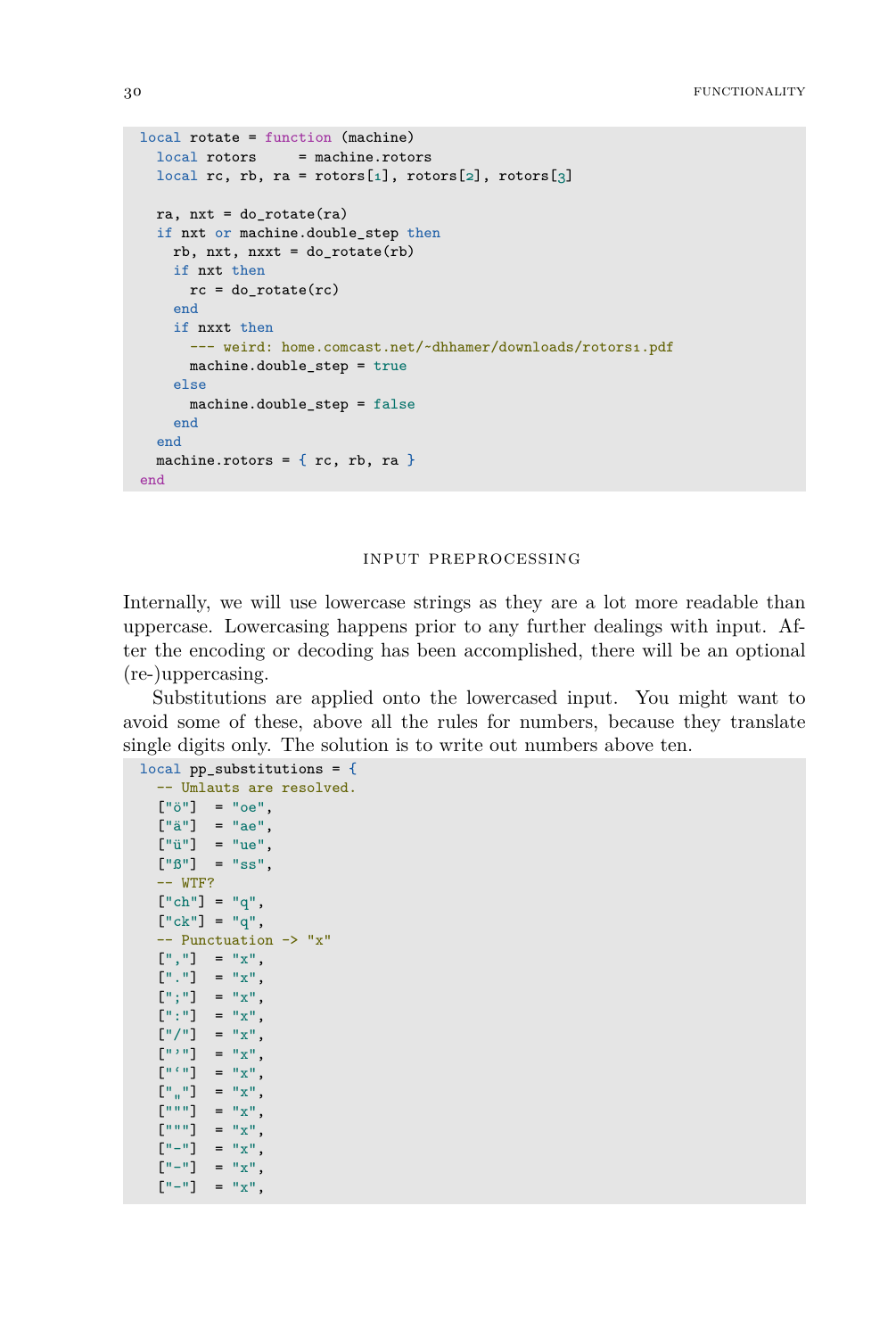```
local rotate = function (machine)
  local rotors     = machine.rotors
  local rc, rb, ra = rotors[1], rotors[2], rotors[3]

  ra, nxt = do_rotate(ra)
  if nxt or machine.double_step then
    rb, nxt, nxxt = do_rotate(rb)
    if nxt then
      rc = do_rotate(rc)
    end
    if nxxt then
      --- weird: home.comcast.net/~dhhamer/downloads/rotors1.pdf
      machine.double_step = true
    else
      machine.double_step = false
    end
  end
  machine.rotors = { rc, rb, ra }
end
```

## INPUT PREPROCESSING

Internally, we will use lowercase strings as they are a lot more readable than uppercase. Lowercasing happens prior to any further dealings with input. After the encoding or decoding has been accomplished, there will be an optional (re-)uppercasing.

Substitutions are applied onto the lowercased input. You might want to avoid some of these, above all the rules for numbers, because they translate single digits only. The solution is to write out numbers above ten.

```
local pp_substitutions = {
  -- Umlauts are resolved.
  ["ö"]  = "oe",
  ["ä"]  = "ae",
  ["ü"]  = "ue",
  ["ß"]  = "ss",
  -- WTF?
  ["ch"] = "q",
  ["ck"] = "q",
  -- Punctuation -> "x"
  [","]  = "x",
  ["."]  = "x",
  [";"]  = "x",
  [":"]  = "x",
  ["/"]  = "x",
  ["’"]  = "x",
  ["‘"]  = "x",
  ["„"]  = "x",
  ["“"]  = "x",
  ["”"]  = "x",
  ["-"]  = "x",
  ["–"]  = "x",
  ["—"]  = "x",
```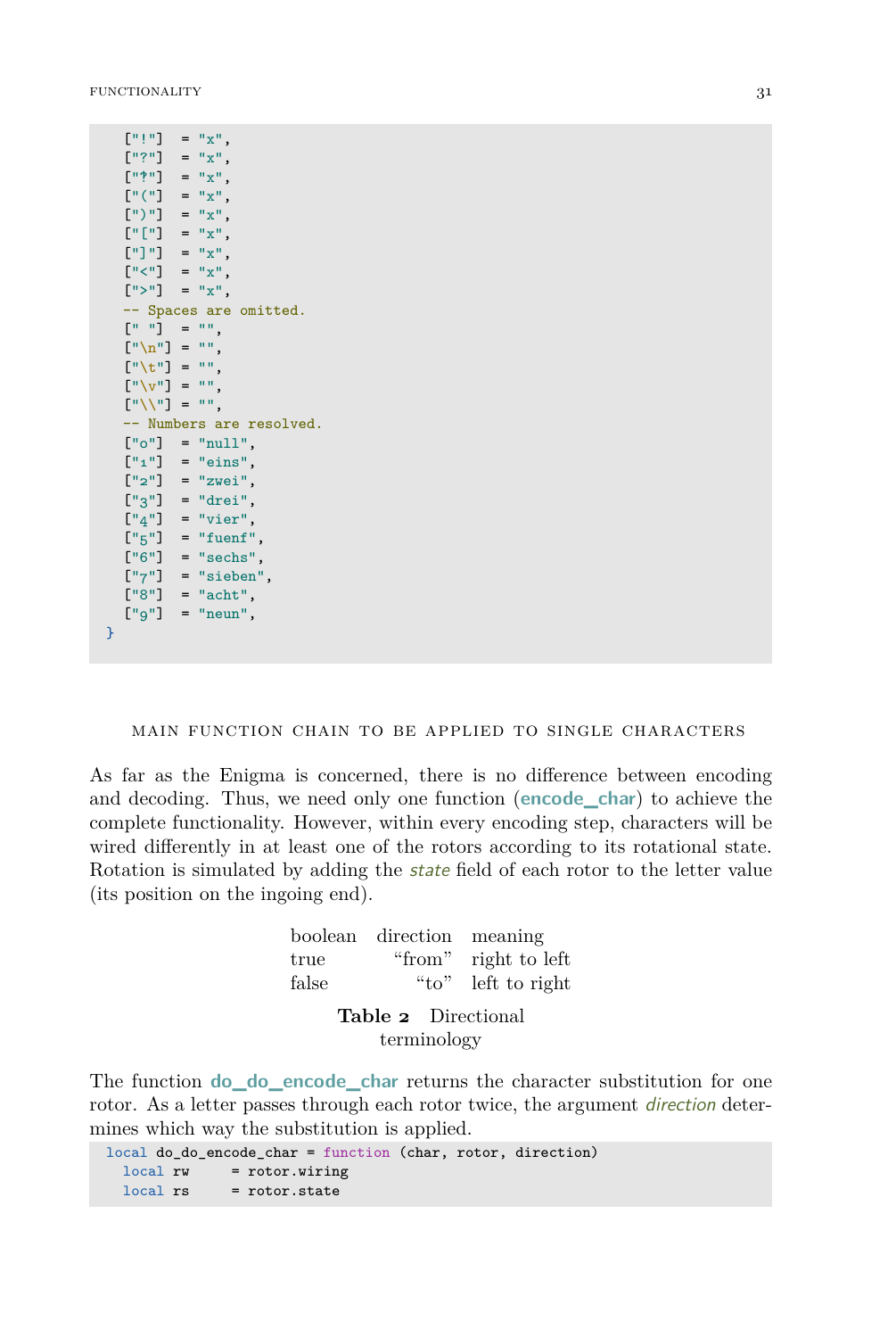```
  ["!"]  = "x",
  ["?"]  = "x",
  ["‽"]  = "x",
  ["("]  = "x",
  [")"]  = "x",
  ["["]  = "x",
  ["]"]  = "x",
  ["<"]  = "x",
  [">"]  = "x",
  -- Spaces are omitted.
  [" "]  = "",
  ["\n"] = "",
  ["\t"] = "",
  ["\v"] = "",
  ["\\"] = "",
  -- Numbers are resolved.
  ["0"]  = "null",
  ["1"]  = "eins",
  ["2"]  = "zwei",
  ["3"]  = "drei",
  ["4"]  = "vier",
  ["5"]  = "fuenf",
  ["6"]  = "sechs",
  ["7"]  = "sieben",
  ["8"]  = "acht",
  ["9"]  = "neun",
}
```

## Main function chain to be applied to single characters

As far as the Enigma is concerned, there is no difference between encoding and decoding. Thus, we need only one function (**encode_char**) to achieve the complete functionality. However, within every encoding step, characters will be wired differently in at least one of the rotors according to its rotational state. Rotation is simulated by adding the *state* field of each rotor to the letter value (its position on the ingoing end).

| boolean | direction | meaning |
|---|---|---|
| true | "from" | right to left |
| false | "to" | left to right |

**Table 2** Directional terminology

The function **do_do_encode_char** returns the character substitution for one rotor. As a letter passes through each rotor twice, the argument *direction* determines which way the substitution is applied.

```
local do_do_encode_char = function (char, rotor, direction)
  local rw     = rotor.wiring
  local rs     = rotor.state
```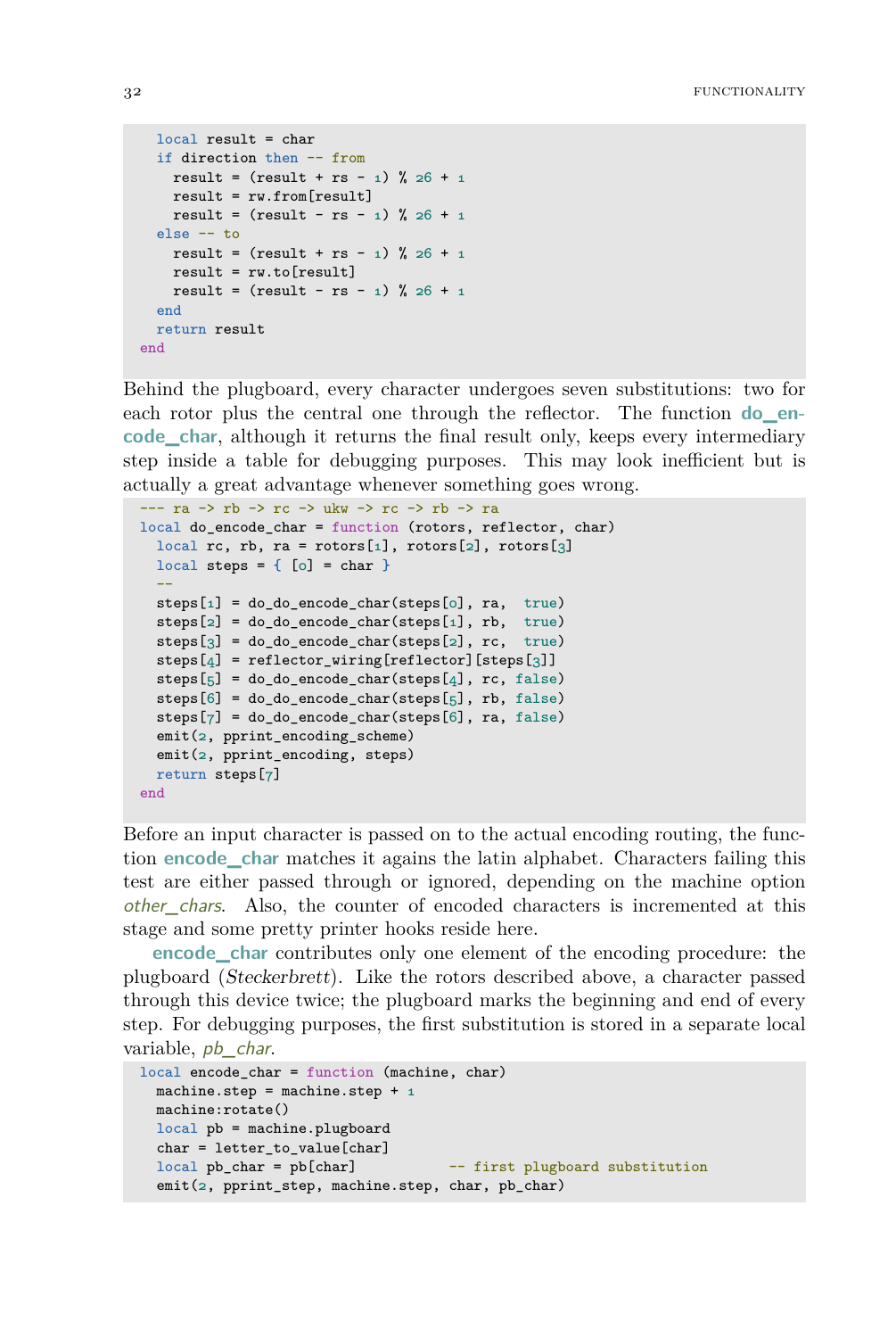```
  local result = char
  if direction then -- from
    result = (result + rs - 1) % 26 + 1
    result = rw.from[result]
    result = (result - rs - 1) % 26 + 1
  else -- to
    result = (result + rs - 1) % 26 + 1
    result = rw.to[result]
    result = (result - rs - 1) % 26 + 1
  end
  return result
end
```

Behind the plugboard, every character undergoes seven substitutions: two for each rotor plus the central one through the reflector. The function **do_encode_char**, although it returns the final result only, keeps every intermediary step inside a table for debugging purposes. This may look inefficient but is actually a great advantage whenever something goes wrong.

```
--- ra -> rb -> rc -> ukw -> rc -> rb -> ra
local do_encode_char = function (rotors, reflector, char)
  local rc, rb, ra = rotors[1], rotors[2], rotors[3]
  local steps = { [0] = char }
  --
  steps[1] = do_do_encode_char(steps[0], ra,  true)
  steps[2] = do_do_encode_char(steps[1], rb,  true)
  steps[3] = do_do_encode_char(steps[2], rc,  true)
  steps[4] = reflector_wiring[reflector][steps[3]]
  steps[5] = do_do_encode_char(steps[4], rc, false)
  steps[6] = do_do_encode_char(steps[5], rb, false)
  steps[7] = do_do_encode_char(steps[6], ra, false)
  emit(2, pprint_encoding_scheme)
  emit(2, pprint_encoding, steps)
  return steps[7]
end
```

Before an input character is passed on to the actual encoding routing, the function **encode_char** matches it agains the latin alphabet. Characters failing this test are either passed through or ignored, depending on the machine option *other_chars*. Also, the counter of encoded characters is incremented at this stage and some pretty printer hooks reside here.

**encode_char** contributes only one element of the encoding procedure: the plugboard (*Steckerbrett*). Like the rotors described above, a character passed through this device twice; the plugboard marks the beginning and end of every step. For debugging purposes, the first substitution is stored in a separate local variable, *pb_char*.

```
local encode_char = function (machine, char)
  machine.step = machine.step + 1
  machine:rotate()
  local pb = machine.plugboard
  char = letter_to_value[char]
  local pb_char = pb[char]           -- first plugboard substitution
  emit(2, pprint_step, machine.step, char, pb_char)
```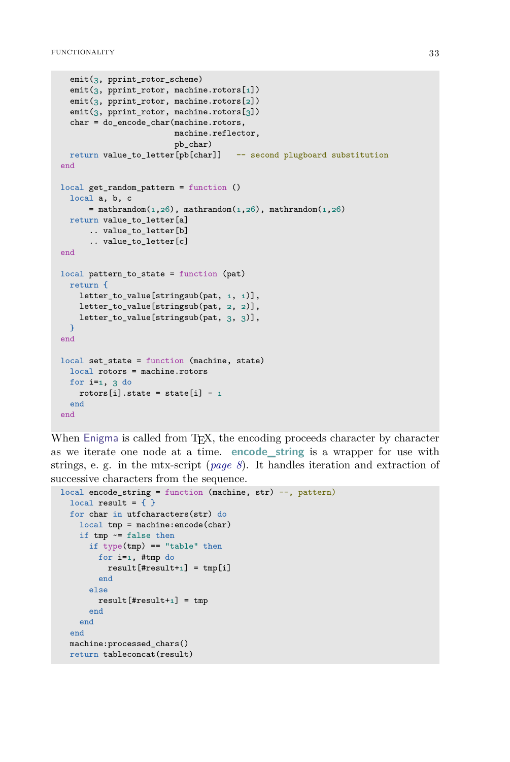```
  emit(3, pprint_rotor_scheme)
  emit(3, pprint_rotor, machine.rotors[1])
  emit(3, pprint_rotor, machine.rotors[2])
  emit(3, pprint_rotor, machine.rotors[3])
  char = do_encode_char(machine.rotors,
                        machine.reflector,
                        pb_char)
  return value_to_letter[pb[char]]   -- second plugboard substitution
end

local get_random_pattern = function ()
  local a, b, c
      = mathrandom(1,26), mathrandom(1,26), mathrandom(1,26)
  return value_to_letter[a]
      .. value_to_letter[b]
      .. value_to_letter[c]
end

local pattern_to_state = function (pat)
  return {
    letter_to_value[stringsub(pat, 1, 1)],
    letter_to_value[stringsub(pat, 2, 2)],
    letter_to_value[stringsub(pat, 3, 3)],
  }
end

local set_state = function (machine, state)
  local rotors = machine.rotors
  for i=1, 3 do
    rotors[i].state = state[i] - 1
  end
end
```

When Enigma is called from TEX, the encoding proceeds character by character as we iterate one node at a time. **encode_string** is a wrapper for use with strings, e. g. in the mtx-script (*page 8*). It handles iteration and extraction of successive characters from the sequence.

```
local encode_string = function (machine, str) --, pattern)
  local result = { }
  for char in utfcharacters(str) do
    local tmp = machine:encode(char)
    if tmp ~= false then
      if type(tmp) == "table" then
        for i=1, #tmp do
          result[#result+1] = tmp[i]
        end
      else
        result[#result+1] = tmp
      end
    end
  end
  machine:processed_chars()
  return tableconcat(result)
```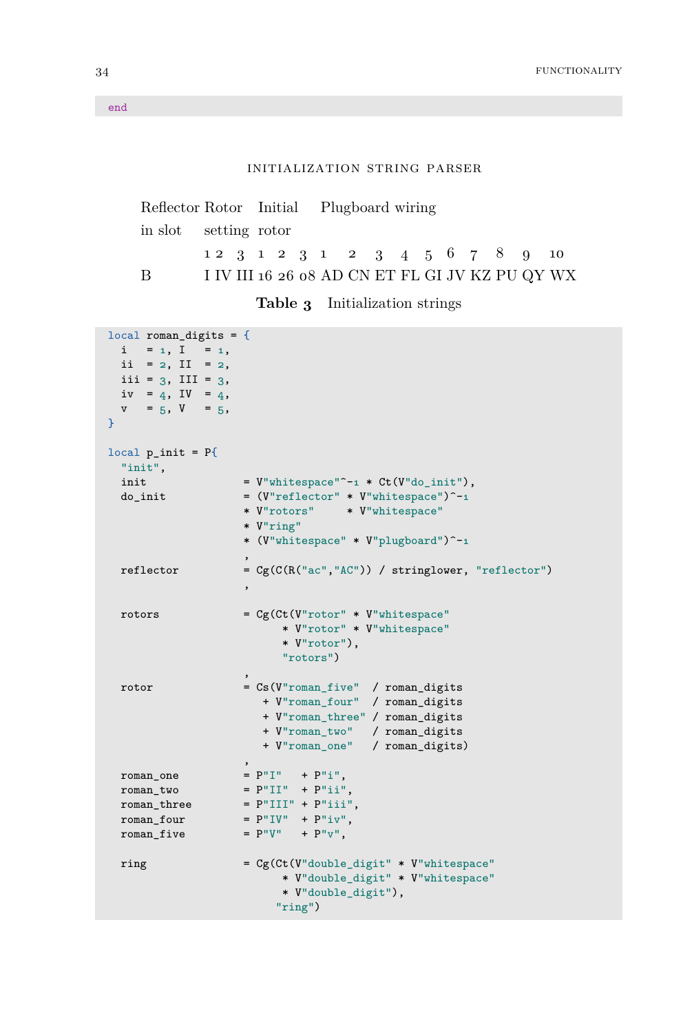```
end
```

## INITIALIZATION STRING PARSER

| Reflector in slot | Rotor setting | | | Initial rotor | | | Plugboard wiring | | | | | | | | | |
|---|---|---|---|---|---|---|---|---|---|---|---|---|---|---|---|---|
| | 1 | 2 | 3 | 1 | 2 | 3 | 1 | 2 | 3 | 4 | 5 | 6 | 7 | 8 | 9 | 10 |
| B | I | IV | III | 16 | 26 | 08 | AD | CN | ET | FL | GI | JV | KZ | PU | QY | WX |

**Table 3** Initialization strings

```
local roman_digits = {
  i   = 1, I   = 1,
  ii  = 2, II  = 2,
  iii = 3, III = 3,
  iv  = 4, IV  = 4,
  v   = 5, V   = 5,
}

local p_init = P{
  "init",
  init               = V"whitespace"^-1 * Ct(V"do_init"),
  do_init            = (V"reflector" * V"whitespace")^-1
                     * V"rotors"     * V"whitespace"
                     * V"ring"
                     * (V"whitespace" * V"plugboard")^-1
                     ,
  reflector          = Cg(C(R("ac","AC")) / stringlower, "reflector")
                     ,

  rotors             = Cg(Ct(V"rotor" * V"whitespace"
                          * V"rotor" * V"whitespace"
                          * V"rotor"),
                          "rotors")
                     ,
  rotor              = Cs(V"roman_five"  / roman_digits
                        + V"roman_four"  / roman_digits
                        + V"roman_three" / roman_digits
                        + V"roman_two"   / roman_digits
                        + V"roman_one"   / roman_digits)
                     ,
  roman_one          = P"I"   + P"i",
  roman_two          = P"II"  + P"ii",
  roman_three        = P"III" + P"iii",
  roman_four         = P"IV"  + P"iv",
  roman_five         = P"V"   + P"v",

  ring               = Cg(Ct(V"double_digit" * V"whitespace"
                          * V"double_digit" * V"whitespace"
                          * V"double_digit"),
                         "ring")
```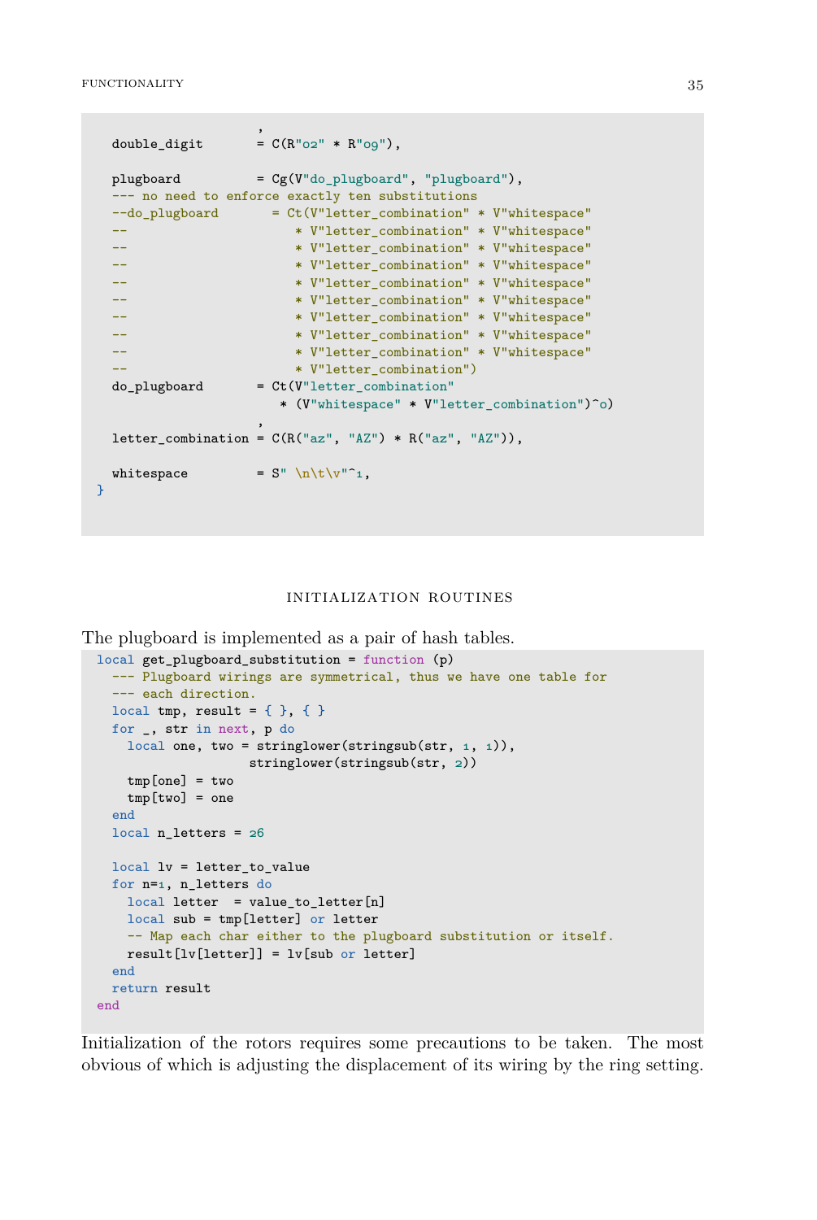```
                      ,
  double_digit        = C(R"02" * R"09"),

  plugboard           = Cg(V"do_plugboard", "plugboard"),
  --- no need to enforce exactly ten substitutions
  --do_plugboard       = Ct(V"letter_combination" * V"whitespace"
  --                     * V"letter_combination" * V"whitespace"
  --                     * V"letter_combination" * V"whitespace"
  --                     * V"letter_combination" * V"whitespace"
  --                     * V"letter_combination" * V"whitespace"
  --                     * V"letter_combination" * V"whitespace"
  --                     * V"letter_combination" * V"whitespace"
  --                     * V"letter_combination" * V"whitespace"
  --                     * V"letter_combination" * V"whitespace"
  --                     * V"letter_combination")
  do_plugboard        = Ct(V"letter_combination"
                        * (V"whitespace" * V"letter_combination")^0)
                      ,
  letter_combination = C(R("az", "AZ") * R("az", "AZ")),

  whitespace          = S" \n\t\v"^1,
}
```

### INITIALIZATION ROUTINES

The plugboard is implemented as a pair of hash tables.

```
local get_plugboard_substitution = function (p)
  --- Plugboard wirings are symmetrical, thus we have one table for
  --- each direction.
  local tmp, result = { }, { }
  for _, str in next, p do
    local one, two = stringlower(stringsub(str, 1, 1)),
                     stringlower(stringsub(str, 2))
    tmp[one] = two
    tmp[two] = one
  end
  local n_letters = 26

  local lv = letter_to_value
  for n=1, n_letters do
    local letter  = value_to_letter[n]
    local sub = tmp[letter] or letter
    -- Map each char either to the plugboard substitution or itself.
    result[lv[letter]] = lv[sub or letter]
  end
  return result
end
```

Initialization of the rotors requires some precautions to be taken. The most obvious of which is adjusting the displacement of its wiring by the ring setting.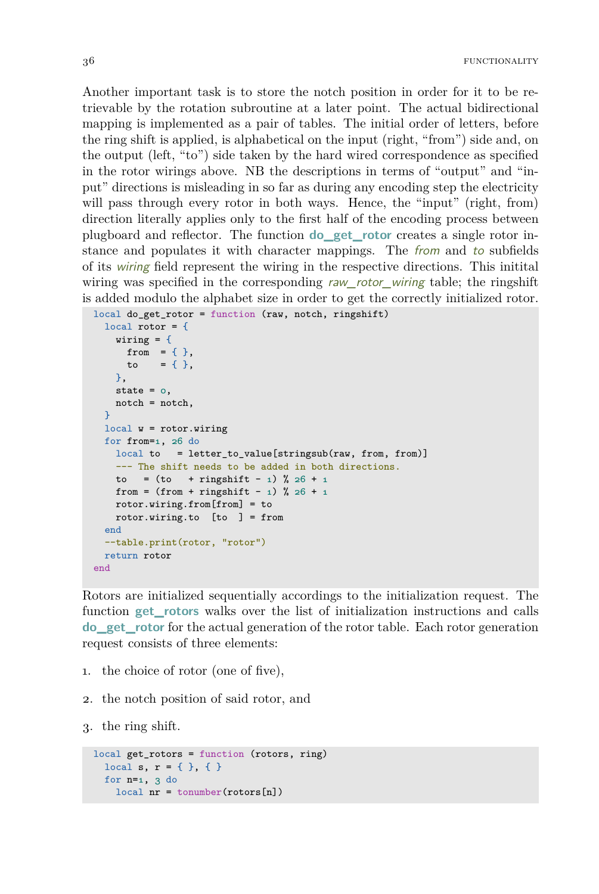Another important task is to store the notch position in order for it to be retrievable by the rotation subroutine at a later point. The actual bidirectional mapping is implemented as a pair of tables. The initial order of letters, before the ring shift is applied, is alphabetical on the input (right, "from") side and, on the output (left, "to") side taken by the hard wired correspondence as specified in the rotor wirings above. NB the descriptions in terms of "output" and "input" directions is misleading in so far as during any encoding step the electricity will pass through every rotor in both ways. Hence, the "input" (right, from) direction literally applies only to the first half of the encoding process between plugboard and reflector. The function **do_get_rotor** creates a single rotor instance and populates it with character mappings. The *from* and *to* subfields of its *wiring* field represent the wiring in the respective directions. This initital wiring was specified in the corresponding *raw_rotor_wiring* table; the ringshift is added modulo the alphabet size in order to get the correctly initialized rotor.

```
local do_get_rotor = function (raw, notch, ringshift)
  local rotor = {
    wiring = {
      from  = { },
      to    = { },
    },
    state = 0,
    notch = notch,
  }
  local w = rotor.wiring
  for from=1, 26 do
    local to   = letter_to_value[stringsub(raw, from, from)]
    --- The shift needs to be added in both directions.
    to   = (to   + ringshift - 1) % 26 + 1
    from = (from + ringshift - 1) % 26 + 1
    rotor.wiring.from[from] = to
    rotor.wiring.to  [to  ] = from
  end
  --table.print(rotor, "rotor")
  return rotor
end
```

Rotors are initialized sequentially accordings to the initialization request. The function **get_rotors** walks over the list of initialization instructions and calls **do_get_rotor** for the actual generation of the rotor table. Each rotor generation request consists of three elements:

1. the choice of rotor (one of five),
2. the notch position of said rotor, and
3. the ring shift.

```
local get_rotors = function (rotors, ring)
  local s, r = { }, { }
  for n=1, 3 do
    local nr = tonumber(rotors[n])
```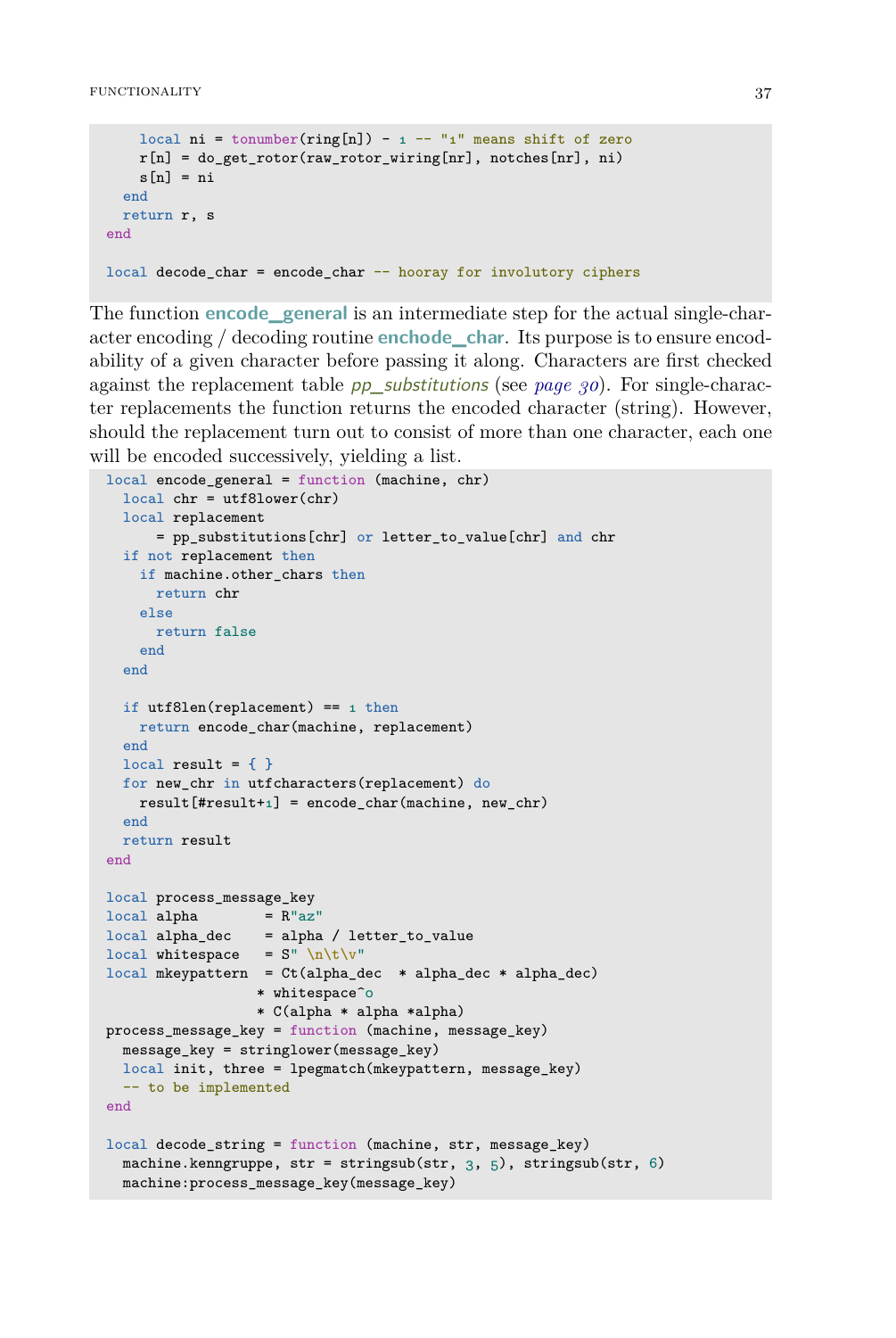```
    local ni = tonumber(ring[n]) - 1 -- "1" means shift of zero
    r[n] = do_get_rotor(raw_rotor_wiring[nr], notches[nr], ni)
    s[n] = ni
  end
  return r, s
end

local decode_char = encode_char -- hooray for involutory ciphers
```

The function **encode_general** is an intermediate step for the actual single-character encoding / decoding routine **enchode_char**. Its purpose is to ensure encodability of a given character before passing it along. Characters are first checked against the replacement table *pp_substitutions* (see *page 30*). For single-character replacements the function returns the encoded character (string). However, should the replacement turn out to consist of more than one character, each one will be encoded successively, yielding a list.

```
local encode_general = function (machine, chr)
  local chr = utf8lower(chr)
  local replacement
      = pp_substitutions[chr] or letter_to_value[chr] and chr
  if not replacement then
    if machine.other_chars then
      return chr
    else
      return false
    end
  end

  if utf8len(replacement) == 1 then
    return encode_char(machine, replacement)
  end
  local result = { }
  for new_chr in utfcharacters(replacement) do
    result[#result+1] = encode_char(machine, new_chr)
  end
  return result
end

local process_message_key
local alpha        = R"az"
local alpha_dec    = alpha / letter_to_value
local whitespace   = S" \n\t\v"
local mkeypattern  = Ct(alpha_dec  * alpha_dec * alpha_dec)
                   * whitespace^0
                   * C(alpha * alpha *alpha)
process_message_key = function (machine, message_key)
  message_key = stringlower(message_key)
  local init, three = lpegmatch(mkeypattern, message_key)
  -- to be implemented
end

local decode_string = function (machine, str, message_key)
  machine.kenngruppe, str = stringsub(str, 3, 5), stringsub(str, 6)
  machine:process_message_key(message_key)
```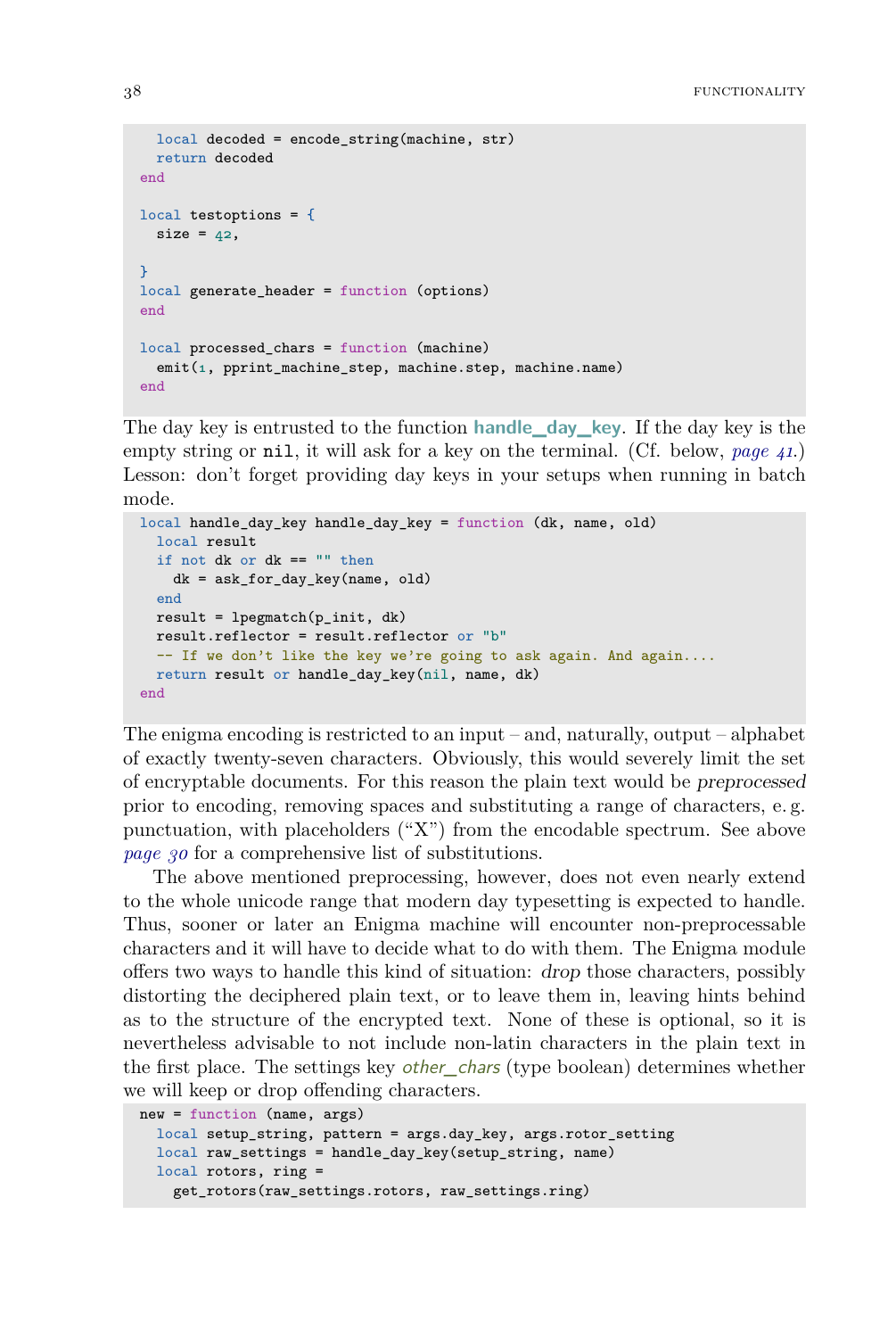```
  local decoded = encode_string(machine, str)
  return decoded
end

local testoptions = {
  size = 42,

}
local generate_header = function (options)
end

local processed_chars = function (machine)
  emit(1, pprint_machine_step, machine.step, machine.name)
end
```

The day key is entrusted to the function **handle_day_key**. If the day key is the empty string or `nil`, it will ask for a key on the terminal. (Cf. below, *page 41*.) Lesson: don't forget providing day keys in your setups when running in batch mode.

```
local handle_day_key handle_day_key = function (dk, name, old)
  local result
  if not dk or dk == "" then
    dk = ask_for_day_key(name, old)
  end
  result = lpegmatch(p_init, dk)
  result.reflector = result.reflector or "b"
  -- If we don't like the key we're going to ask again. And again....
  return result or handle_day_key(nil, name, dk)
end
```

The enigma encoding is restricted to an input – and, naturally, output – alphabet of exactly twenty-seven characters. Obviously, this would severely limit the set of encryptable documents. For this reason the plain text would be *preprocessed* prior to encoding, removing spaces and substituting a range of characters, e. g. punctuation, with placeholders ("X") from the encodable spectrum. See above *page 30* for a comprehensive list of substitutions.

The above mentioned preprocessing, however, does not even nearly extend to the whole unicode range that modern day typesetting is expected to handle. Thus, sooner or later an Enigma machine will encounter non-preprocessable characters and it will have to decide what to do with them. The Enigma module offers two ways to handle this kind of situation: *drop* those characters, possibly distorting the deciphered plain text, or to leave them in, leaving hints behind as to the structure of the encrypted text. None of these is optional, so it is nevertheless advisable to not include non-latin characters in the plain text in the first place. The settings key *other_chars* (type boolean) determines whether we will keep or drop offending characters.

```
new = function (name, args)
  local setup_string, pattern = args.day_key, args.rotor_setting
  local raw_settings = handle_day_key(setup_string, name)
  local rotors, ring =
    get_rotors(raw_settings.rotors, raw_settings.ring)
```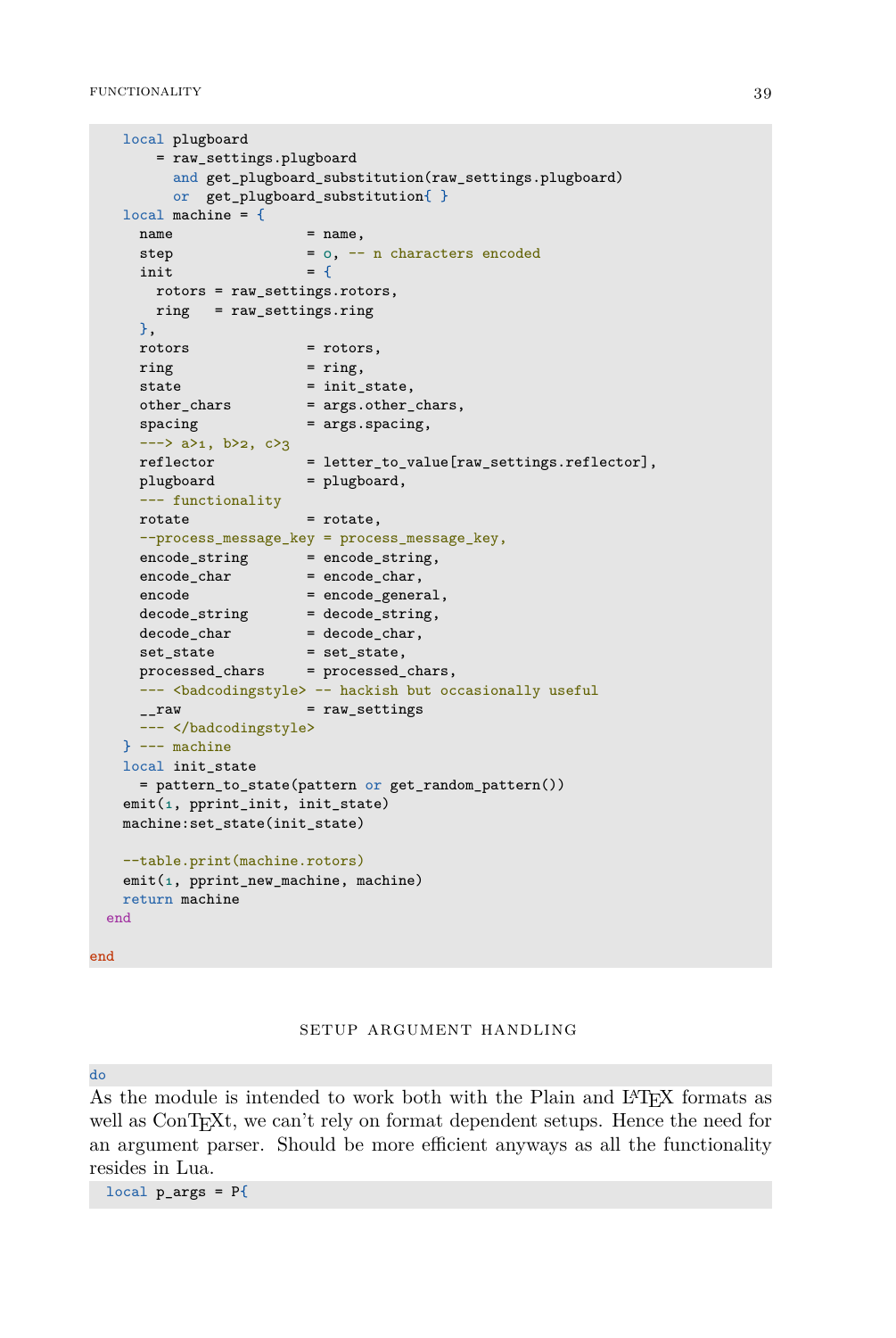```lua
    local plugboard
        = raw_settings.plugboard
          and get_plugboard_substitution(raw_settings.plugboard)
          or  get_plugboard_substitution{ }
    local machine = {
      name                = name,
      step                = 0, -- n characters encoded
      init                = {
        rotors = raw_settings.rotors,
        ring   = raw_settings.ring
      },
      rotors              = rotors,
      ring                = ring,
      state               = init_state,
      other_chars         = args.other_chars,
      spacing             = args.spacing,
      ---> a>1, b>2, c>3
      reflector           = letter_to_value[raw_settings.reflector],
      plugboard           = plugboard,
      --- functionality
      rotate              = rotate,
      --process_message_key = process_message_key,
      encode_string       = encode_string,
      encode_char         = encode_char,
      encode              = encode_general,
      decode_string       = decode_string,
      decode_char         = decode_char,
      set_state           = set_state,
      processed_chars     = processed_chars,
      --- <badcodingstyle> -- hackish but occasionally useful
      __raw               = raw_settings
      --- </badcodingstyle>
    } --- machine
    local init_state
      = pattern_to_state(pattern or get_random_pattern())
    emit(1, pprint_init, init_state)
    machine:set_state(init_state)

    --table.print(machine.rotors)
    emit(1, pprint_new_machine, machine)
    return machine
  end

end
```

## SETUP ARGUMENT HANDLING

```lua
do
```

As the module is intended to work both with the Plain and LaTeX formats as well as ConTeXt, we can't rely on format dependent setups. Hence the need for an argument parser. Should be more efficient anyways as all the functionality resides in Lua.

```lua
  local p_args = P{
```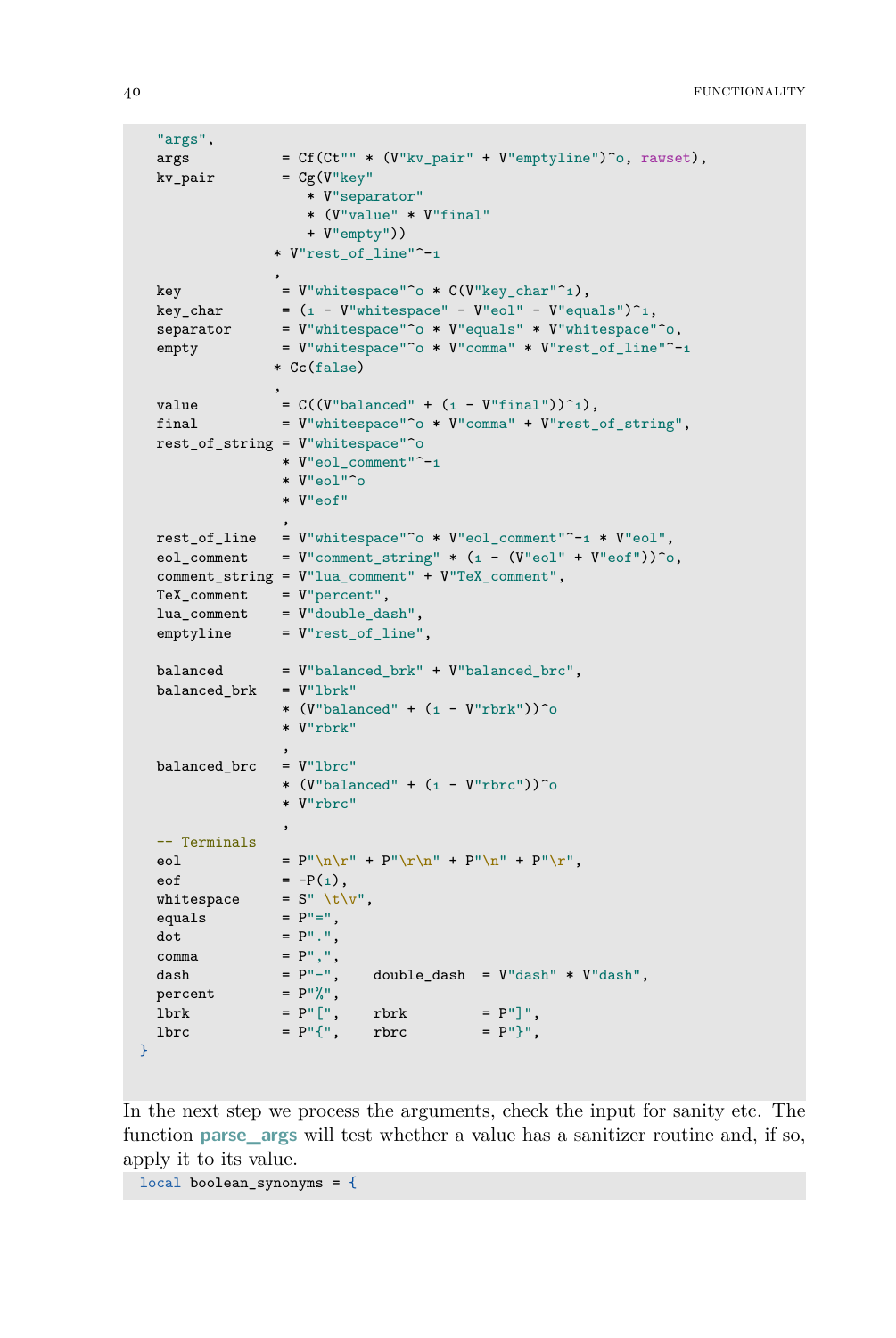```
    "args",
    args           = Cf(Ct"" * (V"kv_pair" + V"emptyline")^0, rawset),
    kv_pair        = Cg(V"key"
                      * V"separator"
                      * (V"value" * V"final"
                      + V"empty"))
                   * V"rest_of_line"^-1
                   ,
    key            = V"whitespace"^0 * C(V"key_char"^1),
    key_char       = (1 - V"whitespace" - V"eol" - V"equals")^1,
    separator      = V"whitespace"^0 * V"equals" * V"whitespace"^0,
    empty          = V"whitespace"^0 * V"comma" * V"rest_of_line"^-1
                   * Cc(false)
                   ,
    value          = C((V"balanced" + (1 - V"final"))^1),
    final          = V"whitespace"^0 * V"comma" + V"rest_of_string",
    rest_of_string = V"whitespace"^0
                   * V"eol_comment"^-1
                   * V"eol"^0
                   * V"eof"
                   ,
    rest_of_line   = V"whitespace"^0 * V"eol_comment"^-1 * V"eol",
    eol_comment    = V"comment_string" * (1 - (V"eol" + V"eof"))^0,
    comment_string = V"lua_comment" + V"TeX_comment",
    TeX_comment    = V"percent",
    lua_comment    = V"double_dash",
    emptyline      = V"rest_of_line",

    balanced       = V"balanced_brk" + V"balanced_brc",
    balanced_brk   = V"lbrk"
                   * (V"balanced" + (1 - V"rbrk"))^0
                   * V"rbrk"
                   ,
    balanced_brc   = V"lbrc"
                   * (V"balanced" + (1 - V"rbrc"))^0
                   * V"rbrc"
                   ,
    -- Terminals
    eol            = P"\n\r" + P"\r\n" + P"\n" + P"\r",
    eof            = -P(1),
    whitespace     = S" \t\v",
    equals         = P"=",
    dot            = P".",
    comma          = P",",
    dash           = P"-",    double_dash  = V"dash" * V"dash",
    percent        = P"%",
    lbrk           = P"[",    rbrk         = P"]",
    lbrc           = P"{",    rbrc         = P"}",
}
```

In the next step we process the arguments, check the input for sanity etc. The function **parse_args** will test whether a value has a sanitizer routine and, if so, apply it to its value.

```
local boolean_synonyms = {
```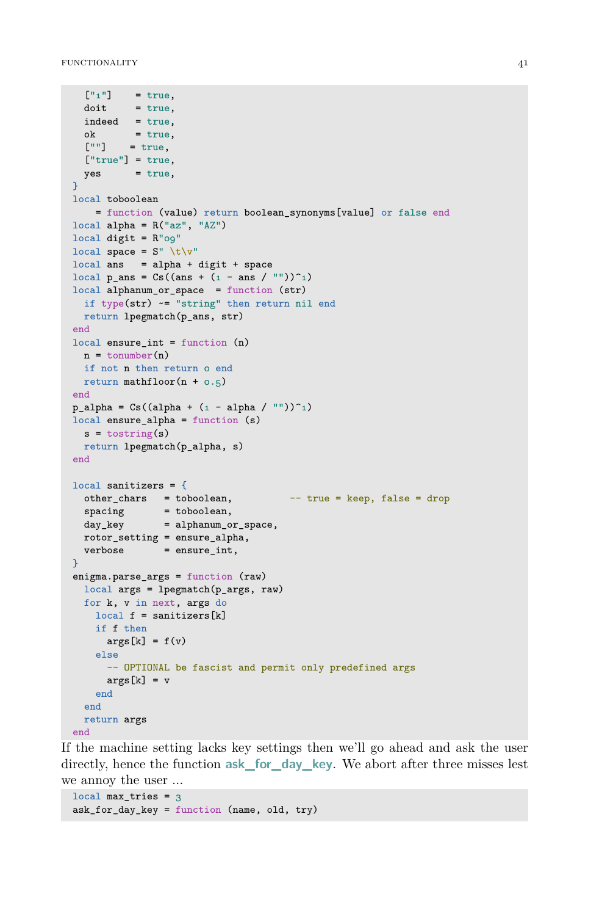```
  ["1"]    = true,
  doit     = true,
  indeed   = true,
  ok       = true,
  [""]    = true,
  ["true"] = true,
  yes      = true,
}
local toboolean
    = function (value) return boolean_synonyms[value] or false end
local alpha = R("az", "AZ")
local digit = R"09"
local space = S" \t\v"
local ans   = alpha + digit + space
local p_ans = Cs((ans + (1 - ans / ""))^1)
local alphanum_or_space  = function (str)
  if type(str) ~= "string" then return nil end
  return lpegmatch(p_ans, str)
end
local ensure_int = function (n)
  n = tonumber(n)
  if not n then return 0 end
  return mathfloor(n + 0.5)
end
p_alpha = Cs((alpha + (1 - alpha / ""))^1)
local ensure_alpha = function (s)
  s = tostring(s)
  return lpegmatch(p_alpha, s)
end

local sanitizers = {
  other_chars   = toboolean,          -- true = keep, false = drop
  spacing       = toboolean,
  day_key       = alphanum_or_space,
  rotor_setting = ensure_alpha,
  verbose       = ensure_int,
}
enigma.parse_args = function (raw)
  local args = lpegmatch(p_args, raw)
  for k, v in next, args do
    local f = sanitizers[k]
    if f then
      args[k] = f(v)
    else
      -- OPTIONAL be fascist and permit only predefined args
      args[k] = v
    end
  end
  return args
end
```

If the machine setting lacks key settings then we'll go ahead and ask the user directly, hence the function **ask_for_day_key**. We abort after three misses lest we annoy the user ...

```
local max_tries = 3
ask_for_day_key = function (name, old, try)
```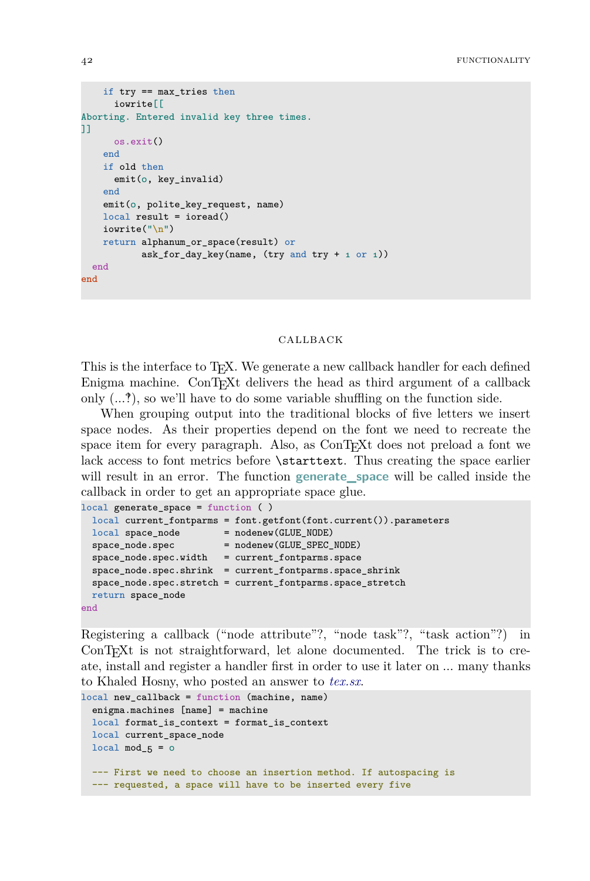```
    if try == max_tries then
      iowrite[[
Aborting. Entered invalid key three times.
]]
      os.exit()
    end
    if old then
      emit(o, key_invalid)
    end
    emit(o, polite_key_request, name)
    local result = ioread()
    iowrite("\n")
    return alphanum_or_space(result) or
           ask_for_day_key(name, (try and try + 1 or 1))
  end
end
```

## CALLBACK

This is the interface to TEX. We generate a new callback handler for each defined Enigma machine. ConTEXt delivers the head as third argument of a callback only (...‽), so we'll have to do some variable shuffling on the function side.

When grouping output into the traditional blocks of five letters we insert space nodes. As their properties depend on the font we need to recreate the space item for every paragraph. Also, as ConTEXt does not preload a font we lack access to font metrics before `\starttext`. Thus creating the space earlier will result in an error. The function **generate_space** will be called inside the callback in order to get an appropriate space glue.

```
local generate_space = function ( )
  local current_fontparms = font.getfont(font.current()).parameters
  local space_node        = nodenew(GLUE_NODE)
  space_node.spec         = nodenew(GLUE_SPEC_NODE)
  space_node.spec.width   = current_fontparms.space
  space_node.spec.shrink  = current_fontparms.space_shrink
  space_node.spec.stretch = current_fontparms.space_stretch
  return space_node
end
```

Registering a callback ("node attribute"?, "node task"?, "task action"?) in ConTEXt is not straightforward, let alone documented. The trick is to create, install and register a handler first in order to use it later on ... many thanks to Khaled Hosny, who posted an answer to *tex.sx*.

```
local new_callback = function (machine, name)
  enigma.machines [name] = machine
  local format_is_context = format_is_context
  local current_space_node
  local mod_5 = 0

  --- First we need to choose an insertion method. If autospacing is
  --- requested, a space will have to be inserted every five
```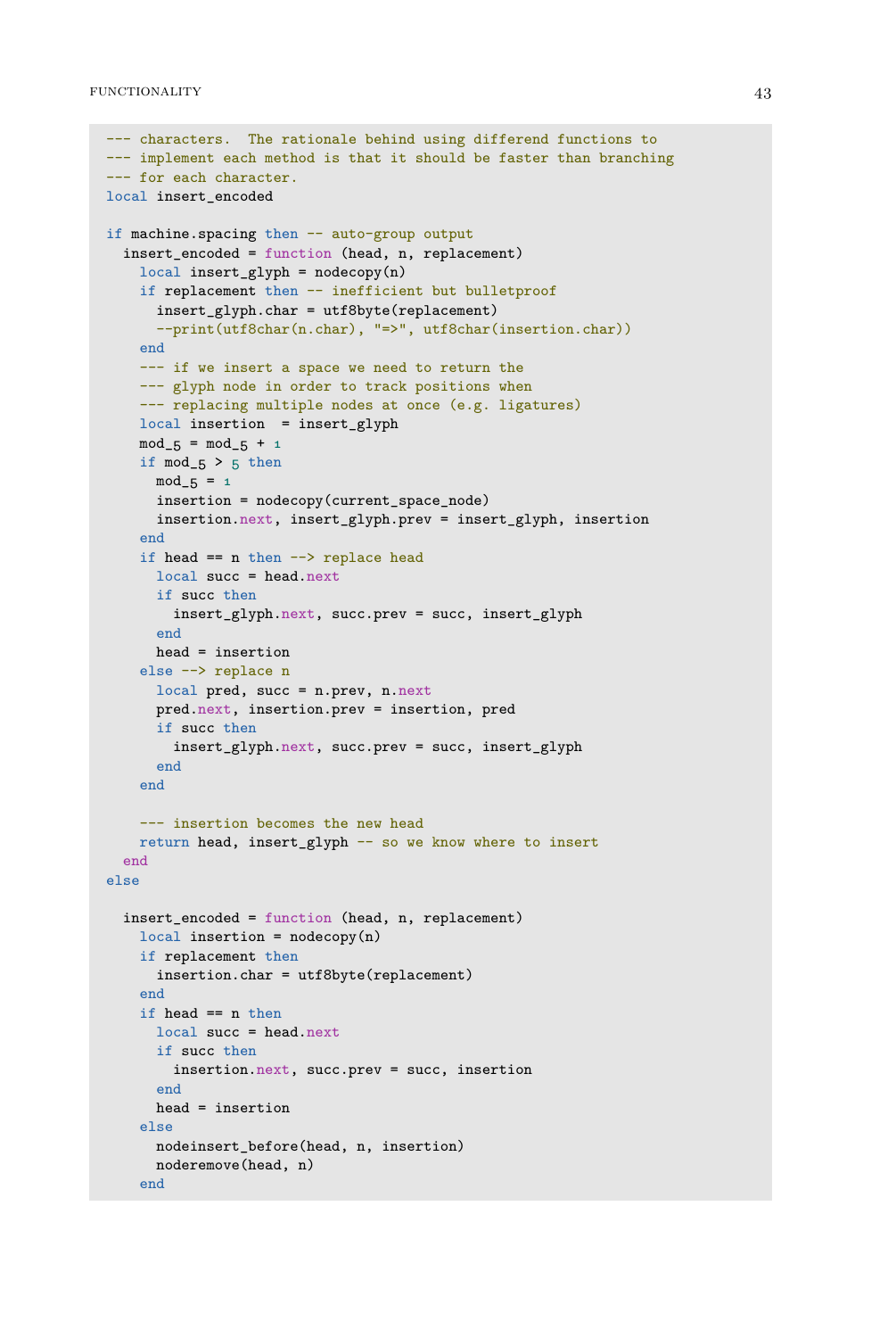```lua
--- characters.  The rationale behind using differend functions to
--- implement each method is that it should be faster than branching
--- for each character.
local insert_encoded

if machine.spacing then -- auto-group output
  insert_encoded = function (head, n, replacement)
    local insert_glyph = nodecopy(n)
    if replacement then -- inefficient but bulletproof
      insert_glyph.char = utf8byte(replacement)
      --print(utf8char(n.char), "=>", utf8char(insertion.char))
    end
    --- if we insert a space we need to return the
    --- glyph node in order to track positions when
    --- replacing multiple nodes at once (e.g. ligatures)
    local insertion  = insert_glyph
    mod_5 = mod_5 + 1
    if mod_5 > 5 then
      mod_5 = 1
      insertion = nodecopy(current_space_node)
      insertion.next, insert_glyph.prev = insert_glyph, insertion
    end
    if head == n then --> replace head
      local succ = head.next
      if succ then
        insert_glyph.next, succ.prev = succ, insert_glyph
      end
      head = insertion
    else --> replace n
      local pred, succ = n.prev, n.next
      pred.next, insertion.prev = insertion, pred
      if succ then
        insert_glyph.next, succ.prev = succ, insert_glyph
      end
    end

    --- insertion becomes the new head
    return head, insert_glyph -- so we know where to insert
  end
else

  insert_encoded = function (head, n, replacement)
    local insertion = nodecopy(n)
    if replacement then
      insertion.char = utf8byte(replacement)
    end
    if head == n then
      local succ = head.next
      if succ then
        insertion.next, succ.prev = succ, insertion
      end
      head = insertion
    else
      nodeinsert_before(head, n, insertion)
      noderemove(head, n)
    end
```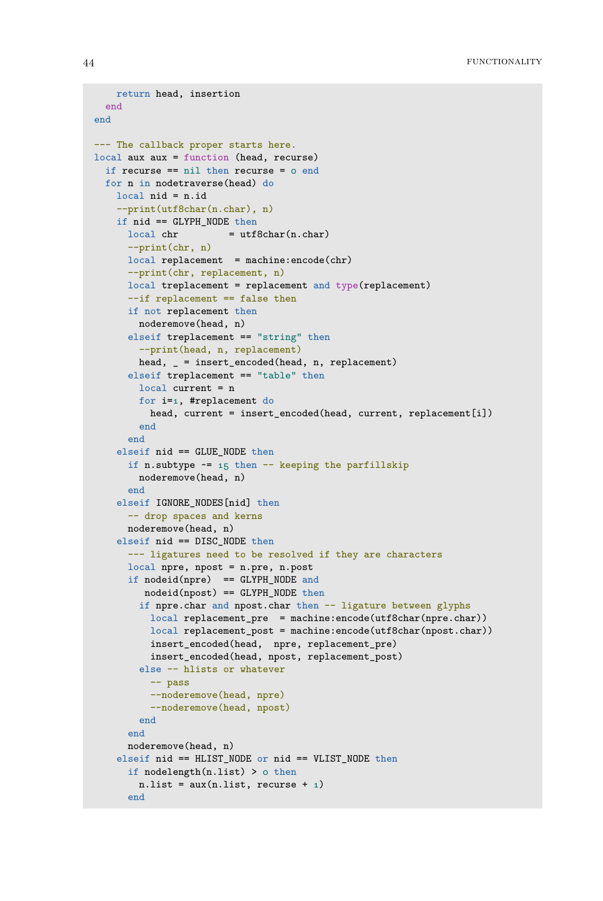```
    return head, insertion
  end
end

--- The callback proper starts here.
local aux aux = function (head, recurse)
  if recurse == nil then recurse = 0 end
  for n in nodetraverse(head) do
    local nid = n.id
    --print(utf8char(n.char), n)
    if nid == GLYPH_NODE then
      local chr         = utf8char(n.char)
      --print(chr, n)
      local replacement  = machine:encode(chr)
      --print(chr, replacement, n)
      local treplacement = replacement and type(replacement)
      --if replacement == false then
      if not replacement then
        noderemove(head, n)
      elseif treplacement == "string" then
        --print(head, n, replacement)
        head, _ = insert_encoded(head, n, replacement)
      elseif treplacement == "table" then
        local current = n
        for i=1, #replacement do
          head, current = insert_encoded(head, current, replacement[i])
        end
      end
    elseif nid == GLUE_NODE then
      if n.subtype ~= 15 then -- keeping the parfillskip
        noderemove(head, n)
      end
    elseif IGNORE_NODES[nid] then
      -- drop spaces and kerns
      noderemove(head, n)
    elseif nid == DISC_NODE then
      --- ligatures need to be resolved if they are characters
      local npre, npost = n.pre, n.post
      if nodeid(npre)  == GLYPH_NODE and
         nodeid(npost) == GLYPH_NODE then
        if npre.char and npost.char then -- ligature between glyphs
          local replacement_pre  = machine:encode(utf8char(npre.char))
          local replacement_post = machine:encode(utf8char(npost.char))
          insert_encoded(head,  npre, replacement_pre)
          insert_encoded(head, npost, replacement_post)
        else -- hlists or whatever
          -- pass
          --noderemove(head, npre)
          --noderemove(head, npost)
        end
      end
      noderemove(head, n)
    elseif nid == HLIST_NODE or nid == VLIST_NODE then
      if nodelength(n.list) > 0 then
        n.list = aux(n.list, recurse + 1)
      end
```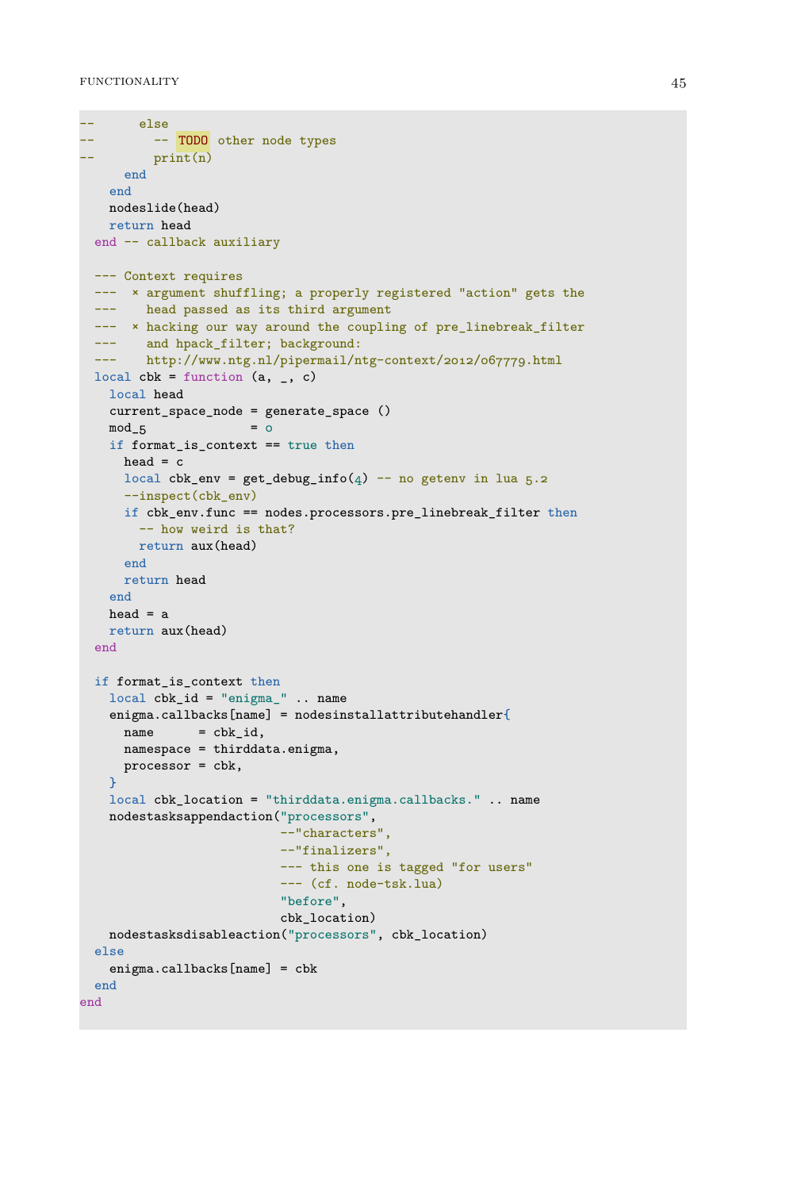```lua
--      else
--        -- TODO other node types
--        print(n)
      end
    end
    nodeslide(head)
    return head
  end -- callback auxiliary

  --- Context requires
  ---  × argument shuffling; a properly registered "action" gets the
  ---    head passed as its third argument
  ---  × hacking our way around the coupling of pre_linebreak_filter
  ---    and hpack_filter; background:
  ---    http://www.ntg.nl/pipermail/ntg-context/2012/067779.html
  local cbk = function (a, _, c)
    local head
    current_space_node = generate_space ()
    mod_5              = 0
    if format_is_context == true then
      head = c
      local cbk_env = get_debug_info(4) -- no getenv in lua 5.2
      --inspect(cbk_env)
      if cbk_env.func == nodes.processors.pre_linebreak_filter then
        -- how weird is that?
        return aux(head)
      end
      return head
    end
    head = a
    return aux(head)
  end

  if format_is_context then
    local cbk_id = "enigma_" .. name
    enigma.callbacks[name] = nodesinstallattributehandler{
      name      = cbk_id,
      namespace = thirddata.enigma,
      processor = cbk,
    }
    local cbk_location = "thirddata.enigma.callbacks." .. name
    nodestasksappendaction("processors",
                           --"characters",
                           --"finalizers",
                           --- this one is tagged "for users"
                           --- (cf. node-tsk.lua)
                           "before",
                           cbk_location)
    nodestasksdisableaction("processors", cbk_location)
  else
    enigma.callbacks[name] = cbk
  end
end
```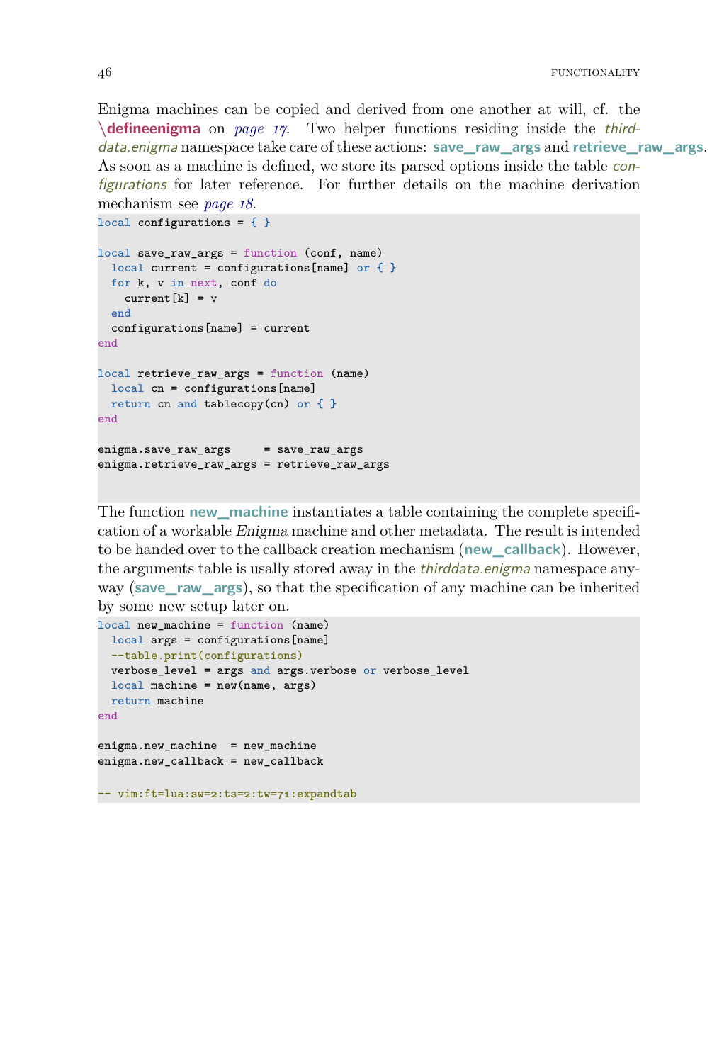Enigma machines can be copied and derived from one another at will, cf. the **\defineenigma** on *page 17*. Two helper functions residing inside the *thirddata.enigma* namespace take care of these actions: **save_raw_args** and **retrieve_raw_args**. As soon as a machine is defined, we store its parsed options inside the table *configurations* for later reference. For further details on the machine derivation mechanism see *page 18*.

```
local configurations = { }

local save_raw_args = function (conf, name)
  local current = configurations[name] or { }
  for k, v in next, conf do
    current[k] = v
  end
  configurations[name] = current
end

local retrieve_raw_args = function (name)
  local cn = configurations[name]
  return cn and tablecopy(cn) or { }
end

enigma.save_raw_args     = save_raw_args
enigma.retrieve_raw_args = retrieve_raw_args
```

The function **new_machine** instantiates a table containing the complete specification of a workable *Enigma* machine and other metadata. The result is intended to be handed over to the callback creation mechanism (**new_callback**). However, the arguments table is usally stored away in the *thirddata.enigma* namespace anyway (**save_raw_args**), so that the specification of any machine can be inherited by some new setup later on.

```
local new_machine = function (name)
  local args = configurations[name]
  --table.print(configurations)
  verbose_level = args and args.verbose or verbose_level
  local machine = new(name, args)
  return machine
end

enigma.new_machine  = new_machine
enigma.new_callback = new_callback

-- vim:ft=lua:sw=2:ts=2:tw=71:expandtab
```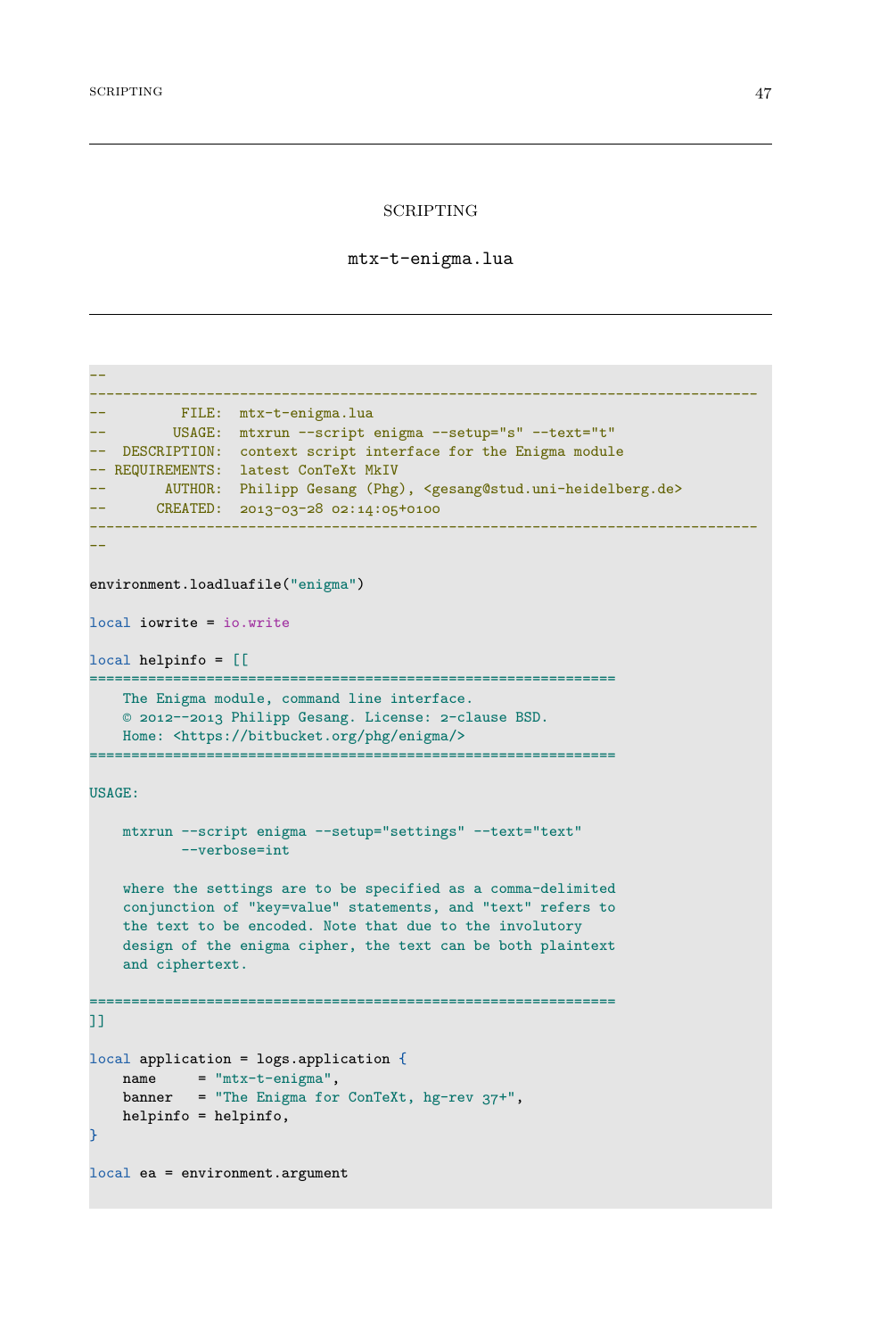# SCRIPTING

## mtx-t-enigma.lua

```
--
--------------------------------------------------------------------------------
--         FILE:  mtx-t-enigma.lua
--        USAGE:  mtxrun --script enigma --setup="s" --text="t"
--  DESCRIPTION:  context script interface for the Enigma module
-- REQUIREMENTS:  latest ConTeXt MkIV
--       AUTHOR:  Philipp Gesang (Phg), <gesang@stud.uni-heidelberg.de>
--      CREATED:  2013-03-28 02:14:05+0100
--------------------------------------------------------------------------------
--

environment.loadluafile("enigma")

local iowrite = io.write

local helpinfo = [[
===============================================================
    The Enigma module, command line interface.
    © 2012--2013 Philipp Gesang. License: 2-clause BSD.
    Home: <https://bitbucket.org/phg/enigma/>
===============================================================

USAGE:

    mtxrun --script enigma --setup="settings" --text="text"
           --verbose=int

    where the settings are to be specified as a comma-delimited
    conjunction of "key=value" statements, and "text" refers to
    the text to be encoded. Note that due to the involutory
    design of the enigma cipher, the text can be both plaintext
    and ciphertext.

===============================================================
]]

local application = logs.application {
    name     = "mtx-t-enigma",
    banner   = "The Enigma for ConTeXt, hg-rev 37+",
    helpinfo = helpinfo,
}

local ea = environment.argument
```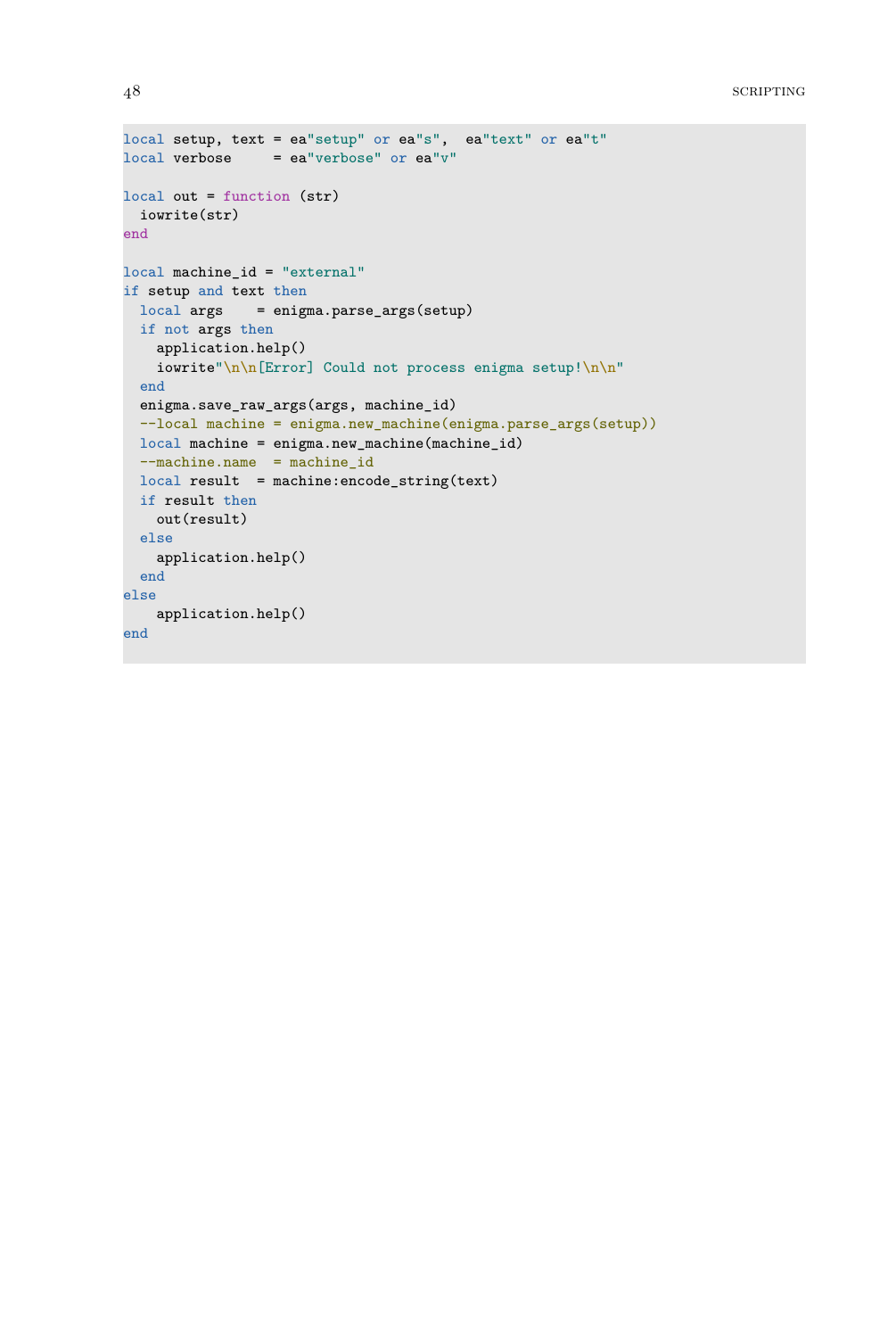```lua
local setup, text = ea"setup" or ea"s",  ea"text" or ea"t"
local verbose     = ea"verbose" or ea"v"

local out = function (str)
  iowrite(str)
end

local machine_id = "external"
if setup and text then
  local args    = enigma.parse_args(setup)
  if not args then
    application.help()
    iowrite"\n\n[Error] Could not process enigma setup!\n\n"
  end
  enigma.save_raw_args(args, machine_id)
  --local machine = enigma.new_machine(enigma.parse_args(setup))
  local machine = enigma.new_machine(machine_id)
  --machine.name  = machine_id
  local result  = machine:encode_string(text)
  if result then
    out(result)
  else
    application.help()
  end
else
    application.help()
end
```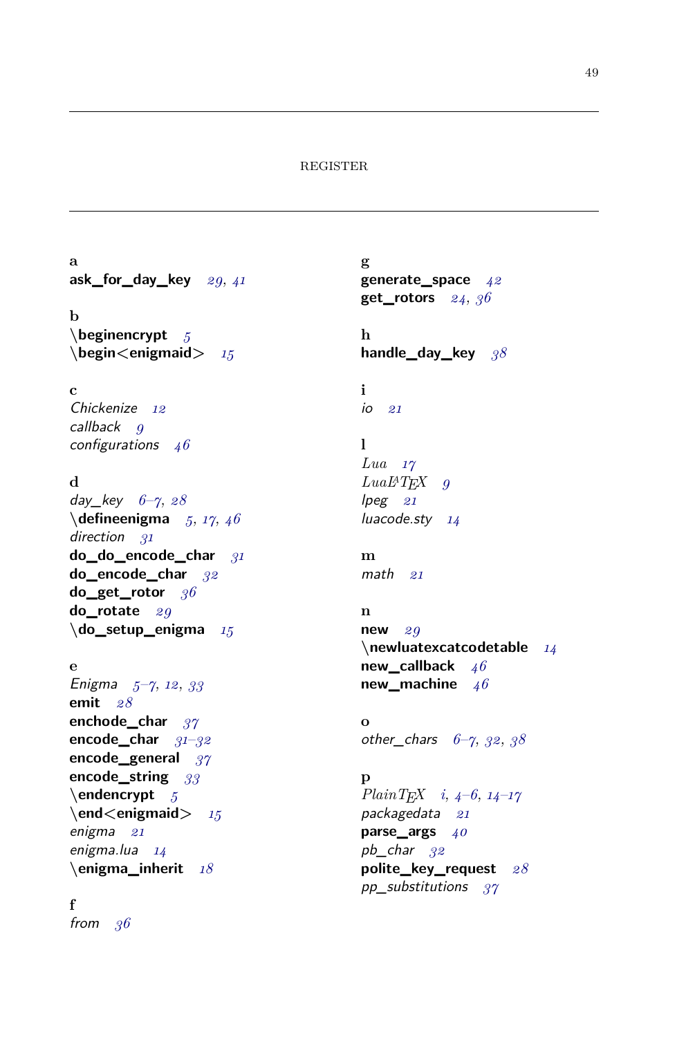## REGISTER

**a**
**ask_for_day_key** *29, 41*

**b**
**\beginencrypt** *5*
**\begin<enigmaid>** *15*

**c**
*Chickenize* *12*
*callback* *9*
*configurations* *46*

**d**
*day_key* *6–7, 28*
**\defineenigma** *5, 17, 46*
*direction* *31*
**do_do_encode_char** *31*
**do_encode_char** *32*
**do_get_rotor** *36*
**do_rotate** *29*
**\do_setup_enigma** *15*

**e**
*Enigma* *5–7, 12, 33*
**emit** *28*
**enchode_char** *37*
**encode_char** *31–32*
**encode_general** *37*
**encode_string** *33*
**\endencrypt** *5*
**\end<enigmaid>** *15*
*enigma* *21*
*enigma.lua* *14*
**\enigma_inherit** *18*

**f**
*from* *36*

**g**
**generate_space** *42*
**get_rotors** *24, 36*

**h**
**handle_day_key** *38*

**i**
*io* *21*

**l**
*Lua* *17*
*LuaLaTeX* *9*
*lpeg* *21*
*luacode.sty* *14*

**m**
*math* *21*

**n**
**new** *29*
**\newluatexcatcodetable** *14*
**new_callback** *46*
**new_machine** *46*

**o**
*other_chars* *6–7, 32, 38*

**p**
*PlainTeX* *i, 4–6, 14–17*
*packagedata* *21*
**parse_args** *40*
*pb_char* *32*
**polite_key_request** *28*
*pp_substitutions* *37*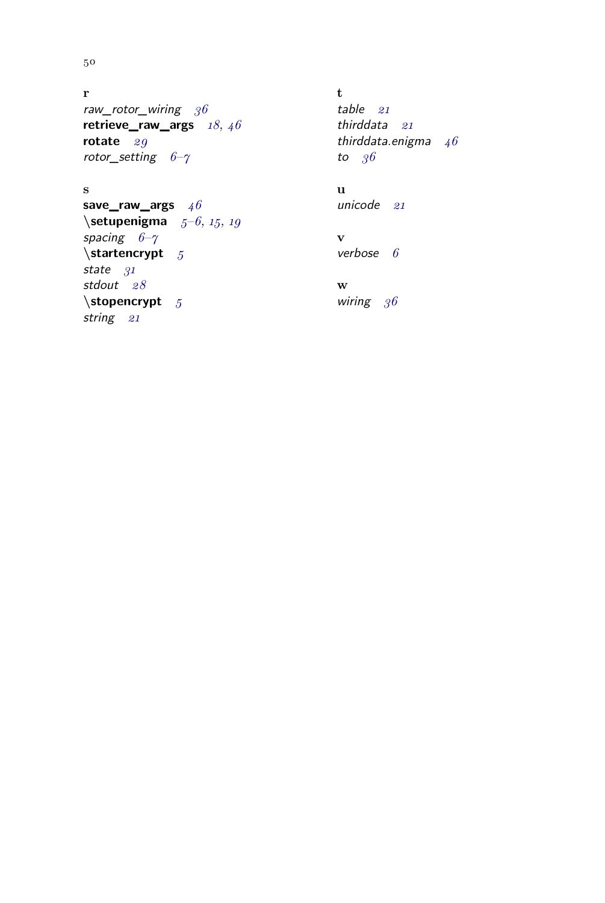**r**

*raw_rotor_wiring* *36*
**retrieve_raw_args** *18, 46*
**rotate** *29*
*rotor_setting* *6–7*

**s**

**save_raw_args** *46*
\**setupenigma** *5–6, 15, 19*
*spacing* *6–7*
\**startencrypt** *5*
*state* *31*
*stdout* *28*
\**stopencrypt** *5*
*string* *21*

**t**

*table* *21*
*thirddata* *21*
*thirddata.enigma* *46*
*to* *36*

**u**

*unicode* *21*

**v**

*verbose* *6*

**w**

*wiring* *36*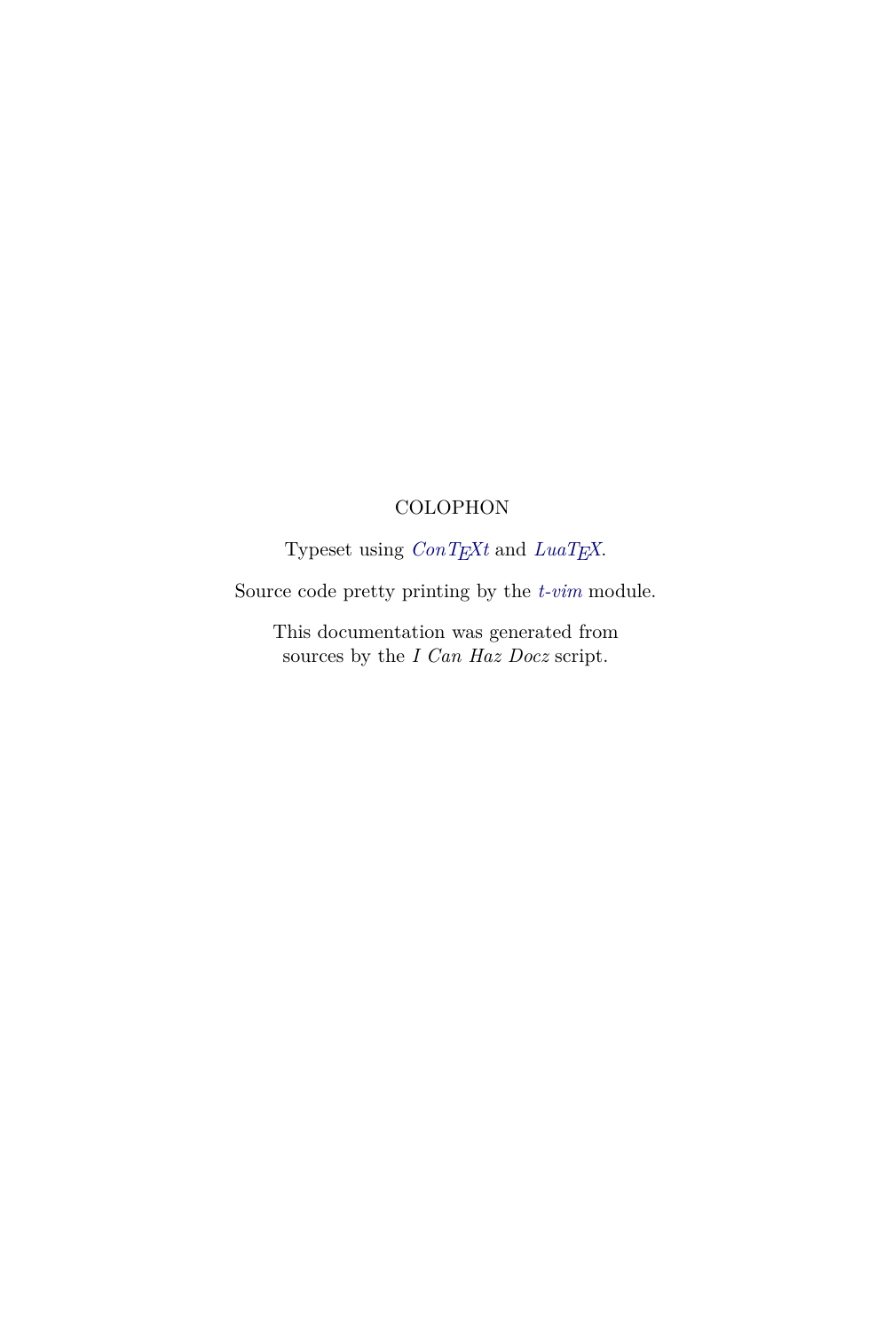# COLOPHON

Typeset using *ConTEXt* and *LuaTEX*.

Source code pretty printing by the *t-vim* module.

This documentation was generated from sources by the *I Can Haz Docz* script.